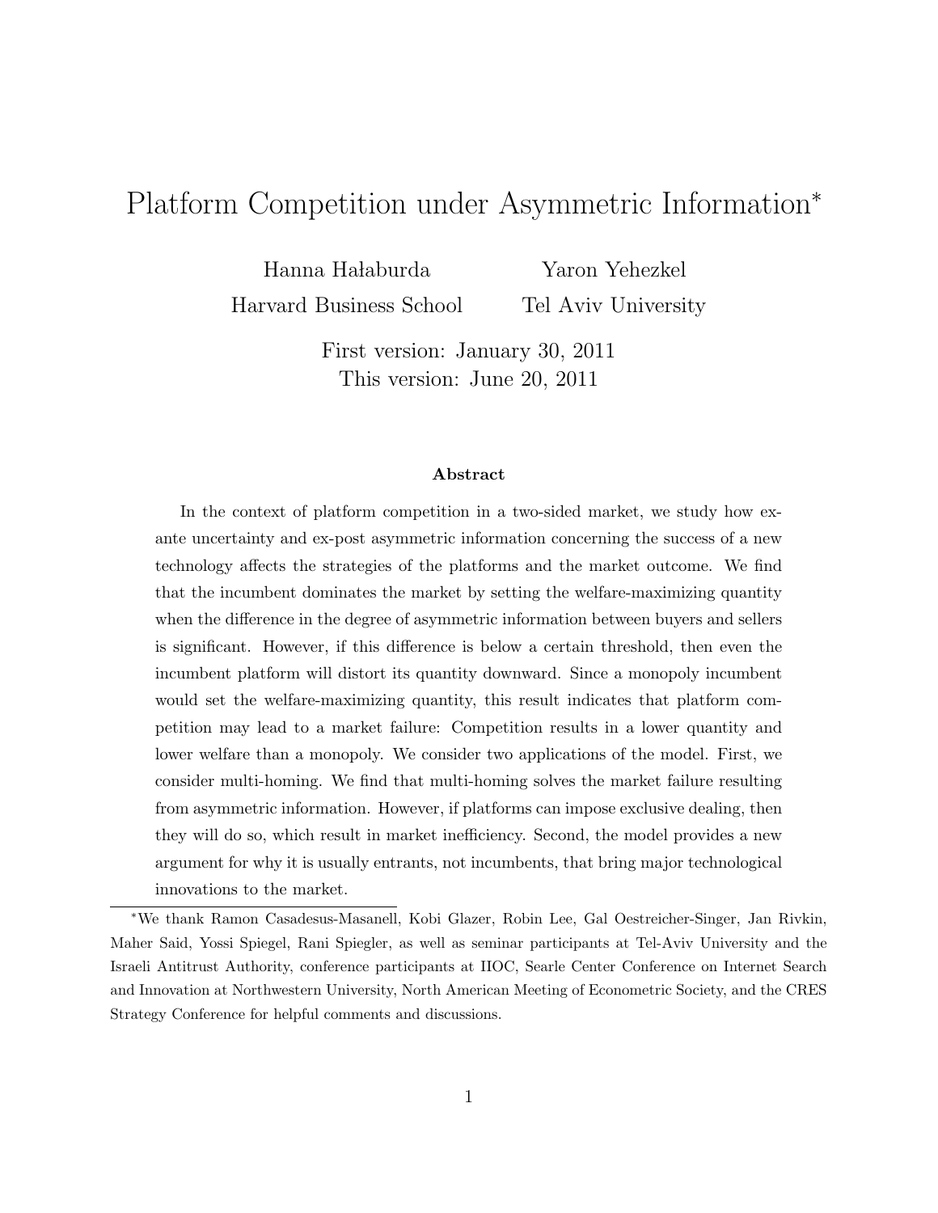# Platform Competition under Asymmetric Information*

Hanna Hałaburda — Harvard Business School

Yaron Yehezkel — Tel Aviv University

First version: January 30, 2011
This version: June 20, 2011

### Abstract

In the context of platform competition in a two-sided market, we study how ex-ante uncertainty and ex-post asymmetric information concerning the success of a new technology affects the strategies of the platforms and the market outcome. We find that the incumbent dominates the market by setting the welfare-maximizing quantity when the difference in the degree of asymmetric information between buyers and sellers is significant. However, if this difference is below a certain threshold, then even the incumbent platform will distort its quantity downward. Since a monopoly incumbent would set the welfare-maximizing quantity, this result indicates that platform competition may lead to a market failure: Competition results in a lower quantity and lower welfare than a monopoly. We consider two applications of the model. First, we consider multi-homing. We find that multi-homing solves the market failure resulting from asymmetric information. However, if platforms can impose exclusive dealing, then they will do so, which result in market inefficiency. Second, the model provides a new argument for why it is usually entrants, not incumbents, that bring major technological innovations to the market.

---

*We thank Ramon Casadesus-Masanell, Kobi Glazer, Robin Lee, Gal Oestreicher-Singer, Jan Rivkin, Maher Said, Yossi Spiegel, Rani Spiegler, as well as seminar participants at Tel-Aviv University and the Israeli Antitrust Authority, conference participants at IIOC, Searle Center Conference on Internet Search and Innovation at Northwestern University, North American Meeting of Econometric Society, and the CRES Strategy Conference for helpful comments and discussions.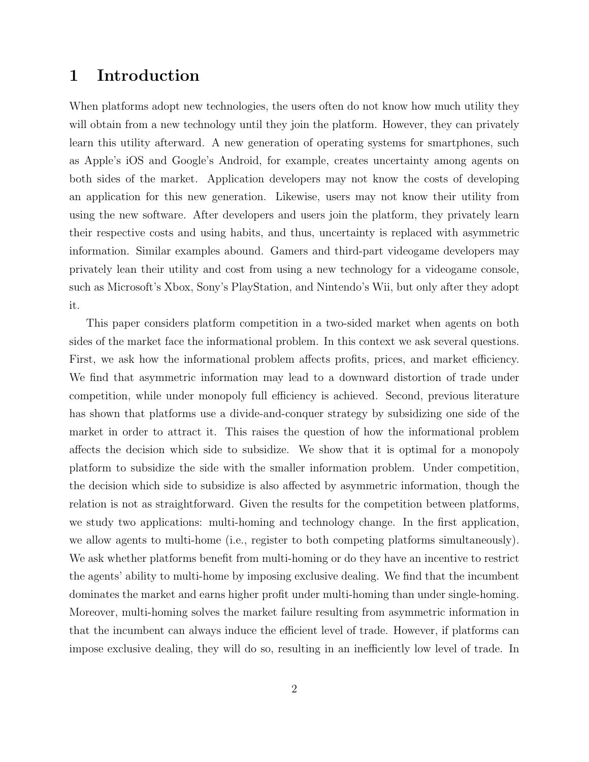# 1 Introduction

When platforms adopt new technologies, the users often do not know how much utility they will obtain from a new technology until they join the platform. However, they can privately learn this utility afterward. A new generation of operating systems for smartphones, such as Apple's iOS and Google's Android, for example, creates uncertainty among agents on both sides of the market. Application developers may not know the costs of developing an application for this new generation. Likewise, users may not know their utility from using the new software. After developers and users join the platform, they privately learn their respective costs and using habits, and thus, uncertainty is replaced with asymmetric information. Similar examples abound. Gamers and third-part videogame developers may privately lean their utility and cost from using a new technology for a videogame console, such as Microsoft's Xbox, Sony's PlayStation, and Nintendo's Wii, but only after they adopt it.

This paper considers platform competition in a two-sided market when agents on both sides of the market face the informational problem. In this context we ask several questions. First, we ask how the informational problem affects profits, prices, and market efficiency. We find that asymmetric information may lead to a downward distortion of trade under competition, while under monopoly full efficiency is achieved. Second, previous literature has shown that platforms use a divide-and-conquer strategy by subsidizing one side of the market in order to attract it. This raises the question of how the informational problem affects the decision which side to subsidize. We show that it is optimal for a monopoly platform to subsidize the side with the smaller information problem. Under competition, the decision which side to subsidize is also affected by asymmetric information, though the relation is not as straightforward. Given the results for the competition between platforms, we study two applications: multi-homing and technology change. In the first application, we allow agents to multi-home (i.e., register to both competing platforms simultaneously). We ask whether platforms benefit from multi-homing or do they have an incentive to restrict the agents' ability to multi-home by imposing exclusive dealing. We find that the incumbent dominates the market and earns higher profit under multi-homing than under single-homing. Moreover, multi-homing solves the market failure resulting from asymmetric information in that the incumbent can always induce the efficient level of trade. However, if platforms can impose exclusive dealing, they will do so, resulting in an inefficiently low level of trade. In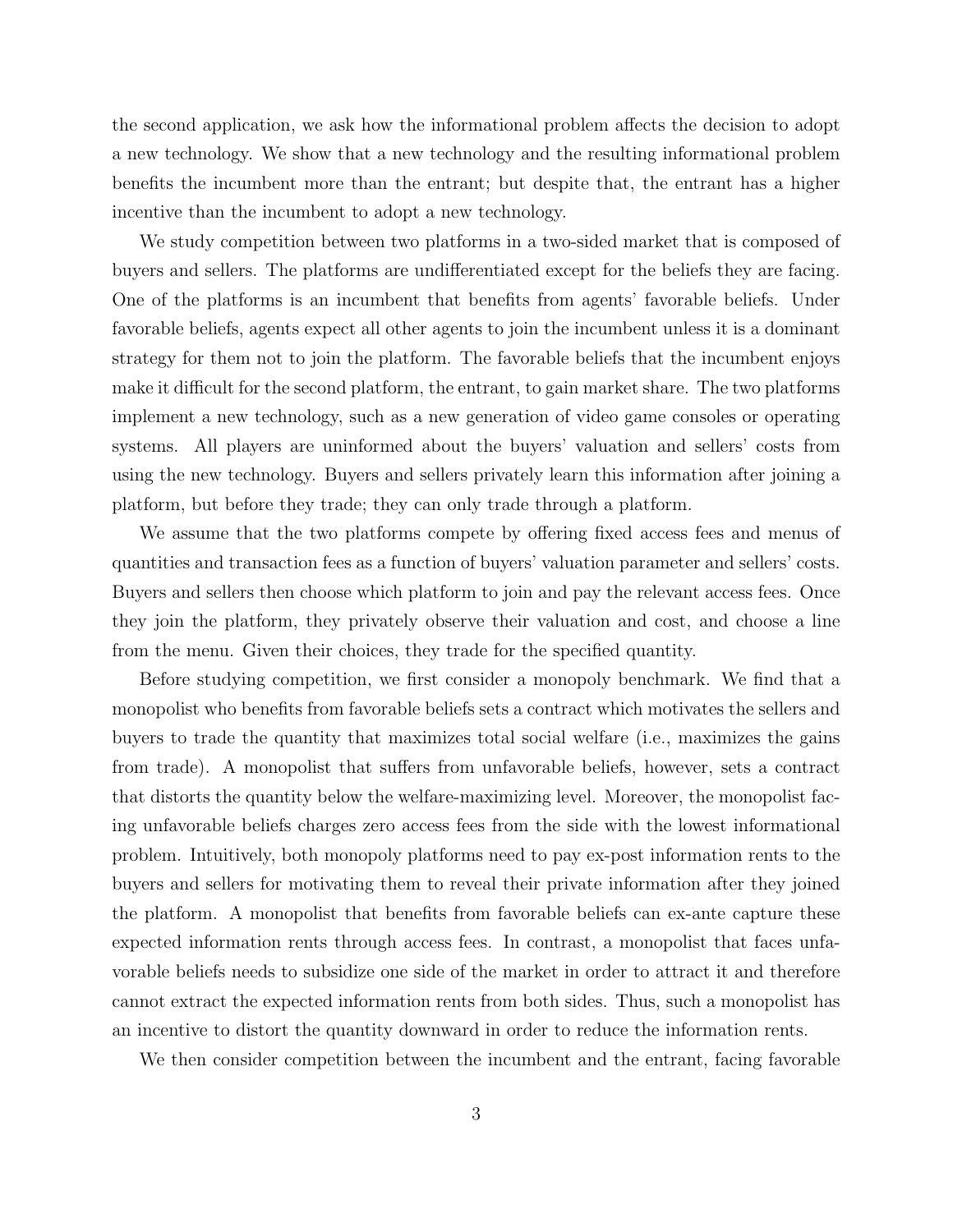the second application, we ask how the informational problem affects the decision to adopt a new technology. We show that a new technology and the resulting informational problem benefits the incumbent more than the entrant; but despite that, the entrant has a higher incentive than the incumbent to adopt a new technology.

We study competition between two platforms in a two-sided market that is composed of buyers and sellers. The platforms are undifferentiated except for the beliefs they are facing. One of the platforms is an incumbent that benefits from agents' favorable beliefs. Under favorable beliefs, agents expect all other agents to join the incumbent unless it is a dominant strategy for them not to join the platform. The favorable beliefs that the incumbent enjoys make it difficult for the second platform, the entrant, to gain market share. The two platforms implement a new technology, such as a new generation of video game consoles or operating systems. All players are uninformed about the buyers' valuation and sellers' costs from using the new technology. Buyers and sellers privately learn this information after joining a platform, but before they trade; they can only trade through a platform.

We assume that the two platforms compete by offering fixed access fees and menus of quantities and transaction fees as a function of buyers' valuation parameter and sellers' costs. Buyers and sellers then choose which platform to join and pay the relevant access fees. Once they join the platform, they privately observe their valuation and cost, and choose a line from the menu. Given their choices, they trade for the specified quantity.

Before studying competition, we first consider a monopoly benchmark. We find that a monopolist who benefits from favorable beliefs sets a contract which motivates the sellers and buyers to trade the quantity that maximizes total social welfare (i.e., maximizes the gains from trade). A monopolist that suffers from unfavorable beliefs, however, sets a contract that distorts the quantity below the welfare-maximizing level. Moreover, the monopolist facing unfavorable beliefs charges zero access fees from the side with the lowest informational problem. Intuitively, both monopoly platforms need to pay ex-post information rents to the buyers and sellers for motivating them to reveal their private information after they joined the platform. A monopolist that benefits from favorable beliefs can ex-ante capture these expected information rents through access fees. In contrast, a monopolist that faces unfavorable beliefs needs to subsidize one side of the market in order to attract it and therefore cannot extract the expected information rents from both sides. Thus, such a monopolist has an incentive to distort the quantity downward in order to reduce the information rents.

We then consider competition between the incumbent and the entrant, facing favorable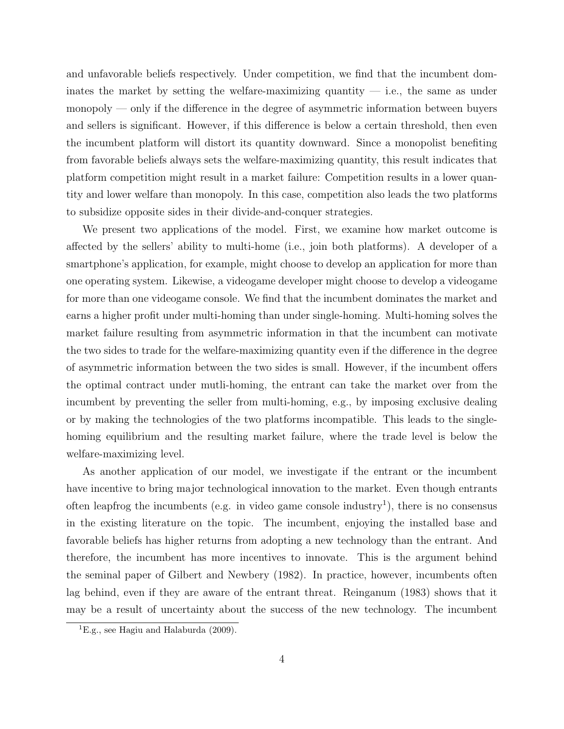and unfavorable beliefs respectively. Under competition, we find that the incumbent dominates the market by setting the welfare-maximizing quantity — i.e., the same as under monopoly — only if the difference in the degree of asymmetric information between buyers and sellers is significant. However, if this difference is below a certain threshold, then even the incumbent platform will distort its quantity downward. Since a monopolist benefiting from favorable beliefs always sets the welfare-maximizing quantity, this result indicates that platform competition might result in a market failure: Competition results in a lower quantity and lower welfare than monopoly. In this case, competition also leads the two platforms to subsidize opposite sides in their divide-and-conquer strategies.

We present two applications of the model. First, we examine how market outcome is affected by the sellers' ability to multi-home (i.e., join both platforms). A developer of a smartphone's application, for example, might choose to develop an application for more than one operating system. Likewise, a videogame developer might choose to develop a videogame for more than one videogame console. We find that the incumbent dominates the market and earns a higher profit under multi-homing than under single-homing. Multi-homing solves the market failure resulting from asymmetric information in that the incumbent can motivate the two sides to trade for the welfare-maximizing quantity even if the difference in the degree of asymmetric information between the two sides is small. However, if the incumbent offers the optimal contract under mutli-homing, the entrant can take the market over from the incumbent by preventing the seller from multi-homing, e.g., by imposing exclusive dealing or by making the technologies of the two platforms incompatible. This leads to the single-homing equilibrium and the resulting market failure, where the trade level is below the welfare-maximizing level.

As another application of our model, we investigate if the entrant or the incumbent have incentive to bring major technological innovation to the market. Even though entrants often leapfrog the incumbents (e.g. in video game console industry[1]), there is no consensus in the existing literature on the topic. The incumbent, enjoying the installed base and favorable beliefs has higher returns from adopting a new technology than the entrant. And therefore, the incumbent has more incentives to innovate. This is the argument behind the seminal paper of Gilbert and Newbery (1982). In practice, however, incumbents often lag behind, even if they are aware of the entrant threat. Reinganum (1983) shows that it may be a result of uncertainty about the success of the new technology. The incumbent

[1] E.g., see Hagiu and Halaburda (2009).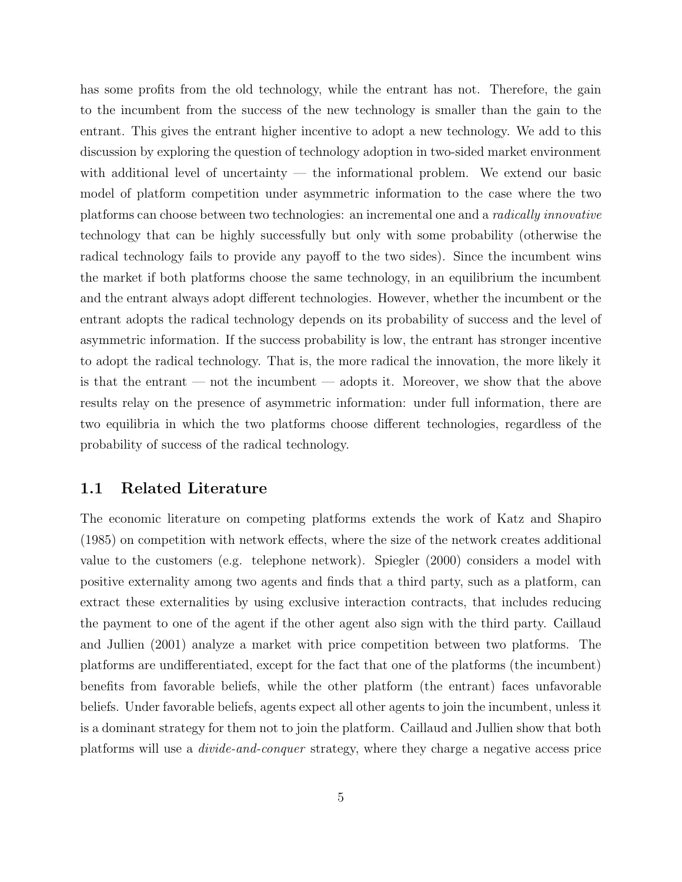has some profits from the old technology, while the entrant has not. Therefore, the gain to the incumbent from the success of the new technology is smaller than the gain to the entrant. This gives the entrant higher incentive to adopt a new technology. We add to this discussion by exploring the question of technology adoption in two-sided market environment with additional level of uncertainty — the informational problem. We extend our basic model of platform competition under asymmetric information to the case where the two platforms can choose between two technologies: an incremental one and a *radically innovative* technology that can be highly successfully but only with some probability (otherwise the radical technology fails to provide any payoff to the two sides). Since the incumbent wins the market if both platforms choose the same technology, in an equilibrium the incumbent and the entrant always adopt different technologies. However, whether the incumbent or the entrant adopts the radical technology depends on its probability of success and the level of asymmetric information. If the success probability is low, the entrant has stronger incentive to adopt the radical technology. That is, the more radical the innovation, the more likely it is that the entrant — not the incumbent — adopts it. Moreover, we show that the above results relay on the presence of asymmetric information: under full information, there are two equilibria in which the two platforms choose different technologies, regardless of the probability of success of the radical technology.

## 1.1 Related Literature

The economic literature on competing platforms extends the work of Katz and Shapiro (1985) on competition with network effects, where the size of the network creates additional value to the customers (e.g. telephone network). Spiegler (2000) considers a model with positive externality among two agents and finds that a third party, such as a platform, can extract these externalities by using exclusive interaction contracts, that includes reducing the payment to one of the agent if the other agent also sign with the third party. Caillaud and Jullien (2001) analyze a market with price competition between two platforms. The platforms are undifferentiated, except for the fact that one of the platforms (the incumbent) benefits from favorable beliefs, while the other platform (the entrant) faces unfavorable beliefs. Under favorable beliefs, agents expect all other agents to join the incumbent, unless it is a dominant strategy for them not to join the platform. Caillaud and Jullien show that both platforms will use a *divide-and-conquer* strategy, where they charge a negative access price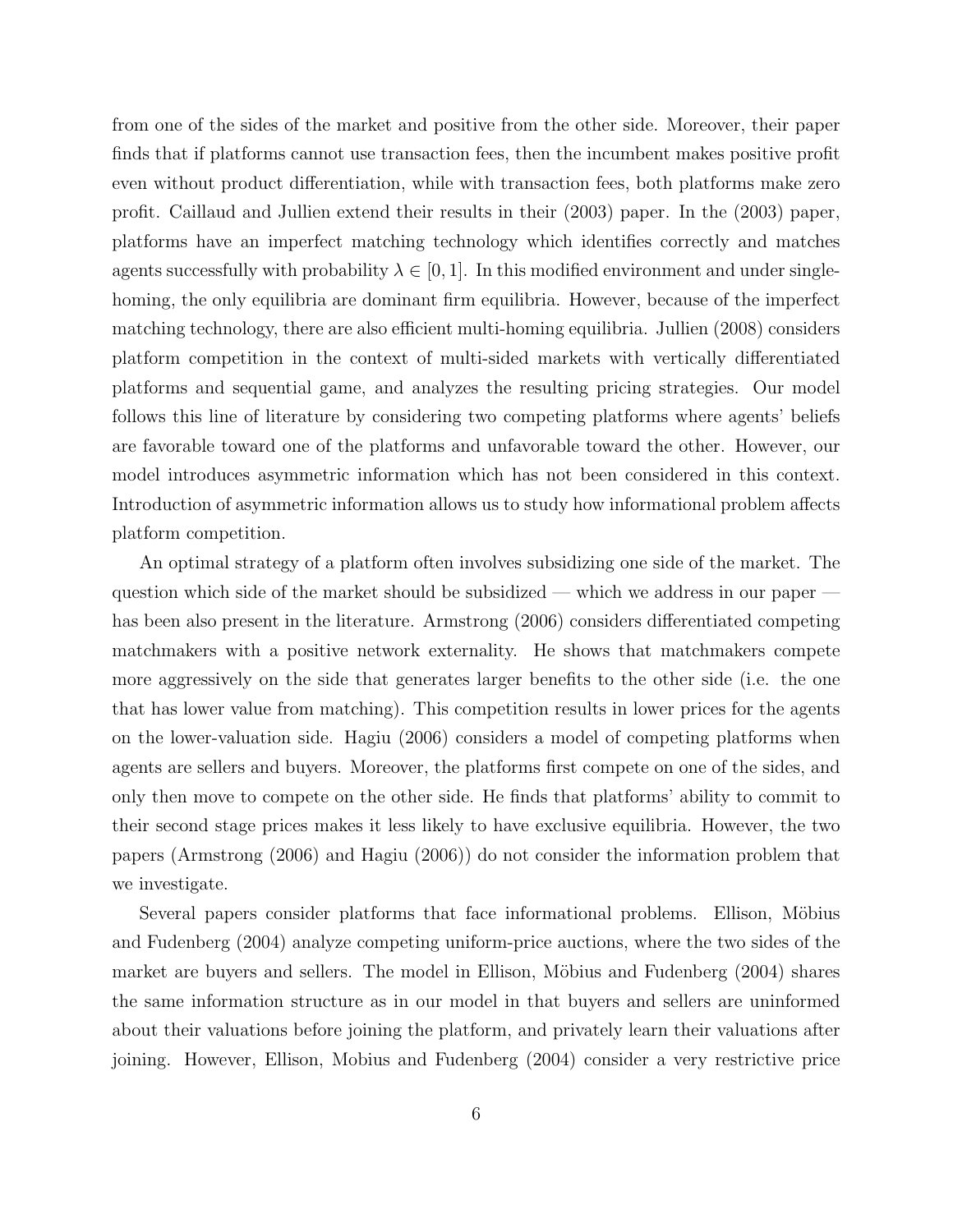from one of the sides of the market and positive from the other side. Moreover, their paper finds that if platforms cannot use transaction fees, then the incumbent makes positive profit even without product differentiation, while with transaction fees, both platforms make zero profit. Caillaud and Jullien extend their results in their (2003) paper. In the (2003) paper, platforms have an imperfect matching technology which identifies correctly and matches agents successfully with probability $\lambda \in [0, 1]$. In this modified environment and under single-homing, the only equilibria are dominant firm equilibria. However, because of the imperfect matching technology, there are also efficient multi-homing equilibria. Jullien (2008) considers platform competition in the context of multi-sided markets with vertically differentiated platforms and sequential game, and analyzes the resulting pricing strategies. Our model follows this line of literature by considering two competing platforms where agents' beliefs are favorable toward one of the platforms and unfavorable toward the other. However, our model introduces asymmetric information which has not been considered in this context. Introduction of asymmetric information allows us to study how informational problem affects platform competition.

An optimal strategy of a platform often involves subsidizing one side of the market. The question which side of the market should be subsidized — which we address in our paper — has been also present in the literature. Armstrong (2006) considers differentiated competing matchmakers with a positive network externality. He shows that matchmakers compete more aggressively on the side that generates larger benefits to the other side (i.e. the one that has lower value from matching). This competition results in lower prices for the agents on the lower-valuation side. Hagiu (2006) considers a model of competing platforms when agents are sellers and buyers. Moreover, the platforms first compete on one of the sides, and only then move to compete on the other side. He finds that platforms' ability to commit to their second stage prices makes it less likely to have exclusive equilibria. However, the two papers (Armstrong (2006) and Hagiu (2006)) do not consider the information problem that we investigate.

Several papers consider platforms that face informational problems. Ellison, Möbius and Fudenberg (2004) analyze competing uniform-price auctions, where the two sides of the market are buyers and sellers. The model in Ellison, Möbius and Fudenberg (2004) shares the same information structure as in our model in that buyers and sellers are uninformed about their valuations before joining the platform, and privately learn their valuations after joining. However, Ellison, Mobius and Fudenberg (2004) consider a very restrictive price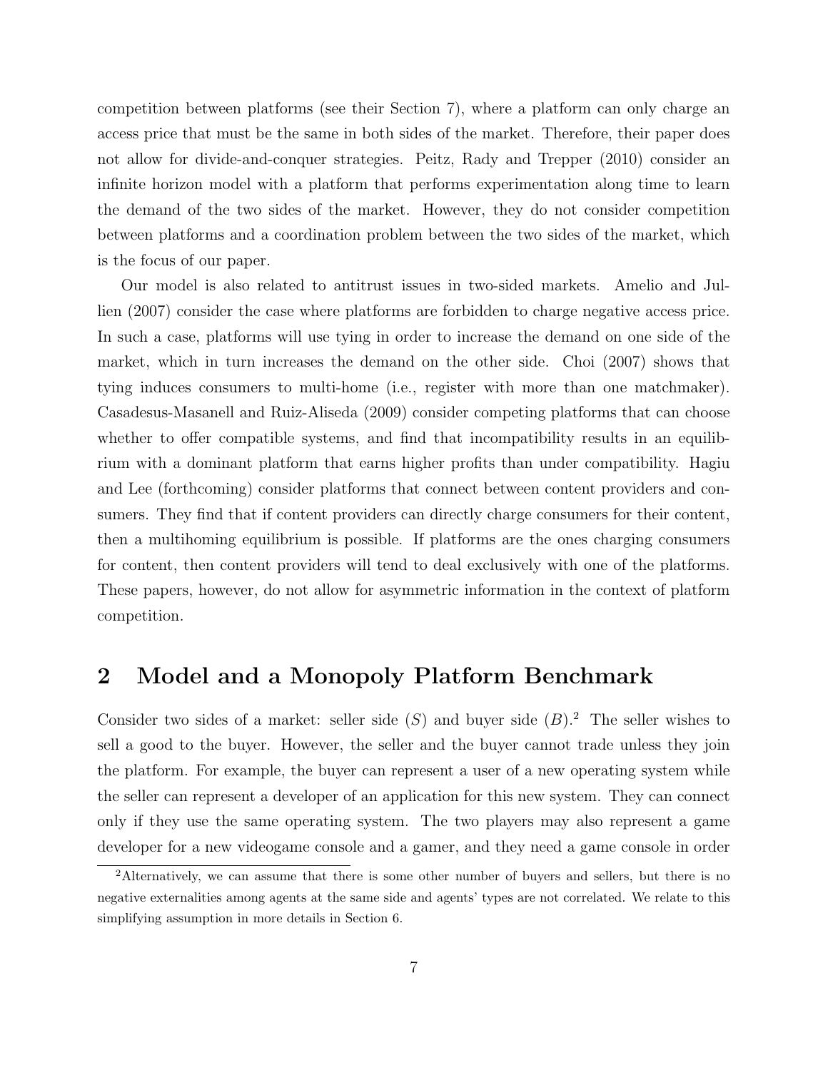competition between platforms (see their Section 7), where a platform can only charge an access price that must be the same in both sides of the market. Therefore, their paper does not allow for divide-and-conquer strategies. Peitz, Rady and Trepper (2010) consider an infinite horizon model with a platform that performs experimentation along time to learn the demand of the two sides of the market. However, they do not consider competition between platforms and a coordination problem between the two sides of the market, which is the focus of our paper.

Our model is also related to antitrust issues in two-sided markets. Amelio and Jullien (2007) consider the case where platforms are forbidden to charge negative access price. In such a case, platforms will use tying in order to increase the demand on one side of the market, which in turn increases the demand on the other side. Choi (2007) shows that tying induces consumers to multi-home (i.e., register with more than one matchmaker). Casadesus-Masanell and Ruiz-Aliseda (2009) consider competing platforms that can choose whether to offer compatible systems, and find that incompatibility results in an equilibrium with a dominant platform that earns higher profits than under compatibility. Hagiu and Lee (forthcoming) consider platforms that connect between content providers and consumers. They find that if content providers can directly charge consumers for their content, then a multihoming equilibrium is possible. If platforms are the ones charging consumers for content, then content providers will tend to deal exclusively with one of the platforms. These papers, however, do not allow for asymmetric information in the context of platform competition.

## 2 Model and a Monopoly Platform Benchmark

Consider two sides of a market: seller side ($S$) and buyer side ($B$).[2] The seller wishes to sell a good to the buyer. However, the seller and the buyer cannot trade unless they join the platform. For example, the buyer can represent a user of a new operating system while the seller can represent a developer of an application for this new system. They can connect only if they use the same operating system. The two players may also represent a game developer for a new videogame console and a gamer, and they need a game console in order

[2]Alternatively, we can assume that there is some other number of buyers and sellers, but there is no negative externalities among agents at the same side and agents' types are not correlated. We relate to this simplifying assumption in more details in Section 6.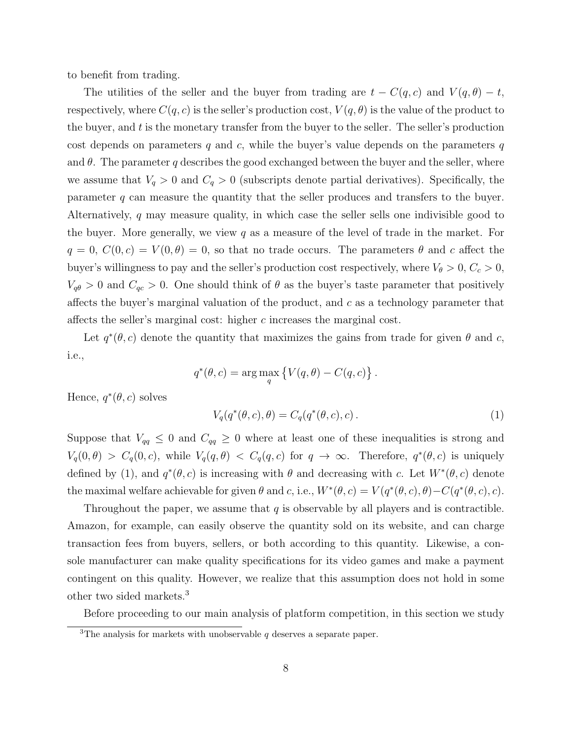to benefit from trading.

The utilities of the seller and the buyer from trading are $t - C(q, c)$ and $V(q, \theta) - t$, respectively, where $C(q, c)$ is the seller's production cost, $V(q, \theta)$ is the value of the product to the buyer, and $t$ is the monetary transfer from the buyer to the seller. The seller's production cost depends on parameters $q$ and $c$, while the buyer's value depends on the parameters $q$ and $\theta$. The parameter $q$ describes the good exchanged between the buyer and the seller, where we assume that $V_q > 0$ and $C_q > 0$ (subscripts denote partial derivatives). Specifically, the parameter $q$ can measure the quantity that the seller produces and transfers to the buyer. Alternatively, $q$ may measure quality, in which case the seller sells one indivisible good to the buyer. More generally, we view $q$ as a measure of the level of trade in the market. For $q = 0$, $C(0, c) = V(0, \theta) = 0$, so that no trade occurs. The parameters $\theta$ and $c$ affect the buyer's willingness to pay and the seller's production cost respectively, where $V_\theta > 0$, $C_c > 0$, $V_{q\theta} > 0$ and $C_{qc} > 0$. One should think of $\theta$ as the buyer's taste parameter that positively affects the buyer's marginal valuation of the product, and $c$ as a technology parameter that affects the seller's marginal cost: higher $c$ increases the marginal cost.

Let $q^*(\theta, c)$ denote the quantity that maximizes the gains from trade for given $\theta$ and $c$, i.e.,

$$q^*(\theta, c) = \arg\max_q \left\{ V(q, \theta) - C(q, c) \right\}.$$

Hence, $q^*(\theta, c)$ solves

$$V_q(q^*(\theta, c), \theta) = C_q(q^*(\theta, c), c). \tag{1}$$

Suppose that $V_{qq} \leq 0$ and $C_{qq} \geq 0$ where at least one of these inequalities is strong and $V_q(0, \theta) > C_q(0, c)$, while $V_q(q, \theta) < C_q(q, c)$ for $q \to \infty$. Therefore, $q^*(\theta, c)$ is uniquely defined by (1), and $q^*(\theta, c)$ is increasing with $\theta$ and decreasing with $c$. Let $W^*(\theta, c)$ denote the maximal welfare achievable for given $\theta$ and $c$, i.e., $W^*(\theta, c) = V(q^*(\theta, c), \theta) - C(q^*(\theta, c), c)$.

Throughout the paper, we assume that $q$ is observable by all players and is contractible. Amazon, for example, can easily observe the quantity sold on its website, and can charge transaction fees from buyers, sellers, or both according to this quantity. Likewise, a console manufacturer can make quality specifications for its video games and make a payment contingent on this quality. However, we realize that this assumption does not hold in some other two sided markets.[3]

Before proceeding to our main analysis of platform competition, in this section we study

[3]The analysis for markets with unobservable $q$ deserves a separate paper.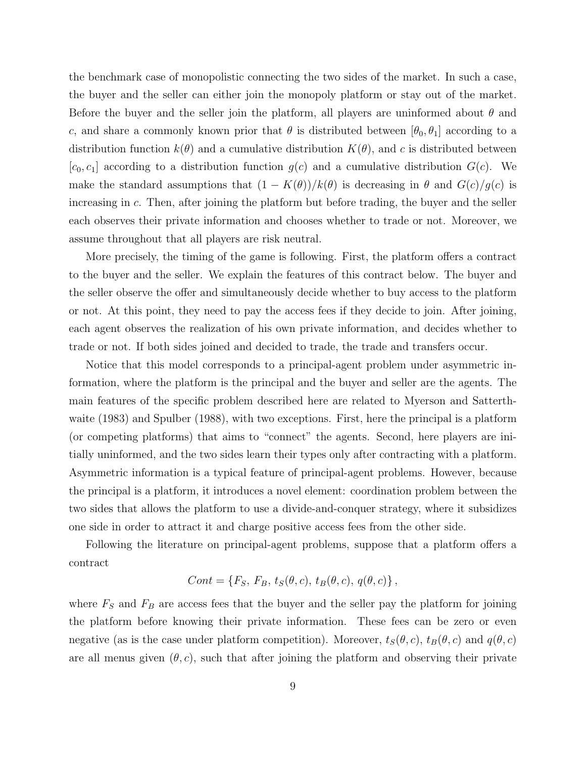the benchmark case of monopolistic connecting the two sides of the market. In such a case, the buyer and the seller can either join the monopoly platform or stay out of the market. Before the buyer and the seller join the platform, all players are uninformed about $\theta$ and $c$, and share a commonly known prior that $\theta$ is distributed between $[\theta_0, \theta_1]$ according to a distribution function $k(\theta)$ and a cumulative distribution $K(\theta)$, and $c$ is distributed between $[c_0, c_1]$ according to a distribution function $g(c)$ and a cumulative distribution $G(c)$. We make the standard assumptions that $(1 - K(\theta))/k(\theta)$ is decreasing in $\theta$ and $G(c)/g(c)$ is increasing in $c$. Then, after joining the platform but before trading, the buyer and the seller each observes their private information and chooses whether to trade or not. Moreover, we assume throughout that all players are risk neutral.

More precisely, the timing of the game is following. First, the platform offers a contract to the buyer and the seller. We explain the features of this contract below. The buyer and the seller observe the offer and simultaneously decide whether to buy access to the platform or not. At this point, they need to pay the access fees if they decide to join. After joining, each agent observes the realization of his own private information, and decides whether to trade or not. If both sides joined and decided to trade, the trade and transfers occur.

Notice that this model corresponds to a principal-agent problem under asymmetric information, where the platform is the principal and the buyer and seller are the agents. The main features of the specific problem described here are related to Myerson and Satterthwaite (1983) and Spulber (1988), with two exceptions. First, here the principal is a platform (or competing platforms) that aims to "connect" the agents. Second, here players are initially uninformed, and the two sides learn their types only after contracting with a platform. Asymmetric information is a typical feature of principal-agent problems. However, because the principal is a platform, it introduces a novel element: coordination problem between the two sides that allows the platform to use a divide-and-conquer strategy, where it subsidizes one side in order to attract it and charge positive access fees from the other side.

Following the literature on principal-agent problems, suppose that a platform offers a contract

$$Cont = \{F_S,\, F_B,\, t_S(\theta, c),\, t_B(\theta, c),\, q(\theta, c)\},$$

where $F_S$ and $F_B$ are access fees that the buyer and the seller pay the platform for joining the platform before knowing their private information. These fees can be zero or even negative (as is the case under platform competition). Moreover, $t_S(\theta, c)$, $t_B(\theta, c)$ and $q(\theta, c)$ are all menus given $(\theta, c)$, such that after joining the platform and observing their private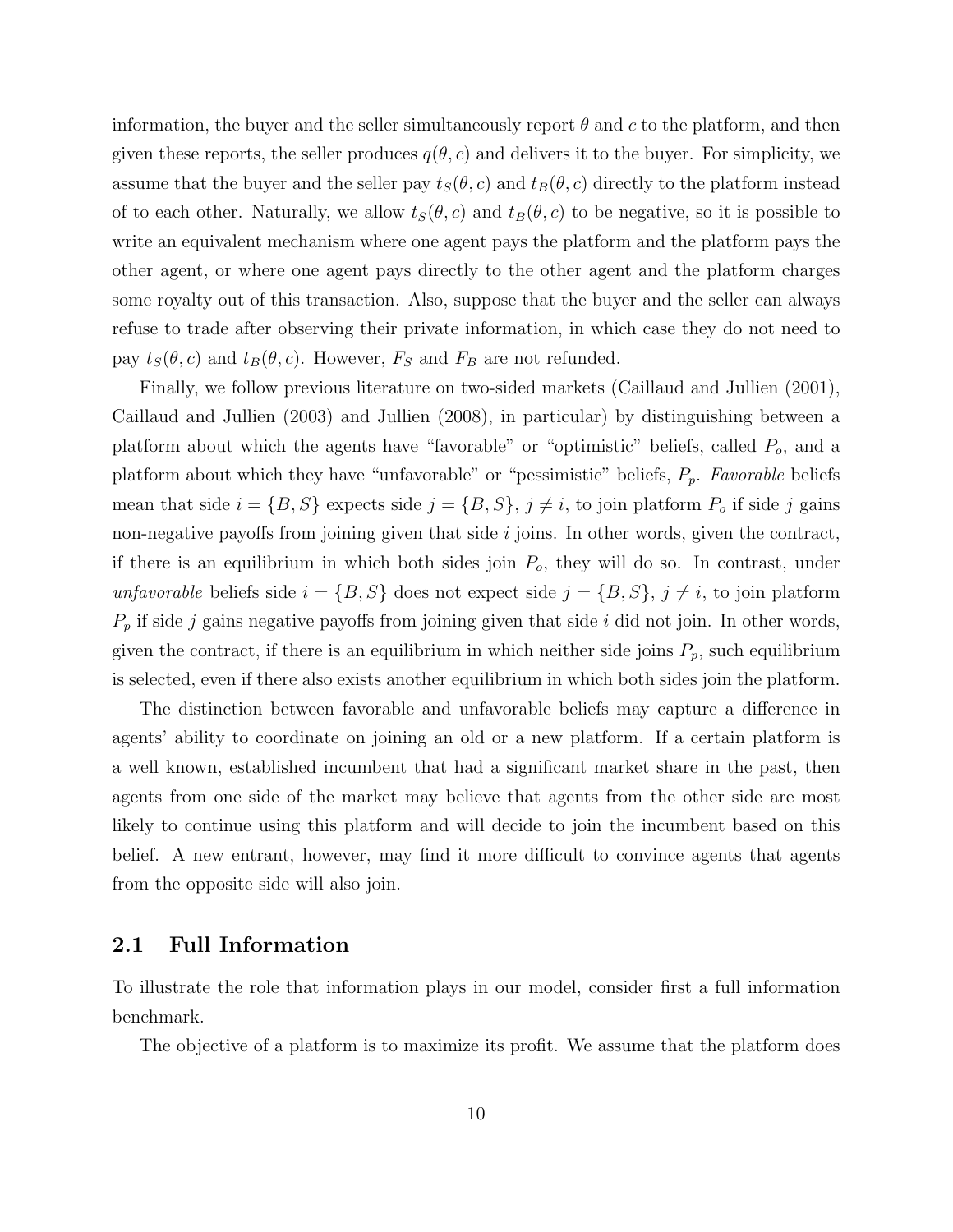information, the buyer and the seller simultaneously report $\theta$ and $c$ to the platform, and then given these reports, the seller produces $q(\theta, c)$ and delivers it to the buyer. For simplicity, we assume that the buyer and the seller pay $t_S(\theta, c)$ and $t_B(\theta, c)$ directly to the platform instead of to each other. Naturally, we allow $t_S(\theta, c)$ and $t_B(\theta, c)$ to be negative, so it is possible to write an equivalent mechanism where one agent pays the platform and the platform pays the other agent, or where one agent pays directly to the other agent and the platform charges some royalty out of this transaction. Also, suppose that the buyer and the seller can always refuse to trade after observing their private information, in which case they do not need to pay $t_S(\theta, c)$ and $t_B(\theta, c)$. However, $F_S$ and $F_B$ are not refunded.

Finally, we follow previous literature on two-sided markets (Caillaud and Jullien (2001), Caillaud and Jullien (2003) and Jullien (2008), in particular) by distinguishing between a platform about which the agents have "favorable" or "optimistic" beliefs, called $P_o$, and a platform about which they have "unfavorable" or "pessimistic" beliefs, $P_p$. *Favorable* beliefs mean that side $i = \{B, S\}$ expects side $j = \{B, S\}$, $j \neq i$, to join platform $P_o$ if side $j$ gains non-negative payoffs from joining given that side $i$ joins. In other words, given the contract, if there is an equilibrium in which both sides join $P_o$, they will do so. In contrast, under *unfavorable* beliefs side $i = \{B, S\}$ does not expect side $j = \{B, S\}$, $j \neq i$, to join platform $P_p$ if side $j$ gains negative payoffs from joining given that side $i$ did not join. In other words, given the contract, if there is an equilibrium in which neither side joins $P_p$, such equilibrium is selected, even if there also exists another equilibrium in which both sides join the platform.

The distinction between favorable and unfavorable beliefs may capture a difference in agents' ability to coordinate on joining an old or a new platform. If a certain platform is a well known, established incumbent that had a significant market share in the past, then agents from one side of the market may believe that agents from the other side are most likely to continue using this platform and will decide to join the incumbent based on this belief. A new entrant, however, may find it more difficult to convince agents that agents from the opposite side will also join.

## 2.1 Full Information

To illustrate the role that information plays in our model, consider first a full information benchmark.

The objective of a platform is to maximize its profit. We assume that the platform does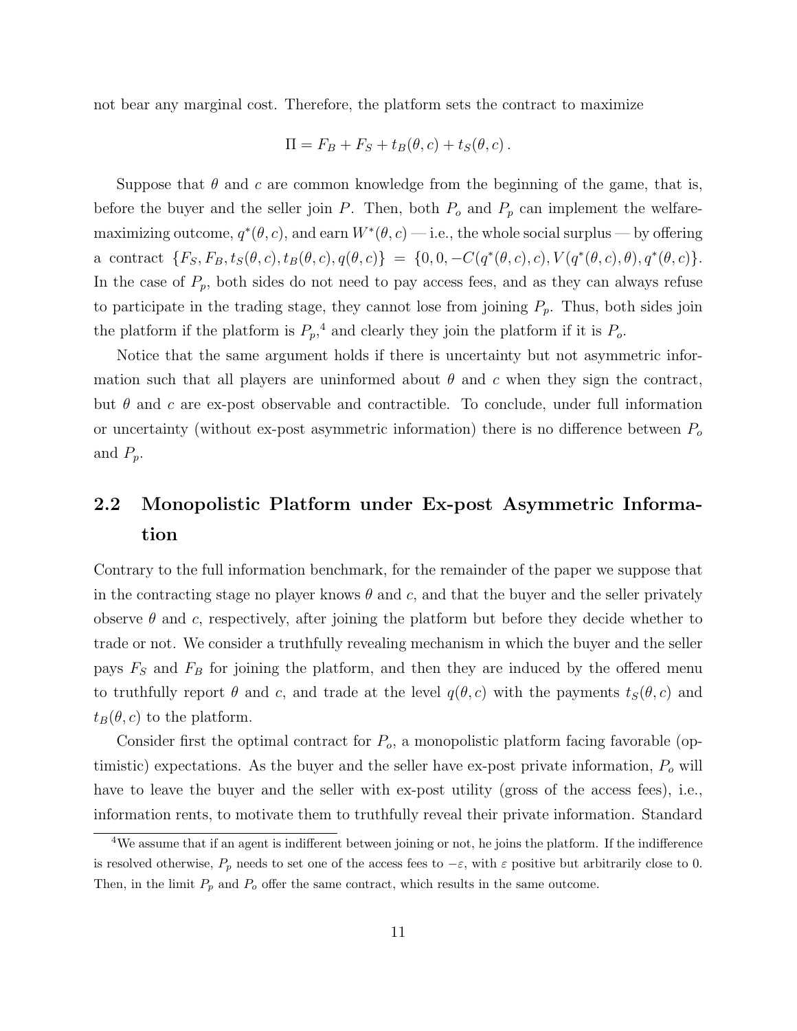not bear any marginal cost. Therefore, the platform sets the contract to maximize

$$\Pi = F_B + F_S + t_B(\theta, c) + t_S(\theta, c)\,.$$

Suppose that $\theta$ and $c$ are common knowledge from the beginning of the game, that is, before the buyer and the seller join $P$. Then, both $P_o$ and $P_p$ can implement the welfare-maximizing outcome, $q^*(\theta, c)$, and earn $W^*(\theta, c)$ — i.e., the whole social surplus — by offering a contract $\{F_S, F_B, t_S(\theta, c), t_B(\theta, c), q(\theta, c)\} = \{0, 0, -C(q^*(\theta, c), c), V(q^*(\theta, c), \theta), q^*(\theta, c)\}$. In the case of $P_p$, both sides do not need to pay access fees, and as they can always refuse to participate in the trading stage, they cannot lose from joining $P_p$. Thus, both sides join the platform if the platform is $P_p$,[4] and clearly they join the platform if it is $P_o$.

Notice that the same argument holds if there is uncertainty but not asymmetric information such that all players are uninformed about $\theta$ and $c$ when they sign the contract, but $\theta$ and $c$ are ex-post observable and contractible. To conclude, under full information or uncertainty (without ex-post asymmetric information) there is no difference between $P_o$ and $P_p$.

## 2.2 Monopolistic Platform under Ex-post Asymmetric Information

Contrary to the full information benchmark, for the remainder of the paper we suppose that in the contracting stage no player knows $\theta$ and $c$, and that the buyer and the seller privately observe $\theta$ and $c$, respectively, after joining the platform but before they decide whether to trade or not. We consider a truthfully revealing mechanism in which the buyer and the seller pays $F_S$ and $F_B$ for joining the platform, and then they are induced by the offered menu to truthfully report $\theta$ and $c$, and trade at the level $q(\theta, c)$ with the payments $t_S(\theta, c)$ and $t_B(\theta, c)$ to the platform.

Consider first the optimal contract for $P_o$, a monopolistic platform facing favorable (optimistic) expectations. As the buyer and the seller have ex-post private information, $P_o$ will have to leave the buyer and the seller with ex-post utility (gross of the access fees), i.e., information rents, to motivate them to truthfully reveal their private information. Standard

[4] We assume that if an agent is indifferent between joining or not, he joins the platform. If the indifference is resolved otherwise, $P_p$ needs to set one of the access fees to $-\varepsilon$, with $\varepsilon$ positive but arbitrarily close to 0. Then, in the limit $P_p$ and $P_o$ offer the same contract, which results in the same outcome.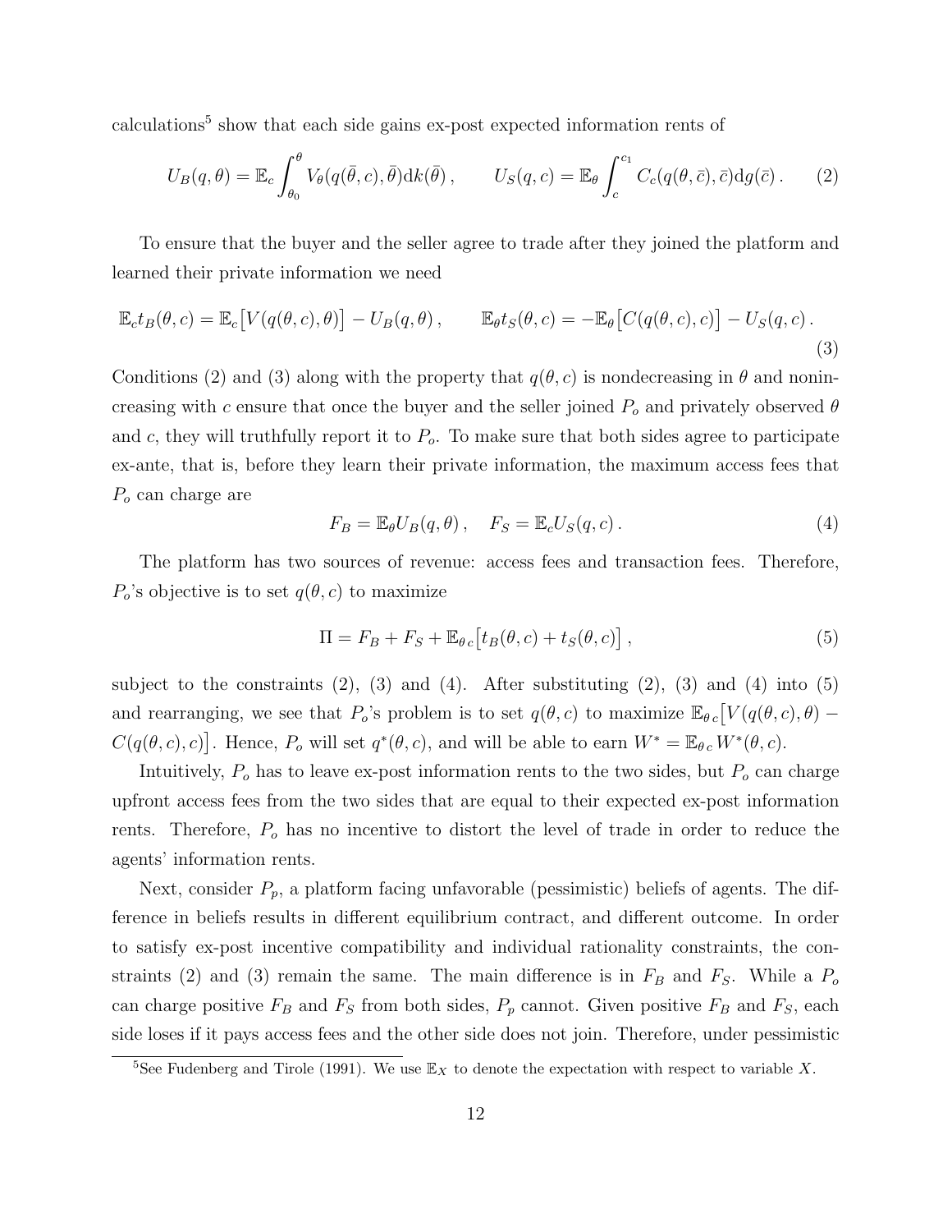calculations[5] show that each side gains ex-post expected information rents of

$$U_B(q,\theta) = \mathbb{E}_c \int_{\theta_0}^{\theta} V_\theta(q(\bar\theta, c), \bar\theta)\mathrm{d}k(\bar\theta)\,, \qquad U_S(q,c) = \mathbb{E}_\theta \int_{c}^{c_1} C_c(q(\theta,\bar c), \bar c)\mathrm{d}g(\bar c)\,. \tag{2}$$

To ensure that the buyer and the seller agree to trade after they joined the platform and learned their private information we need

$$\mathbb{E}_c t_B(\theta,c) = \mathbb{E}_c\big[V(q(\theta,c),\theta)\big] - U_B(q,\theta)\,, \qquad \mathbb{E}_\theta t_S(\theta,c) = -\mathbb{E}_\theta\big[C(q(\theta,c),c)\big] - U_S(q,c)\,. \tag{3}$$

Conditions (2) and (3) along with the property that $q(\theta, c)$ is nondecreasing in $\theta$ and nonincreasing with $c$ ensure that once the buyer and the seller joined $P_o$ and privately observed $\theta$ and $c$, they will truthfully report it to $P_o$. To make sure that both sides agree to participate ex-ante, that is, before they learn their private information, the maximum access fees that $P_o$ can charge are

$$F_B = \mathbb{E}_\theta U_B(q,\theta)\,, \quad F_S = \mathbb{E}_c U_S(q,c)\,. \tag{4}$$

The platform has two sources of revenue: access fees and transaction fees. Therefore, $P_o$'s objective is to set $q(\theta, c)$ to maximize

$$\Pi = F_B + F_S + \mathbb{E}_{\theta\, c}\big[t_B(\theta,c) + t_S(\theta,c)\big]\,, \tag{5}$$

subject to the constraints (2), (3) and (4). After substituting (2), (3) and (4) into (5) and rearranging, we see that $P_o$'s problem is to set $q(\theta, c)$ to maximize $\mathbb{E}_{\theta\, c}\big[V(q(\theta,c),\theta) - C(q(\theta,c),c)\big]$. Hence, $P_o$ will set $q^*(\theta, c)$, and will be able to earn $W^* = \mathbb{E}_{\theta\, c} W^*(\theta, c)$.

Intuitively, $P_o$ has to leave ex-post information rents to the two sides, but $P_o$ can charge upfront access fees from the two sides that are equal to their expected ex-post information rents. Therefore, $P_o$ has no incentive to distort the level of trade in order to reduce the agents' information rents.

Next, consider $P_p$, a platform facing unfavorable (pessimistic) beliefs of agents. The difference in beliefs results in different equilibrium contract, and different outcome. In order to satisfy ex-post incentive compatibility and individual rationality constraints, the constraints (2) and (3) remain the same. The main difference is in $F_B$ and $F_S$. While a $P_o$ can charge positive $F_B$ and $F_S$ from both sides, $P_p$ cannot. Given positive $F_B$ and $F_S$, each side loses if it pays access fees and the other side does not join. Therefore, under pessimistic

[5]See Fudenberg and Tirole (1991). We use $\mathbb{E}_X$ to denote the expectation with respect to variable $X$.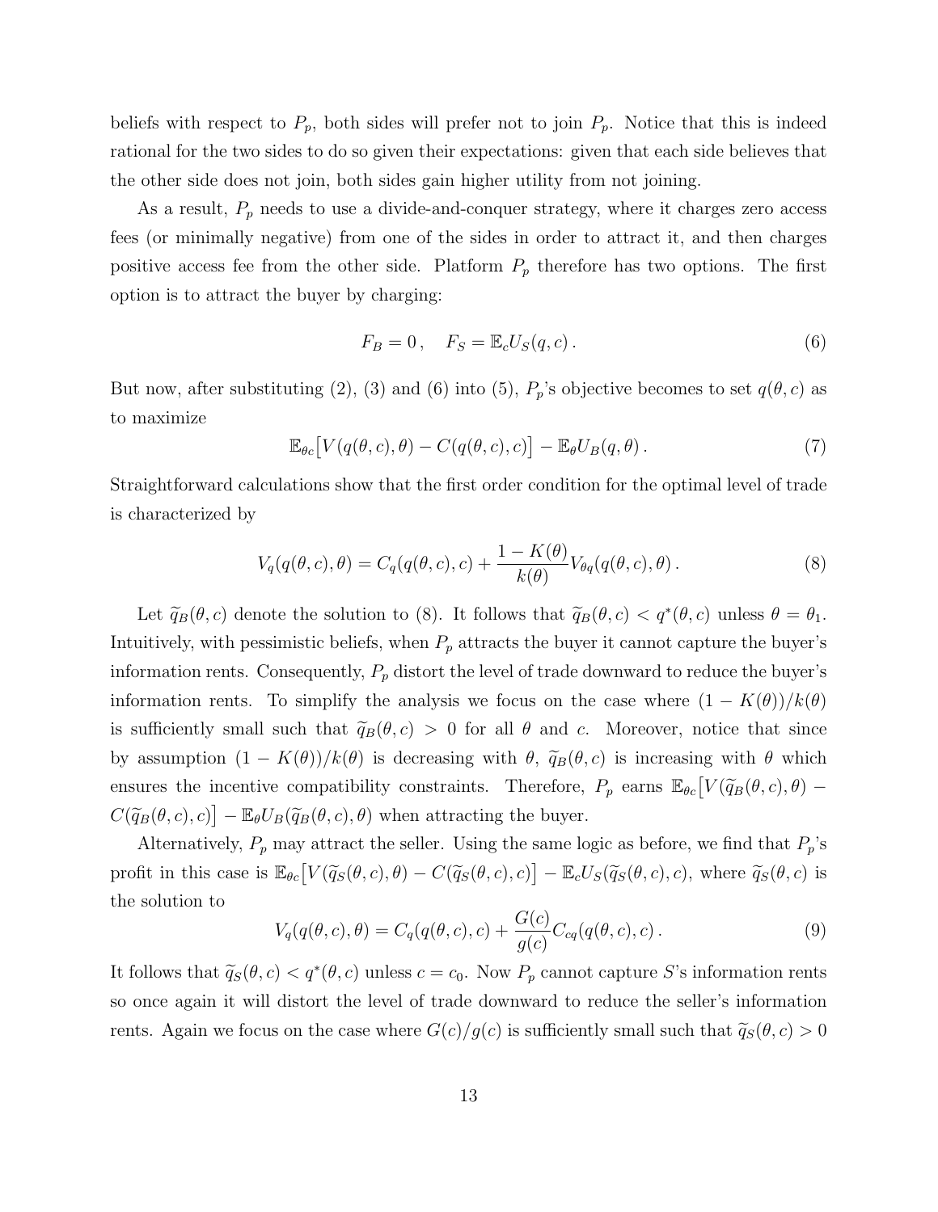beliefs with respect to $P_p$, both sides will prefer not to join $P_p$. Notice that this is indeed rational for the two sides to do so given their expectations: given that each side believes that the other side does not join, both sides gain higher utility from not joining.

As a result, $P_p$ needs to use a divide-and-conquer strategy, where it charges zero access fees (or minimally negative) from one of the sides in order to attract it, and then charges positive access fee from the other side. Platform $P_p$ therefore has two options. The first option is to attract the buyer by charging:

$$F_B = 0\,, \quad F_S = \mathbb{E}_c U_S(q, c)\,. \tag{6}$$

But now, after substituting (2), (3) and (6) into (5), $P_p$'s objective becomes to set $q(\theta, c)$ as to maximize

$$\mathbb{E}_{\theta c}\big[V(q(\theta, c), \theta) - C(q(\theta, c), c)\big] - \mathbb{E}_\theta U_B(q, \theta)\,. \tag{7}$$

Straightforward calculations show that the first order condition for the optimal level of trade is characterized by

$$V_q(q(\theta, c), \theta) = C_q(q(\theta, c), c) + \frac{1 - K(\theta)}{k(\theta)} V_{\theta q}(q(\theta, c), \theta)\,. \tag{8}$$

Let $\widetilde{q}_B(\theta, c)$ denote the solution to (8). It follows that $\widetilde{q}_B(\theta, c) < q^*(\theta, c)$ unless $\theta = \theta_1$. Intuitively, with pessimistic beliefs, when $P_p$ attracts the buyer it cannot capture the buyer's information rents. Consequently, $P_p$ distort the level of trade downward to reduce the buyer's information rents. To simplify the analysis we focus on the case where $(1 - K(\theta))/k(\theta)$ is sufficiently small such that $\widetilde{q}_B(\theta, c) > 0$ for all $\theta$ and $c$. Moreover, notice that since by assumption $(1 - K(\theta))/k(\theta)$ is decreasing with $\theta$, $\widetilde{q}_B(\theta, c)$ is increasing with $\theta$ which ensures the incentive compatibility constraints. Therefore, $P_p$ earns $\mathbb{E}_{\theta c}\big[V(\widetilde{q}_B(\theta, c), \theta) - C(\widetilde{q}_B(\theta, c), c)\big] - \mathbb{E}_\theta U_B(\widetilde{q}_B(\theta, c), \theta)$ when attracting the buyer.

Alternatively, $P_p$ may attract the seller. Using the same logic as before, we find that $P_p$'s profit in this case is $\mathbb{E}_{\theta c}\big[V(\widetilde{q}_S(\theta, c), \theta) - C(\widetilde{q}_S(\theta, c), c)\big] - \mathbb{E}_c U_S(\widetilde{q}_S(\theta, c), c)$, where $\widetilde{q}_S(\theta, c)$ is the solution to

$$V_q(q(\theta, c), \theta) = C_q(q(\theta, c), c) + \frac{G(c)}{g(c)} C_{cq}(q(\theta, c), c)\,. \tag{9}$$

It follows that $\widetilde{q}_S(\theta, c) < q^*(\theta, c)$ unless $c = c_0$. Now $P_p$ cannot capture $S$'s information rents so once again it will distort the level of trade downward to reduce the seller's information rents. Again we focus on the case where $G(c)/g(c)$ is sufficiently small such that $\widetilde{q}_S(\theta, c) > 0$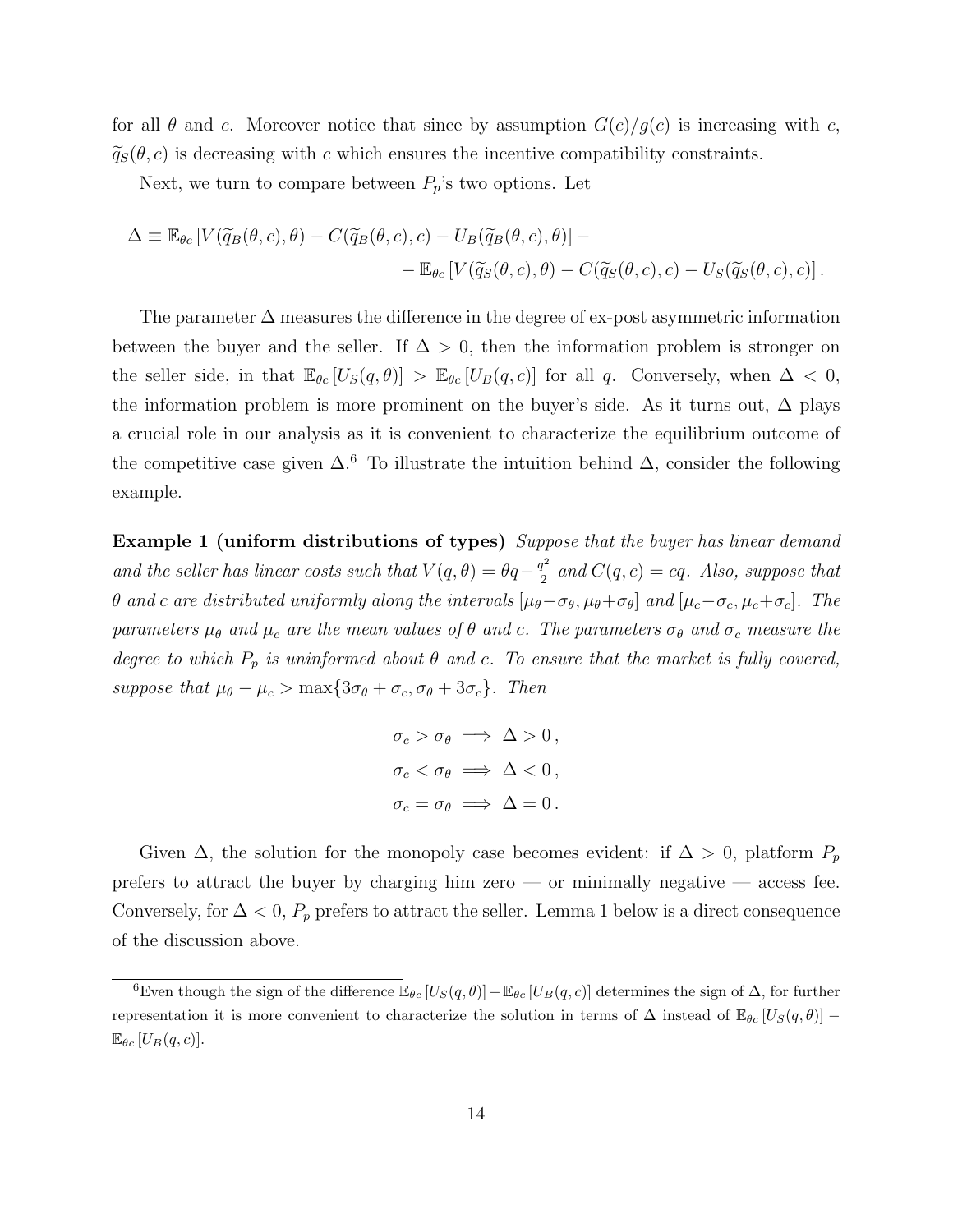for all $\theta$ and $c$. Moreover notice that since by assumption $G(c)/g(c)$ is increasing with $c$, $\widetilde{q}_S(\theta, c)$ is decreasing with $c$ which ensures the incentive compatibility constraints.

Next, we turn to compare between $P_p$'s two options. Let

$$\Delta \equiv \mathbb{E}_{\theta c}\left[V(\widetilde{q}_B(\theta,c),\theta) - C(\widetilde{q}_B(\theta,c),c) - U_B(\widetilde{q}_B(\theta,c),\theta)\right] - \\ - \mathbb{E}_{\theta c}\left[V(\widetilde{q}_S(\theta,c),\theta) - C(\widetilde{q}_S(\theta,c),c) - U_S(\widetilde{q}_S(\theta,c),c)\right].$$

The parameter $\Delta$ measures the difference in the degree of ex-post asymmetric information between the buyer and the seller. If $\Delta > 0$, then the information problem is stronger on the seller side, in that $\mathbb{E}_{\theta c}\left[U_S(q,\theta)\right] > \mathbb{E}_{\theta c}\left[U_B(q,c)\right]$ for all $q$. Conversely, when $\Delta < 0$, the information problem is more prominent on the buyer's side. As it turns out, $\Delta$ plays a crucial role in our analysis as it is convenient to characterize the equilibrium outcome of the competitive case given $\Delta$.[6] To illustrate the intuition behind $\Delta$, consider the following example.

**Example 1 (uniform distributions of types)** *Suppose that the buyer has linear demand and the seller has linear costs such that $V(q,\theta) = \theta q - \frac{q^2}{2}$ and $C(q,c) = cq$. Also, suppose that $\theta$ and $c$ are distributed uniformly along the intervals $[\mu_\theta - \sigma_\theta, \mu_\theta + \sigma_\theta]$ and $[\mu_c - \sigma_c, \mu_c + \sigma_c]$. The parameters $\mu_\theta$ and $\mu_c$ are the mean values of $\theta$ and $c$. The parameters $\sigma_\theta$ and $\sigma_c$ measure the degree to which $P_p$ is uninformed about $\theta$ and $c$. To ensure that the market is fully covered, suppose that $\mu_\theta - \mu_c > \max\{3\sigma_\theta + \sigma_c, \sigma_\theta + 3\sigma_c\}$. Then*

$$\sigma_c > \sigma_\theta \implies \Delta > 0\,,$$
$$\sigma_c < \sigma_\theta \implies \Delta < 0\,,$$
$$\sigma_c = \sigma_\theta \implies \Delta = 0\,.$$

Given $\Delta$, the solution for the monopoly case becomes evident: if $\Delta > 0$, platform $P_p$ prefers to attract the buyer by charging him zero — or minimally negative — access fee. Conversely, for $\Delta < 0$, $P_p$ prefers to attract the seller. Lemma 1 below is a direct consequence of the discussion above.

[6] Even though the sign of the difference $\mathbb{E}_{\theta c}\left[U_S(q,\theta)\right] - \mathbb{E}_{\theta c}\left[U_B(q,c)\right]$ determines the sign of $\Delta$, for further representation it is more convenient to characterize the solution in terms of $\Delta$ instead of $\mathbb{E}_{\theta c}\left[U_S(q,\theta)\right] - \mathbb{E}_{\theta c}\left[U_B(q,c)\right]$.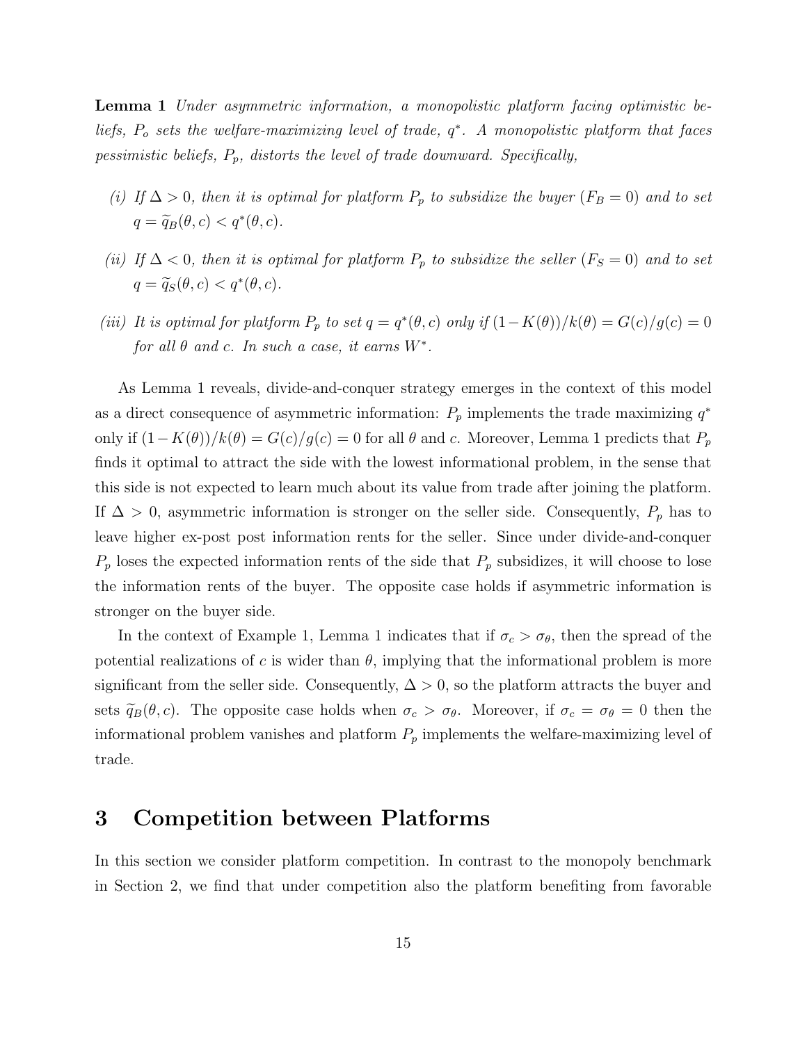**Lemma 1** *Under asymmetric information, a monopolistic platform facing optimistic beliefs, $P_o$ sets the welfare-maximizing level of trade, $q^*$. A monopolistic platform that faces pessimistic beliefs, $P_p$, distorts the level of trade downward. Specifically,*

*(i) If $\Delta > 0$, then it is optimal for platform $P_p$ to subsidize the buyer ($F_B = 0$) and to set $q = \widetilde{q}_B(\theta, c) < q^*(\theta, c)$.*

*(ii) If $\Delta < 0$, then it is optimal for platform $P_p$ to subsidize the seller ($F_S = 0$) and to set $q = \widetilde{q}_S(\theta, c) < q^*(\theta, c)$.*

*(iii) It is optimal for platform $P_p$ to set $q = q^*(\theta, c)$ only if $(1-K(\theta))/k(\theta) = G(c)/g(c) = 0$ for all $\theta$ and $c$. In such a case, it earns $W^*$.*

As Lemma 1 reveals, divide-and-conquer strategy emerges in the context of this model as a direct consequence of asymmetric information: $P_p$ implements the trade maximizing $q^*$ only if $(1-K(\theta))/k(\theta) = G(c)/g(c) = 0$ for all $\theta$ and $c$. Moreover, Lemma 1 predicts that $P_p$ finds it optimal to attract the side with the lowest informational problem, in the sense that this side is not expected to learn much about its value from trade after joining the platform. If $\Delta > 0$, asymmetric information is stronger on the seller side. Consequently, $P_p$ has to leave higher ex-post post information rents for the seller. Since under divide-and-conquer $P_p$ loses the expected information rents of the side that $P_p$ subsidizes, it will choose to lose the information rents of the buyer. The opposite case holds if asymmetric information is stronger on the buyer side.

In the context of Example 1, Lemma 1 indicates that if $\sigma_c > \sigma_\theta$, then the spread of the potential realizations of $c$ is wider than $\theta$, implying that the informational problem is more significant from the seller side. Consequently, $\Delta > 0$, so the platform attracts the buyer and sets $\widetilde{q}_B(\theta, c)$. The opposite case holds when $\sigma_c > \sigma_\theta$. Moreover, if $\sigma_c = \sigma_\theta = 0$ then the informational problem vanishes and platform $P_p$ implements the welfare-maximizing level of trade.

# 3 Competition between Platforms

In this section we consider platform competition. In contrast to the monopoly benchmark in Section 2, we find that under competition also the platform benefiting from favorable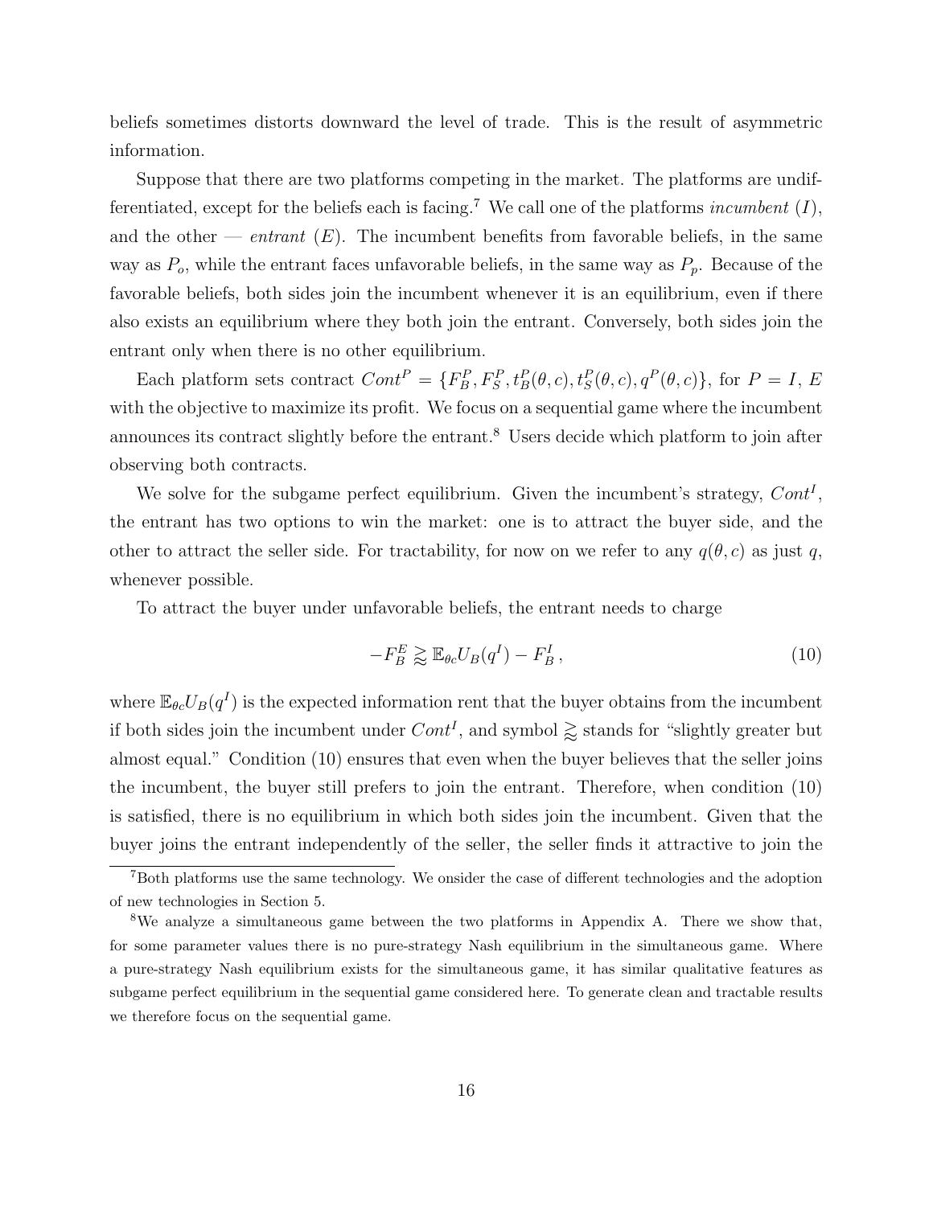beliefs sometimes distorts downward the level of trade. This is the result of asymmetric information.

Suppose that there are two platforms competing in the market. The platforms are undifferentiated, except for the beliefs each is facing.[7] We call one of the platforms *incumbent* ($I$), and the other — *entrant* ($E$). The incumbent benefits from favorable beliefs, in the same way as $P_o$, while the entrant faces unfavorable beliefs, in the same way as $P_p$. Because of the favorable beliefs, both sides join the incumbent whenever it is an equilibrium, even if there also exists an equilibrium where they both join the entrant. Conversely, both sides join the entrant only when there is no other equilibrium.

Each platform sets contract $Cont^P = \{F_B^P, F_S^P, t_B^P(\theta, c), t_S^P(\theta, c), q^P(\theta, c)\}$, for $P = I, E$ with the objective to maximize its profit. We focus on a sequential game where the incumbent announces its contract slightly before the entrant.[8] Users decide which platform to join after observing both contracts.

We solve for the subgame perfect equilibrium. Given the incumbent's strategy, $Cont^I$, the entrant has two options to win the market: one is to attract the buyer side, and the other to attract the seller side. For tractability, for now on we refer to any $q(\theta, c)$ as just $q$, whenever possible.

To attract the buyer under unfavorable beliefs, the entrant needs to charge

$$-F_B^E \gtrapprox \mathbb{E}_{\theta c} U_B(q^I) - F_B^I \,, \tag{10}$$

where $\mathbb{E}_{\theta c} U_B(q^I)$ is the expected information rent that the buyer obtains from the incumbent if both sides join the incumbent under $Cont^I$, and symbol $\gtrapprox$ stands for "slightly greater but almost equal." Condition (10) ensures that even when the buyer believes that the seller joins the incumbent, the buyer still prefers to join the entrant. Therefore, when condition (10) is satisfied, there is no equilibrium in which both sides join the incumbent. Given that the buyer joins the entrant independently of the seller, the seller finds it attractive to join the

[7] Both platforms use the same technology. We onsider the case of different technologies and the adoption of new technologies in Section 5.

[8] We analyze a simultaneous game between the two platforms in Appendix A. There we show that, for some parameter values there is no pure-strategy Nash equilibrium in the simultaneous game. Where a pure-strategy Nash equilibrium exists for the simultaneous game, it has similar qualitative features as subgame perfect equilibrium in the sequential game considered here. To generate clean and tractable results we therefore focus on the sequential game.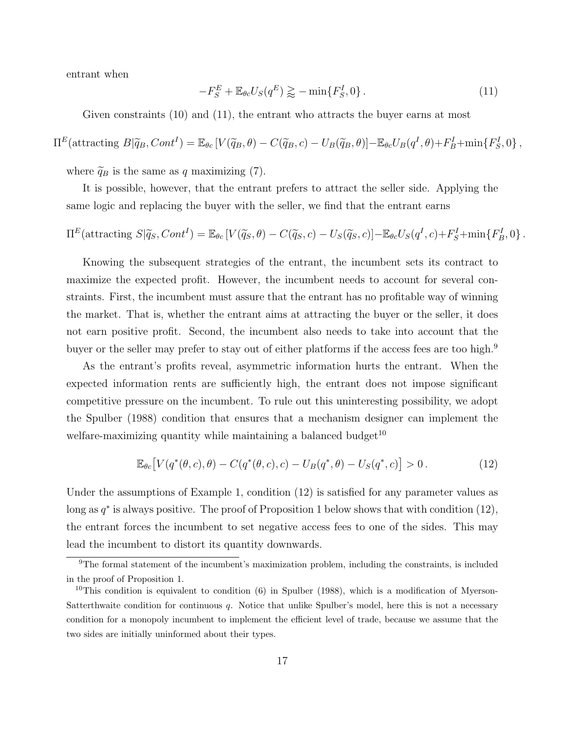entrant when

$$-F_S^E + \mathbb{E}_{\theta c} U_S(q^E) \gtreqless - \min\{F_S^I, 0\}\,. \tag{11}$$

Given constraints (10) and (11), the entrant who attracts the buyer earns at most

$$\Pi^E(\text{attracting } B|\widetilde{q}_B, Cont^I) = \mathbb{E}_{\theta c}\left[V(\widetilde{q}_B, \theta) - C(\widetilde{q}_B, c) - U_B(\widetilde{q}_B, \theta)\right] - \mathbb{E}_{\theta c} U_B(q^I, \theta) + F_B^I + \min\{F_S^I, 0\}\,,$$

where $\widetilde{q}_B$ is the same as $q$ maximizing (7).

It is possible, however, that the entrant prefers to attract the seller side. Applying the same logic and replacing the buyer with the seller, we find that the entrant earns

$$\Pi^E(\text{attracting } S|\widetilde{q}_S, Cont^I) = \mathbb{E}_{\theta c}\left[V(\widetilde{q}_S, \theta) - C(\widetilde{q}_S, c) - U_S(\widetilde{q}_S, c)\right] - \mathbb{E}_{\theta c} U_S(q^I, c) + F_S^I + \min\{F_B^I, 0\}\,.$$

Knowing the subsequent strategies of the entrant, the incumbent sets its contract to maximize the expected profit. However, the incumbent needs to account for several constraints. First, the incumbent must assure that the entrant has no profitable way of winning the market. That is, whether the entrant aims at attracting the buyer or the seller, it does not earn positive profit. Second, the incumbent also needs to take into account that the buyer or the seller may prefer to stay out of either platforms if the access fees are too high.[9]

As the entrant's profits reveal, asymmetric information hurts the entrant. When the expected information rents are sufficiently high, the entrant does not impose significant competitive pressure on the incumbent. To rule out this uninteresting possibility, we adopt the Spulber (1988) condition that ensures that a mechanism designer can implement the welfare-maximizing quantity while maintaining a balanced budget[10]

$$\mathbb{E}_{\theta c}\big[V(q^*(\theta, c), \theta) - C(q^*(\theta, c), c) - U_B(q^*, \theta) - U_S(q^*, c)\big] > 0\,. \tag{12}$$

Under the assumptions of Example 1, condition (12) is satisfied for any parameter values as long as $q^*$ is always positive. The proof of Proposition 1 below shows that with condition (12), the entrant forces the incumbent to set negative access fees to one of the sides. This may lead the incumbent to distort its quantity downwards.

---

[9] The formal statement of the incumbent's maximization problem, including the constraints, is included in the proof of Proposition 1.

[10] This condition is equivalent to condition (6) in Spulber (1988), which is a modification of Myerson-Satterthwaite condition for continuous $q$. Notice that unlike Spulber's model, here this is not a necessary condition for a monopoly incumbent to implement the efficient level of trade, because we assume that the two sides are initially uninformed about their types.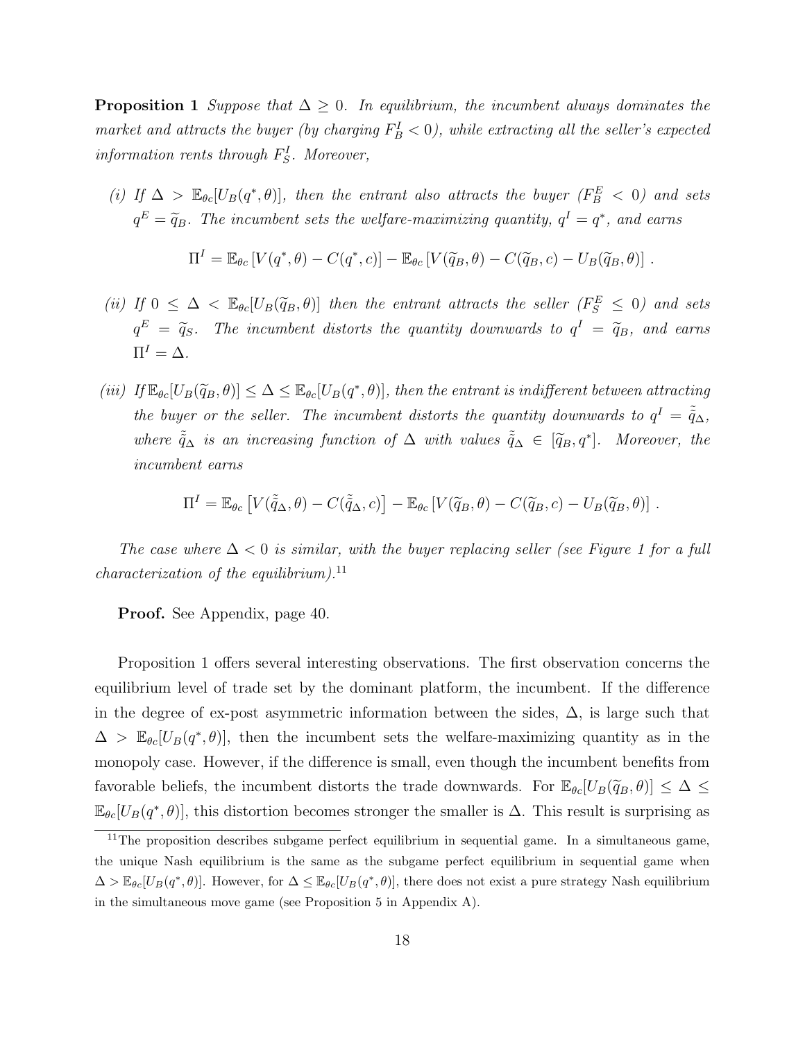**Proposition 1** *Suppose that $\Delta \geq 0$. In equilibrium, the incumbent always dominates the market and attracts the buyer (by charging $F_B^I < 0$), while extracting all the seller's expected information rents through $F_S^I$. Moreover,*

*(i) If $\Delta > \mathbb{E}_{\theta c}[U_B(q^*, \theta)]$, then the entrant also attracts the buyer ($F_B^E < 0$) and sets $q^E = \widetilde{q}_B$. The incumbent sets the welfare-maximizing quantity, $q^I = q^*$, and earns*

$$\Pi^I = \mathbb{E}_{\theta c}\left[V(q^*, \theta) - C(q^*, c)\right] - \mathbb{E}_{\theta c}\left[V(\widetilde{q}_B, \theta) - C(\widetilde{q}_B, c) - U_B(\widetilde{q}_B, \theta)\right] .$$

*(ii) If $0 \leq \Delta < \mathbb{E}_{\theta c}[U_B(\widetilde{q}_B, \theta)]$ then the entrant attracts the seller ($F_S^E \leq 0$) and sets $q^E = \widetilde{q}_S$. The incumbent distorts the quantity downwards to $q^I = \widetilde{q}_B$, and earns $\Pi^I = \Delta$.*

*(iii) If $\mathbb{E}_{\theta c}[U_B(\widetilde{q}_B, \theta)] \leq \Delta \leq \mathbb{E}_{\theta c}[U_B(q^*, \theta)]$, then the entrant is indifferent between attracting the buyer or the seller. The incumbent distorts the quantity downwards to $q^I = \tilde{\tilde{q}}_\Delta$, where $\tilde{\tilde{q}}_\Delta$ is an increasing function of $\Delta$ with values $\tilde{\tilde{q}}_\Delta \in [\widetilde{q}_B, q^*]$. Moreover, the incumbent earns*

$$\Pi^I = \mathbb{E}_{\theta c}\left[V(\tilde{\tilde{q}}_\Delta, \theta) - C(\tilde{\tilde{q}}_\Delta, c)\right] - \mathbb{E}_{\theta c}\left[V(\widetilde{q}_B, \theta) - C(\widetilde{q}_B, c) - U_B(\widetilde{q}_B, \theta)\right] .$$

*The case where $\Delta < 0$ is similar, with the buyer replacing seller (see Figure 1 for a full characterization of the equilibrium).*[11]

**Proof.** See Appendix, page 40.

Proposition 1 offers several interesting observations. The first observation concerns the equilibrium level of trade set by the dominant platform, the incumbent. If the difference in the degree of ex-post asymmetric information between the sides, $\Delta$, is large such that $\Delta > \mathbb{E}_{\theta c}[U_B(q^*, \theta)]$, then the incumbent sets the welfare-maximizing quantity as in the monopoly case. However, if the difference is small, even though the incumbent benefits from favorable beliefs, the incumbent distorts the trade downwards. For $\mathbb{E}_{\theta c}[U_B(\widetilde{q}_B, \theta)] \leq \Delta \leq \mathbb{E}_{\theta c}[U_B(q^*, \theta)]$, this distortion becomes stronger the smaller is $\Delta$. This result is surprising as

[11] The proposition describes subgame perfect equilibrium in sequential game. In a simultaneous game, the unique Nash equilibrium is the same as the subgame perfect equilibrium in sequential game when $\Delta > \mathbb{E}_{\theta c}[U_B(q^*, \theta)]$. However, for $\Delta \leq \mathbb{E}_{\theta c}[U_B(q^*, \theta)]$, there does not exist a pure strategy Nash equilibrium in the simultaneous move game (see Proposition 5 in Appendix A).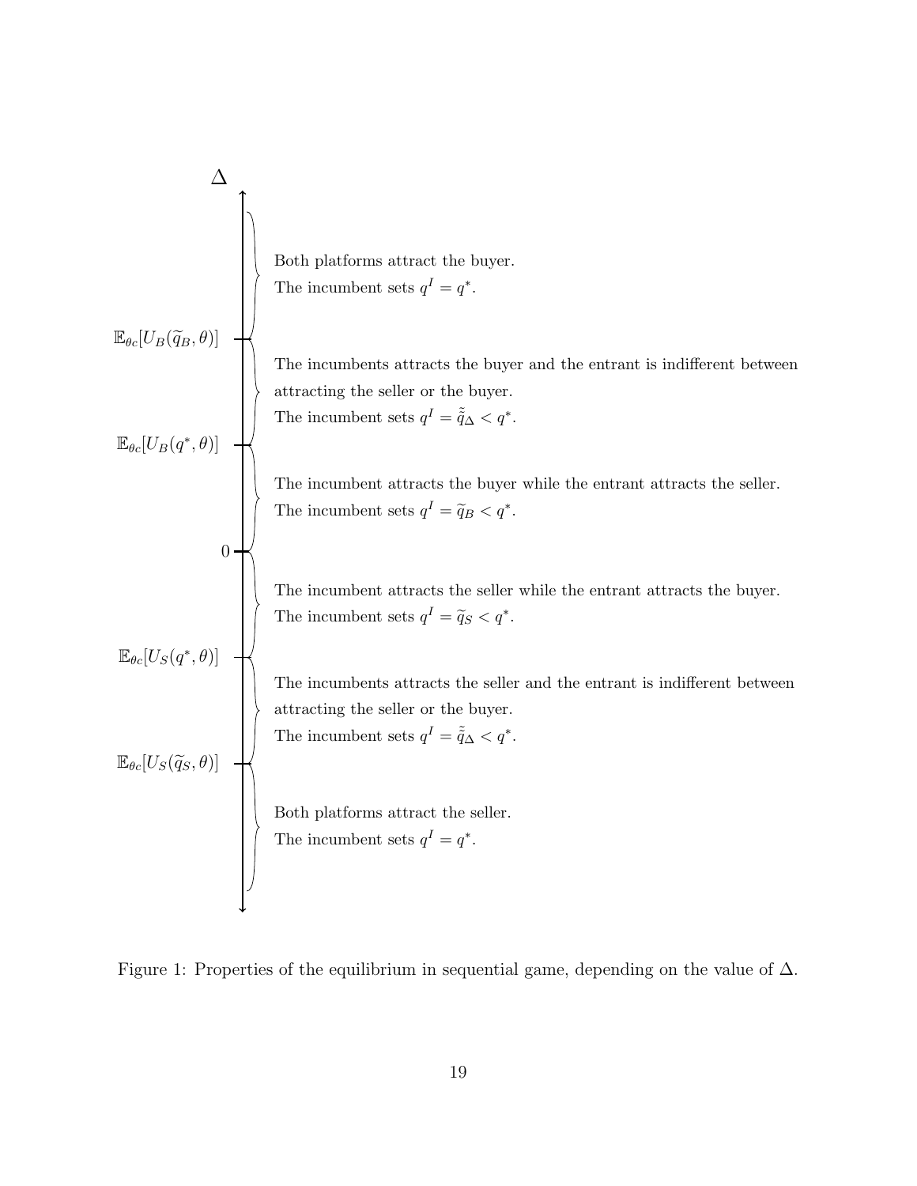$\Delta$

$\mathbb{E}_{\theta c}[U_B(\widetilde{q}_B, \theta)]$ — Both platforms attract the buyer. The incumbent sets $q^I = q^*$.

$\mathbb{E}_{\theta c}[U_B(q^*, \theta)]$ — The incumbents attracts the buyer and the entrant is indifferent between attracting the seller or the buyer. The incumbent sets $q^I = \tilde{\tilde{q}}_\Delta < q^*$.

$0$ — The incumbent attracts the buyer while the entrant attracts the seller. The incumbent sets $q^I = \widetilde{q}_B < q^*$.

The incumbent attracts the seller while the entrant attracts the buyer. The incumbent sets $q^I = \widetilde{q}_S < q^*$.

$\mathbb{E}_{\theta c}[U_S(q^*, \theta)]$ — The incumbents attracts the seller and the entrant is indifferent between attracting the seller or the buyer. The incumbent sets $q^I = \tilde{\tilde{q}}_\Delta < q^*$.

$\mathbb{E}_{\theta c}[U_S(\widetilde{q}_S, \theta)]$ — Both platforms attract the seller. The incumbent sets $q^I = q^*$.

Figure 1: Properties of the equilibrium in sequential game, depending on the value of $\Delta$.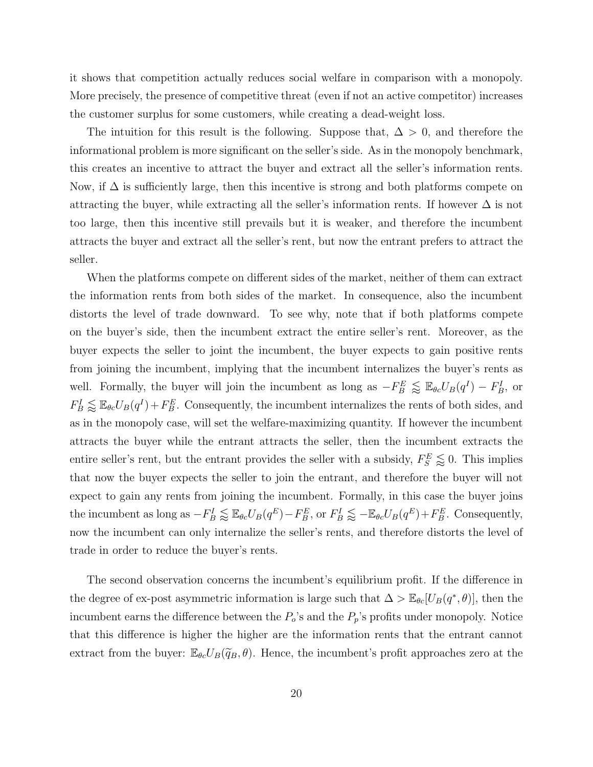it shows that competition actually reduces social welfare in comparison with a monopoly. More precisely, the presence of competitive threat (even if not an active competitor) increases the customer surplus for some customers, while creating a dead-weight loss.

The intuition for this result is the following. Suppose that, $\Delta > 0$, and therefore the informational problem is more significant on the seller's side. As in the monopoly benchmark, this creates an incentive to attract the buyer and extract all the seller's information rents. Now, if $\Delta$ is sufficiently large, then this incentive is strong and both platforms compete on attracting the buyer, while extracting all the seller's information rents. If however $\Delta$ is not too large, then this incentive still prevails but it is weaker, and therefore the incumbent attracts the buyer and extract all the seller's rent, but now the entrant prefers to attract the seller.

When the platforms compete on different sides of the market, neither of them can extract the information rents from both sides of the market. In consequence, also the incumbent distorts the level of trade downward. To see why, note that if both platforms compete on the buyer's side, then the incumbent extract the entire seller's rent. Moreover, as the buyer expects the seller to joint the incumbent, the buyer expects to gain positive rents from joining the incumbent, implying that the incumbent internalizes the buyer's rents as well. Formally, the buyer will join the incumbent as long as $-F_B^E \lessapprox \mathbb{E}_{\theta c} U_B(q^I) - F_B^I$, or $F_B^I \lessapprox \mathbb{E}_{\theta c} U_B(q^I) + F_B^E$. Consequently, the incumbent internalizes the rents of both sides, and as in the monopoly case, will set the welfare-maximizing quantity. If however the incumbent attracts the buyer while the entrant attracts the seller, then the incumbent extracts the entire seller's rent, but the entrant provides the seller with a subsidy, $F_S^E \lessapprox 0$. This implies that now the buyer expects the seller to join the entrant, and therefore the buyer will not expect to gain any rents from joining the incumbent. Formally, in this case the buyer joins the incumbent as long as $-F_B^I \lessapprox \mathbb{E}_{\theta c} U_B(q^E) - F_B^E$, or $F_B^I \lessapprox -\mathbb{E}_{\theta c} U_B(q^E) + F_B^E$. Consequently, now the incumbent can only internalize the seller's rents, and therefore distorts the level of trade in order to reduce the buyer's rents.

The second observation concerns the incumbent's equilibrium profit. If the difference in the degree of ex-post asymmetric information is large such that $\Delta > \mathbb{E}_{\theta c}[U_B(q^*, \theta)]$, then the incumbent earns the difference between the $P_o$'s and the $P_p$'s profits under monopoly. Notice that this difference is higher the higher are the information rents that the entrant cannot extract from the buyer: $\mathbb{E}_{\theta c} U_B(\widetilde{q}_B, \theta)$. Hence, the incumbent's profit approaches zero at the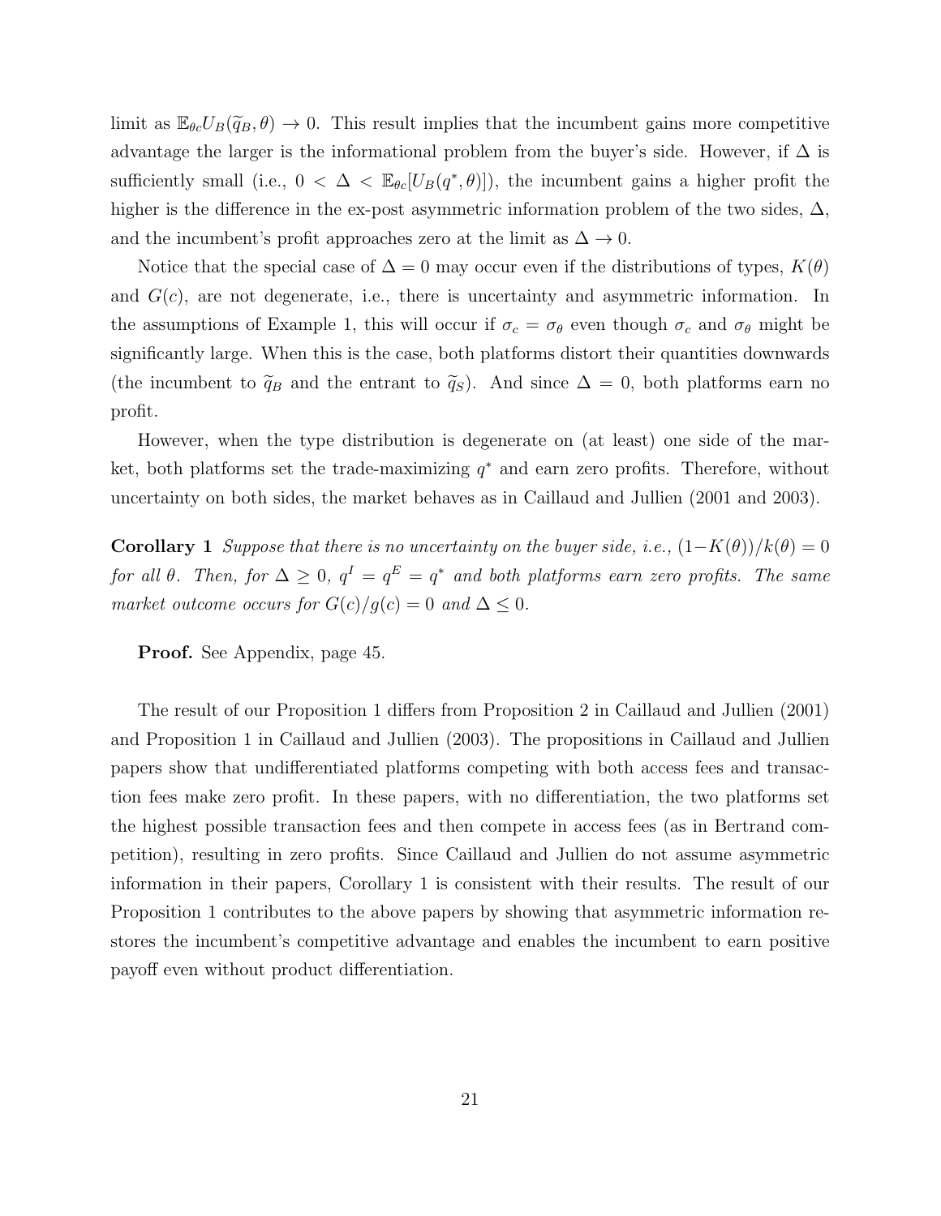limit as $\mathbb{E}_{\theta c} U_B(\widetilde{q}_B, \theta) \to 0$. This result implies that the incumbent gains more competitive advantage the larger is the informational problem from the buyer's side. However, if $\Delta$ is sufficiently small (i.e., $0 < \Delta < \mathbb{E}_{\theta c}[U_B(q^*, \theta)]$), the incumbent gains a higher profit the higher is the difference in the ex-post asymmetric information problem of the two sides, $\Delta$, and the incumbent's profit approaches zero at the limit as $\Delta \to 0$.

Notice that the special case of $\Delta = 0$ may occur even if the distributions of types, $K(\theta)$ and $G(c)$, are not degenerate, i.e., there is uncertainty and asymmetric information. In the assumptions of Example 1, this will occur if $\sigma_c = \sigma_\theta$ even though $\sigma_c$ and $\sigma_\theta$ might be significantly large. When this is the case, both platforms distort their quantities downwards (the incumbent to $\widetilde{q}_B$ and the entrant to $\widetilde{q}_S$). And since $\Delta = 0$, both platforms earn no profit.

However, when the type distribution is degenerate on (at least) one side of the market, both platforms set the trade-maximizing $q^*$ and earn zero profits. Therefore, without uncertainty on both sides, the market behaves as in Caillaud and Jullien (2001 and 2003).

**Corollary 1** *Suppose that there is no uncertainty on the buyer side, i.e.,* $(1-K(\theta))/k(\theta) = 0$ *for all* $\theta$*. Then, for* $\Delta \geq 0$*,* $q^I = q^E = q^*$ *and both platforms earn zero profits. The same market outcome occurs for* $G(c)/g(c) = 0$ *and* $\Delta \leq 0$*.*

**Proof.** See Appendix, page 45.

The result of our Proposition 1 differs from Proposition 2 in Caillaud and Jullien (2001) and Proposition 1 in Caillaud and Jullien (2003). The propositions in Caillaud and Jullien papers show that undifferentiated platforms competing with both access fees and transaction fees make zero profit. In these papers, with no differentiation, the two platforms set the highest possible transaction fees and then compete in access fees (as in Bertrand competition), resulting in zero profits. Since Caillaud and Jullien do not assume asymmetric information in their papers, Corollary 1 is consistent with their results. The result of our Proposition 1 contributes to the above papers by showing that asymmetric information restores the incumbent's competitive advantage and enables the incumbent to earn positive payoff even without product differentiation.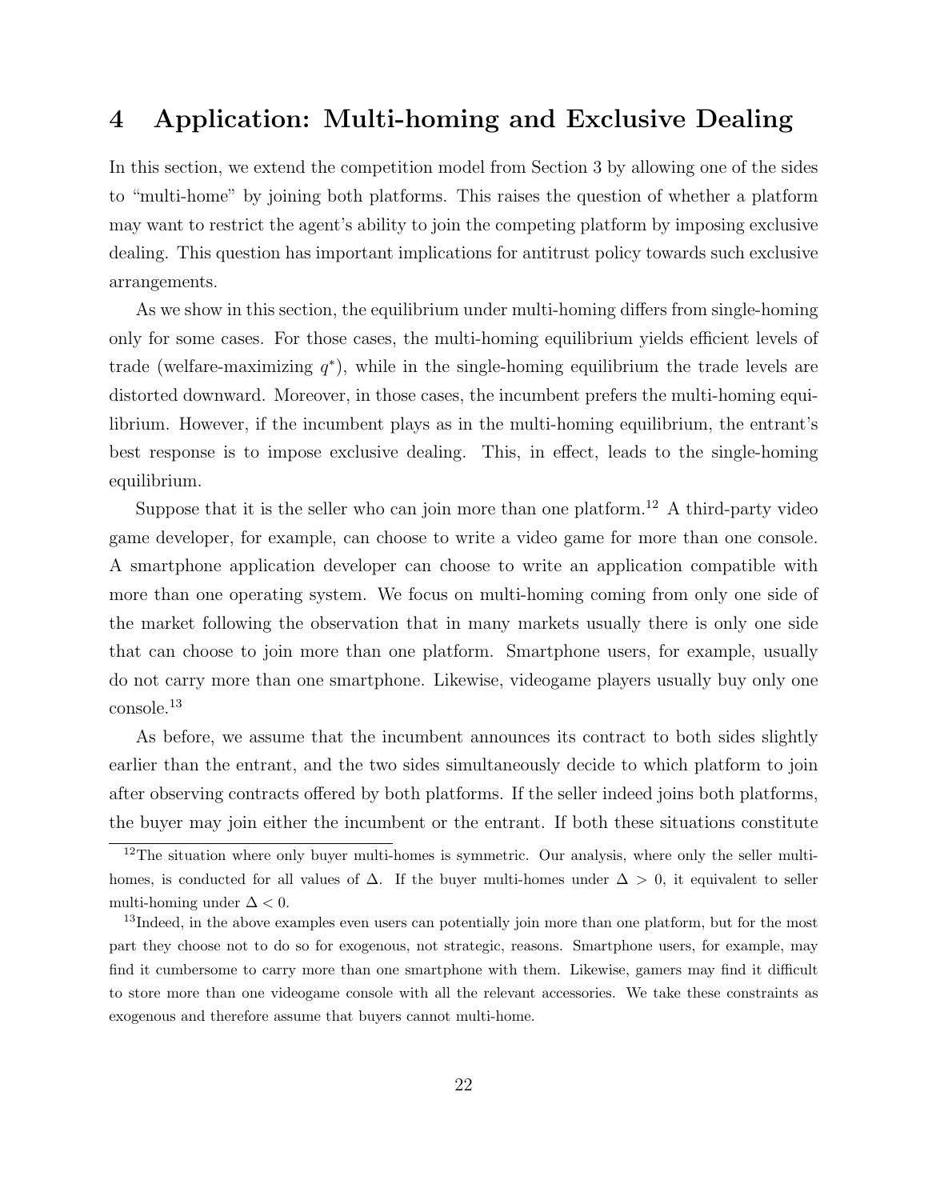# 4 Application: Multi-homing and Exclusive Dealing

In this section, we extend the competition model from Section 3 by allowing one of the sides to "multi-home" by joining both platforms. This raises the question of whether a platform may want to restrict the agent's ability to join the competing platform by imposing exclusive dealing. This question has important implications for antitrust policy towards such exclusive arrangements.

As we show in this section, the equilibrium under multi-homing differs from single-homing only for some cases. For those cases, the multi-homing equilibrium yields efficient levels of trade (welfare-maximizing $q^*$), while in the single-homing equilibrium the trade levels are distorted downward. Moreover, in those cases, the incumbent prefers the multi-homing equilibrium. However, if the incumbent plays as in the multi-homing equilibrium, the entrant's best response is to impose exclusive dealing. This, in effect, leads to the single-homing equilibrium.

Suppose that it is the seller who can join more than one platform.[12] A third-party video game developer, for example, can choose to write a video game for more than one console. A smartphone application developer can choose to write an application compatible with more than one operating system. We focus on multi-homing coming from only one side of the market following the observation that in many markets usually there is only one side that can choose to join more than one platform. Smartphone users, for example, usually do not carry more than one smartphone. Likewise, videogame players usually buy only one console.[13]

As before, we assume that the incumbent announces its contract to both sides slightly earlier than the entrant, and the two sides simultaneously decide to which platform to join after observing contracts offered by both platforms. If the seller indeed joins both platforms, the buyer may join either the incumbent or the entrant. If both these situations constitute

---

[12] The situation where only buyer multi-homes is symmetric. Our analysis, where only the seller multi-homes, is conducted for all values of $\Delta$. If the buyer multi-homes under $\Delta > 0$, it equivalent to seller multi-homing under $\Delta < 0$.

[13] Indeed, in the above examples even users can potentially join more than one platform, but for the most part they choose not to do so for exogenous, not strategic, reasons. Smartphone users, for example, may find it cumbersome to carry more than one smartphone with them. Likewise, gamers may find it difficult to store more than one videogame console with all the relevant accessories. We take these constraints as exogenous and therefore assume that buyers cannot multi-home.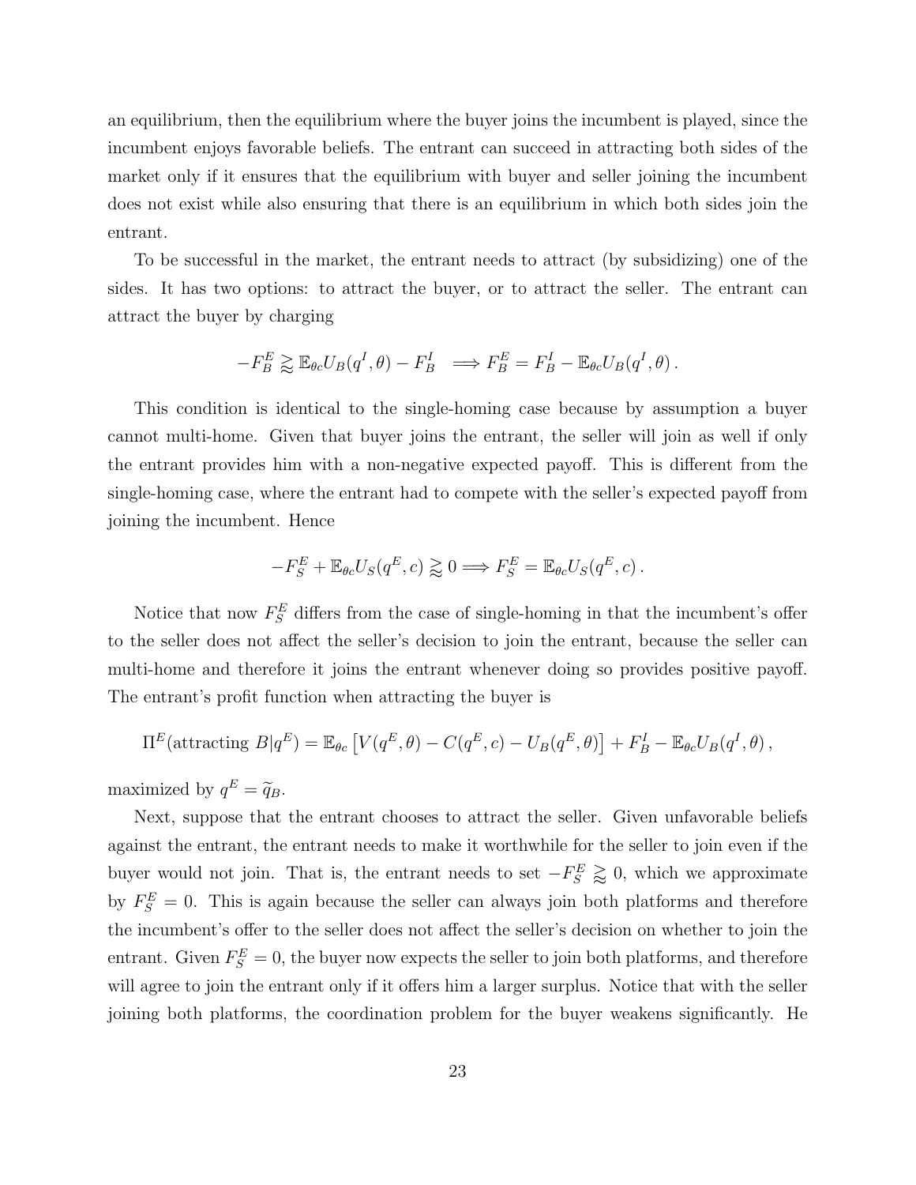an equilibrium, then the equilibrium where the buyer joins the incumbent is played, since the incumbent enjoys favorable beliefs. The entrant can succeed in attracting both sides of the market only if it ensures that the equilibrium with buyer and seller joining the incumbent does not exist while also ensuring that there is an equilibrium in which both sides join the entrant.

To be successful in the market, the entrant needs to attract (by subsidizing) one of the sides. It has two options: to attract the buyer, or to attract the seller. The entrant can attract the buyer by charging

$$-F_B^E \gtrapprox \mathbb{E}_{\theta c} U_B(q^I, \theta) - F_B^I \implies F_B^E = F_B^I - \mathbb{E}_{\theta c} U_B(q^I, \theta) \, .$$

This condition is identical to the single-homing case because by assumption a buyer cannot multi-home. Given that buyer joins the entrant, the seller will join as well if only the entrant provides him with a non-negative expected payoff. This is different from the single-homing case, where the entrant had to compete with the seller's expected payoff from joining the incumbent. Hence

$$-F_S^E + \mathbb{E}_{\theta c} U_S(q^E, c) \gtrapprox 0 \implies F_S^E = \mathbb{E}_{\theta c} U_S(q^E, c) \, .$$

Notice that now $F_S^E$ differs from the case of single-homing in that the incumbent's offer to the seller does not affect the seller's decision to join the entrant, because the seller can multi-home and therefore it joins the entrant whenever doing so provides positive payoff. The entrant's profit function when attracting the buyer is

$$\Pi^E(\text{attracting } B|q^E) = \mathbb{E}_{\theta c}\left[V(q^E, \theta) - C(q^E, c) - U_B(q^E, \theta)\right] + F_B^I - \mathbb{E}_{\theta c} U_B(q^I, \theta) \, ,$$

maximized by $q^E = \widetilde{q}_B$.

Next, suppose that the entrant chooses to attract the seller. Given unfavorable beliefs against the entrant, the entrant needs to make it worthwhile for the seller to join even if the buyer would not join. That is, the entrant needs to set $-F_S^E \gtrapprox 0$, which we approximate by $F_S^E = 0$. This is again because the seller can always join both platforms and therefore the incumbent's offer to the seller does not affect the seller's decision on whether to join the entrant. Given $F_S^E = 0$, the buyer now expects the seller to join both platforms, and therefore will agree to join the entrant only if it offers him a larger surplus. Notice that with the seller joining both platforms, the coordination problem for the buyer weakens significantly. He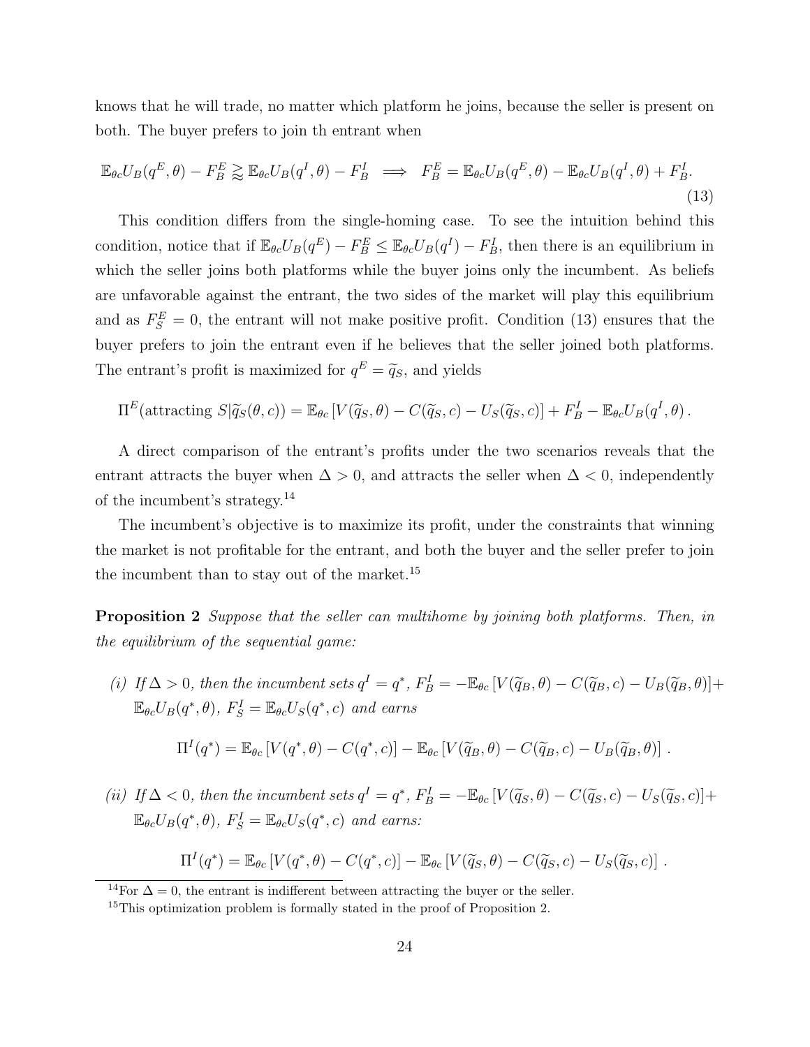knows that he will trade, no matter which platform he joins, because the seller is present on both. The buyer prefers to join th entrant when

$$\mathbb{E}_{\theta c}U_B(q^E,\theta) - F_B^E \gtreqless \mathbb{E}_{\theta c}U_B(q^I,\theta) - F_B^I \implies F_B^E = \mathbb{E}_{\theta c}U_B(q^E,\theta) - \mathbb{E}_{\theta c}U_B(q^I,\theta) + F_B^I. \tag{13}$$

This condition differs from the single-homing case. To see the intuition behind this condition, notice that if $\mathbb{E}_{\theta c}U_B(q^E) - F_B^E \leq \mathbb{E}_{\theta c}U_B(q^I) - F_B^I$, then there is an equilibrium in which the seller joins both platforms while the buyer joins only the incumbent. As beliefs are unfavorable against the entrant, the two sides of the market will play this equilibrium and as $F_S^E = 0$, the entrant will not make positive profit. Condition (13) ensures that the buyer prefers to join the entrant even if he believes that the seller joined both platforms. The entrant's profit is maximized for $q^E = \widetilde{q}_S$, and yields

$$\Pi^E(\text{attracting } S|\widetilde{q}_S(\theta,c)) = \mathbb{E}_{\theta c}\left[V(\widetilde{q}_S,\theta) - C(\widetilde{q}_S,c) - U_S(\widetilde{q}_S,c)\right] + F_B^I - \mathbb{E}_{\theta c}U_B(q^I,\theta).$$

A direct comparison of the entrant's profits under the two scenarios reveals that the entrant attracts the buyer when $\Delta > 0$, and attracts the seller when $\Delta < 0$, independently of the incumbent's strategy.[14]

The incumbent's objective is to maximize its profit, under the constraints that winning the market is not profitable for the entrant, and both the buyer and the seller prefer to join the incumbent than to stay out of the market.[15]

**Proposition 2** *Suppose that the seller can multihome by joining both platforms. Then, in the equilibrium of the sequential game:*

*(i) If $\Delta > 0$, then the incumbent sets $q^I = q^*$, $F_B^I = -\mathbb{E}_{\theta c}\left[V(\widetilde{q}_B,\theta) - C(\widetilde{q}_B,c) - U_B(\widetilde{q}_B,\theta)\right] + \mathbb{E}_{\theta c}U_B(q^*,\theta)$, $F_S^I = \mathbb{E}_{\theta c}U_S(q^*,c)$ and earns*

$$\Pi^I(q^*) = \mathbb{E}_{\theta c}\left[V(q^*,\theta) - C(q^*,c)\right] - \mathbb{E}_{\theta c}\left[V(\widetilde{q}_B,\theta) - C(\widetilde{q}_B,c) - U_B(\widetilde{q}_B,\theta)\right].$$

*(ii) If $\Delta < 0$, then the incumbent sets $q^I = q^*$, $F_B^I = -\mathbb{E}_{\theta c}\left[V(\widetilde{q}_S,\theta) - C(\widetilde{q}_S,c) - U_S(\widetilde{q}_S,c)\right] + \mathbb{E}_{\theta c}U_B(q^*,\theta)$, $F_S^I = \mathbb{E}_{\theta c}U_S(q^*,c)$ and earns:*

$$\Pi^I(q^*) = \mathbb{E}_{\theta c}\left[V(q^*,\theta) - C(q^*,c)\right] - \mathbb{E}_{\theta c}\left[V(\widetilde{q}_S,\theta) - C(\widetilde{q}_S,c) - U_S(\widetilde{q}_S,c)\right].$$

[14] For $\Delta = 0$, the entrant is indifferent between attracting the buyer or the seller.

[15] This optimization problem is formally stated in the proof of Proposition 2.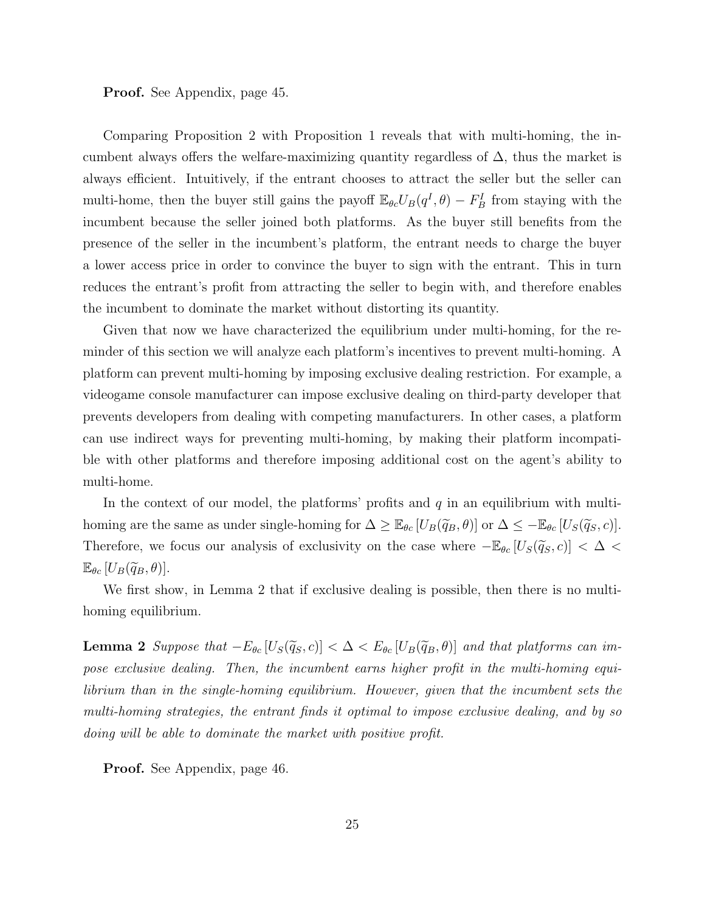**Proof.** See Appendix, page 45.

Comparing Proposition 2 with Proposition 1 reveals that with multi-homing, the incumbent always offers the welfare-maximizing quantity regardless of $\Delta$, thus the market is always efficient. Intuitively, if the entrant chooses to attract the seller but the seller can multi-home, then the buyer still gains the payoff $\mathbb{E}_{\theta c} U_B(q^I, \theta) - F_B^I$ from staying with the incumbent because the seller joined both platforms. As the buyer still benefits from the presence of the seller in the incumbent's platform, the entrant needs to charge the buyer a lower access price in order to convince the buyer to sign with the entrant. This in turn reduces the entrant's profit from attracting the seller to begin with, and therefore enables the incumbent to dominate the market without distorting its quantity.

Given that now we have characterized the equilibrium under multi-homing, for the reminder of this section we will analyze each platform's incentives to prevent multi-homing. A platform can prevent multi-homing by imposing exclusive dealing restriction. For example, a videogame console manufacturer can impose exclusive dealing on third-party developer that prevents developers from dealing with competing manufacturers. In other cases, a platform can use indirect ways for preventing multi-homing, by making their platform incompatible with other platforms and therefore imposing additional cost on the agent's ability to multi-home.

In the context of our model, the platforms' profits and $q$ in an equilibrium with multi-homing are the same as under single-homing for $\Delta \geq \mathbb{E}_{\theta c}\left[U_B(\widetilde{q}_B, \theta)\right]$ or $\Delta \leq -\mathbb{E}_{\theta c}\left[U_S(\widetilde{q}_S, c)\right]$. Therefore, we focus our analysis of exclusivity on the case where $-\mathbb{E}_{\theta c}\left[U_S(\widetilde{q}_S, c)\right] < \Delta < \mathbb{E}_{\theta c}\left[U_B(\widetilde{q}_B, \theta)\right]$.

We first show, in Lemma 2 that if exclusive dealing is possible, then there is no multi-homing equilibrium.

**Lemma 2** *Suppose that $-E_{\theta c}\left[U_S(\widetilde{q}_S, c)\right] < \Delta < E_{\theta c}\left[U_B(\widetilde{q}_B, \theta)\right]$ and that platforms can impose exclusive dealing. Then, the incumbent earns higher profit in the multi-homing equilibrium than in the single-homing equilibrium. However, given that the incumbent sets the multi-homing strategies, the entrant finds it optimal to impose exclusive dealing, and by so doing will be able to dominate the market with positive profit.*

**Proof.** See Appendix, page 46.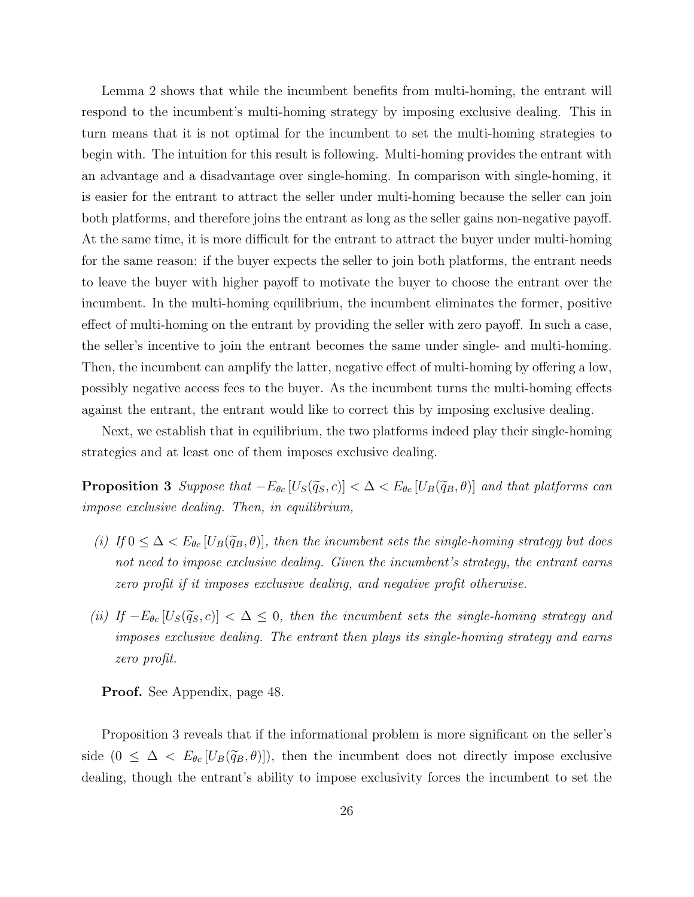Lemma 2 shows that while the incumbent benefits from multi-homing, the entrant will respond to the incumbent's multi-homing strategy by imposing exclusive dealing. This in turn means that it is not optimal for the incumbent to set the multi-homing strategies to begin with. The intuition for this result is following. Multi-homing provides the entrant with an advantage and a disadvantage over single-homing. In comparison with single-homing, it is easier for the entrant to attract the seller under multi-homing because the seller can join both platforms, and therefore joins the entrant as long as the seller gains non-negative payoff. At the same time, it is more difficult for the entrant to attract the buyer under multi-homing for the same reason: if the buyer expects the seller to join both platforms, the entrant needs to leave the buyer with higher payoff to motivate the buyer to choose the entrant over the incumbent. In the multi-homing equilibrium, the incumbent eliminates the former, positive effect of multi-homing on the entrant by providing the seller with zero payoff. In such a case, the seller's incentive to join the entrant becomes the same under single- and multi-homing. Then, the incumbent can amplify the latter, negative effect of multi-homing by offering a low, possibly negative access fees to the buyer. As the incumbent turns the multi-homing effects against the entrant, the entrant would like to correct this by imposing exclusive dealing.

Next, we establish that in equilibrium, the two platforms indeed play their single-homing strategies and at least one of them imposes exclusive dealing.

**Proposition 3** *Suppose that* $-E_{\theta c}[U_S(\widetilde{q}_S, c)] < \Delta < E_{\theta c}[U_B(\widetilde{q}_B, \theta)]$ *and that platforms can impose exclusive dealing. Then, in equilibrium,*

- *(i) If* $0 \leq \Delta < E_{\theta c}[U_B(\widetilde{q}_B, \theta)]$*, then the incumbent sets the single-homing strategy but does not need to impose exclusive dealing. Given the incumbent's strategy, the entrant earns zero profit if it imposes exclusive dealing, and negative profit otherwise.*
- *(ii) If* $-E_{\theta c}[U_S(\widetilde{q}_S, c)] < \Delta \leq 0$*, then the incumbent sets the single-homing strategy and imposes exclusive dealing. The entrant then plays its single-homing strategy and earns zero profit.*

**Proof.** See Appendix, page 48.

Proposition 3 reveals that if the informational problem is more significant on the seller's side ($0 \leq \Delta < E_{\theta c}[U_B(\widetilde{q}_B, \theta)]$), then the incumbent does not directly impose exclusive dealing, though the entrant's ability to impose exclusivity forces the incumbent to set the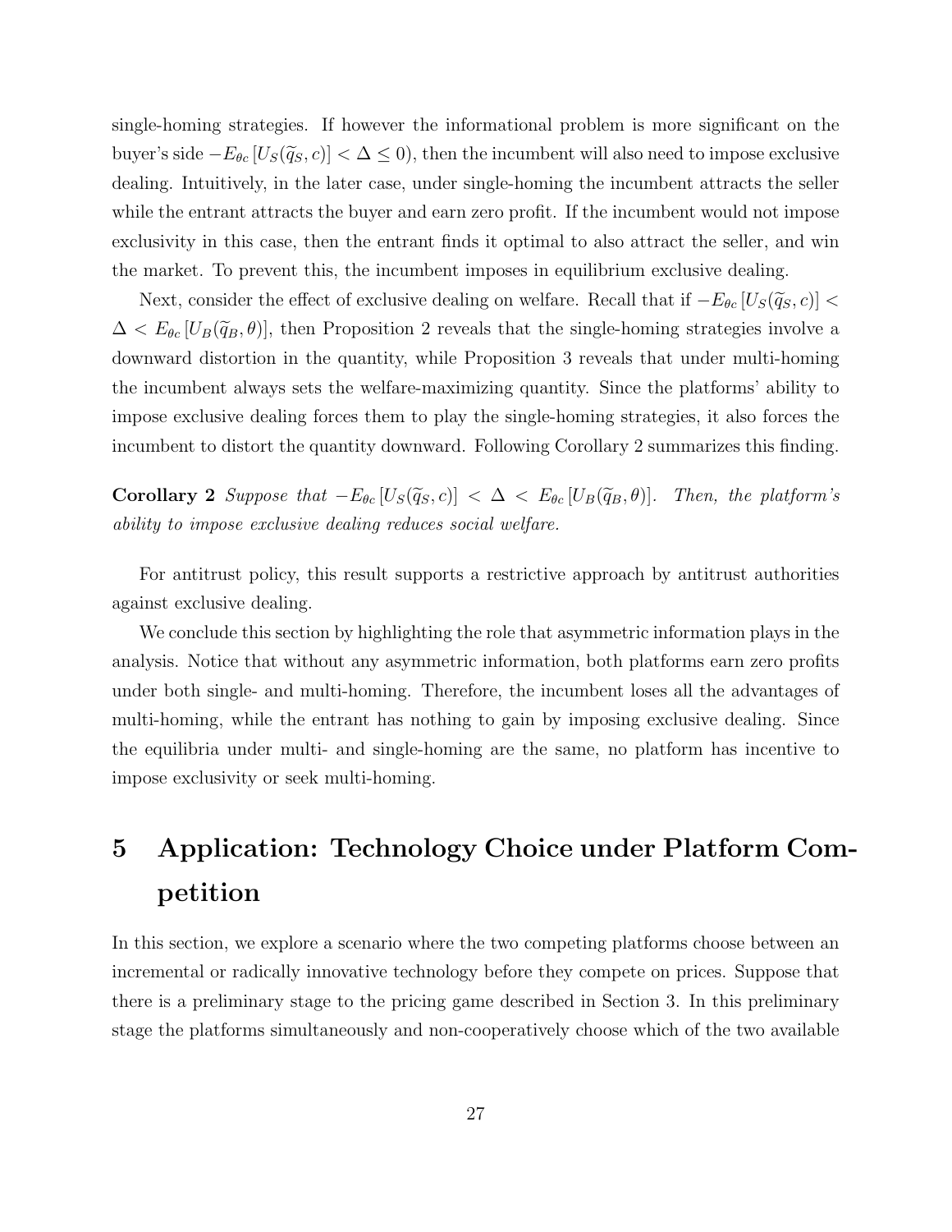single-homing strategies. If however the informational problem is more significant on the buyer's side $-E_{\theta c}\left[U_S(\widetilde{q}_S, c)\right] < \Delta \leq 0$), then the incumbent will also need to impose exclusive dealing. Intuitively, in the later case, under single-homing the incumbent attracts the seller while the entrant attracts the buyer and earn zero profit. If the incumbent would not impose exclusivity in this case, then the entrant finds it optimal to also attract the seller, and win the market. To prevent this, the incumbent imposes in equilibrium exclusive dealing.

Next, consider the effect of exclusive dealing on welfare. Recall that if $-E_{\theta c}\left[U_S(\widetilde{q}_S, c)\right] < \Delta < E_{\theta c}\left[U_B(\widetilde{q}_B, \theta)\right]$, then Proposition 2 reveals that the single-homing strategies involve a downward distortion in the quantity, while Proposition 3 reveals that under multi-homing the incumbent always sets the welfare-maximizing quantity. Since the platforms' ability to impose exclusive dealing forces them to play the single-homing strategies, it also forces the incumbent to distort the quantity downward. Following Corollary 2 summarizes this finding.

**Corollary 2** *Suppose that* $-E_{\theta c}\left[U_S(\widetilde{q}_S, c)\right] < \Delta < E_{\theta c}\left[U_B(\widetilde{q}_B, \theta)\right]$. *Then, the platform's ability to impose exclusive dealing reduces social welfare.*

For antitrust policy, this result supports a restrictive approach by antitrust authorities against exclusive dealing.

We conclude this section by highlighting the role that asymmetric information plays in the analysis. Notice that without any asymmetric information, both platforms earn zero profits under both single- and multi-homing. Therefore, the incumbent loses all the advantages of multi-homing, while the entrant has nothing to gain by imposing exclusive dealing. Since the equilibria under multi- and single-homing are the same, no platform has incentive to impose exclusivity or seek multi-homing.

# 5 Application: Technology Choice under Platform Competition

In this section, we explore a scenario where the two competing platforms choose between an incremental or radically innovative technology before they compete on prices. Suppose that there is a preliminary stage to the pricing game described in Section 3. In this preliminary stage the platforms simultaneously and non-cooperatively choose which of the two available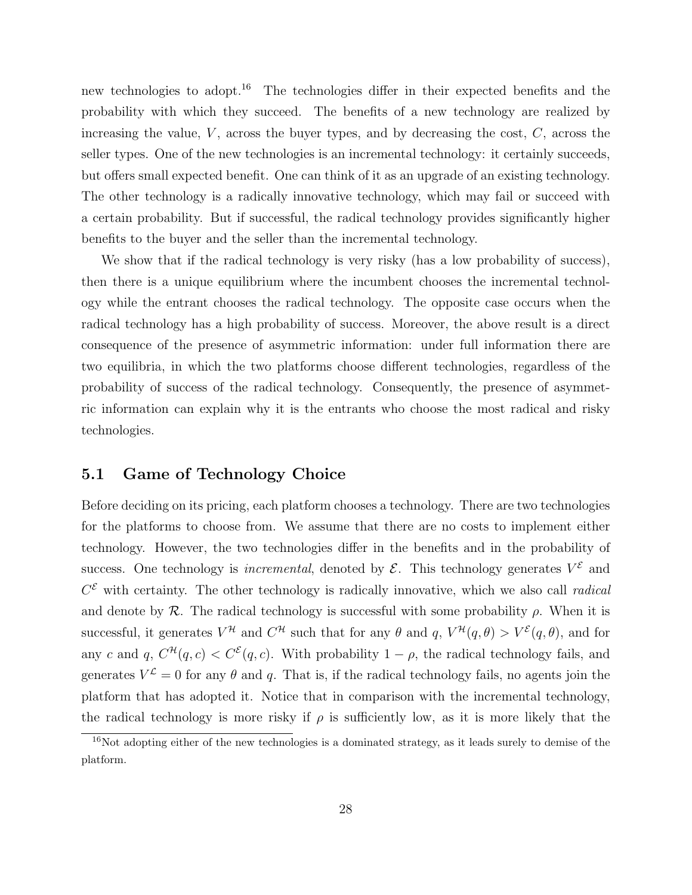new technologies to adopt.[16] The technologies differ in their expected benefits and the probability with which they succeed. The benefits of a new technology are realized by increasing the value, $V$, across the buyer types, and by decreasing the cost, $C$, across the seller types. One of the new technologies is an incremental technology: it certainly succeeds, but offers small expected benefit. One can think of it as an upgrade of an existing technology. The other technology is a radically innovative technology, which may fail or succeed with a certain probability. But if successful, the radical technology provides significantly higher benefits to the buyer and the seller than the incremental technology.

We show that if the radical technology is very risky (has a low probability of success), then there is a unique equilibrium where the incumbent chooses the incremental technology while the entrant chooses the radical technology. The opposite case occurs when the radical technology has a high probability of success. Moreover, the above result is a direct consequence of the presence of asymmetric information: under full information there are two equilibria, in which the two platforms choose different technologies, regardless of the probability of success of the radical technology. Consequently, the presence of asymmetric information can explain why it is the entrants who choose the most radical and risky technologies.

## 5.1 Game of Technology Choice

Before deciding on its pricing, each platform chooses a technology. There are two technologies for the platforms to choose from. We assume that there are no costs to implement either technology. However, the two technologies differ in the benefits and in the probability of success. One technology is *incremental*, denoted by $\mathcal{E}$. This technology generates $V^{\mathcal{E}}$ and $C^{\mathcal{E}}$ with certainty. The other technology is radically innovative, which we also call *radical* and denote by $\mathcal{R}$. The radical technology is successful with some probability $\rho$. When it is successful, it generates $V^{\mathcal{H}}$ and $C^{\mathcal{H}}$ such that for any $\theta$ and $q$, $V^{\mathcal{H}}(q,\theta) > V^{\mathcal{E}}(q,\theta)$, and for any $c$ and $q$, $C^{\mathcal{H}}(q,c) < C^{\mathcal{E}}(q,c)$. With probability $1-\rho$, the radical technology fails, and generates $V^{\mathcal{L}} = 0$ for any $\theta$ and $q$. That is, if the radical technology fails, no agents join the platform that has adopted it. Notice that in comparison with the incremental technology, the radical technology is more risky if $\rho$ is sufficiently low, as it is more likely that the

[16] Not adopting either of the new technologies is a dominated strategy, as it leads surely to demise of the platform.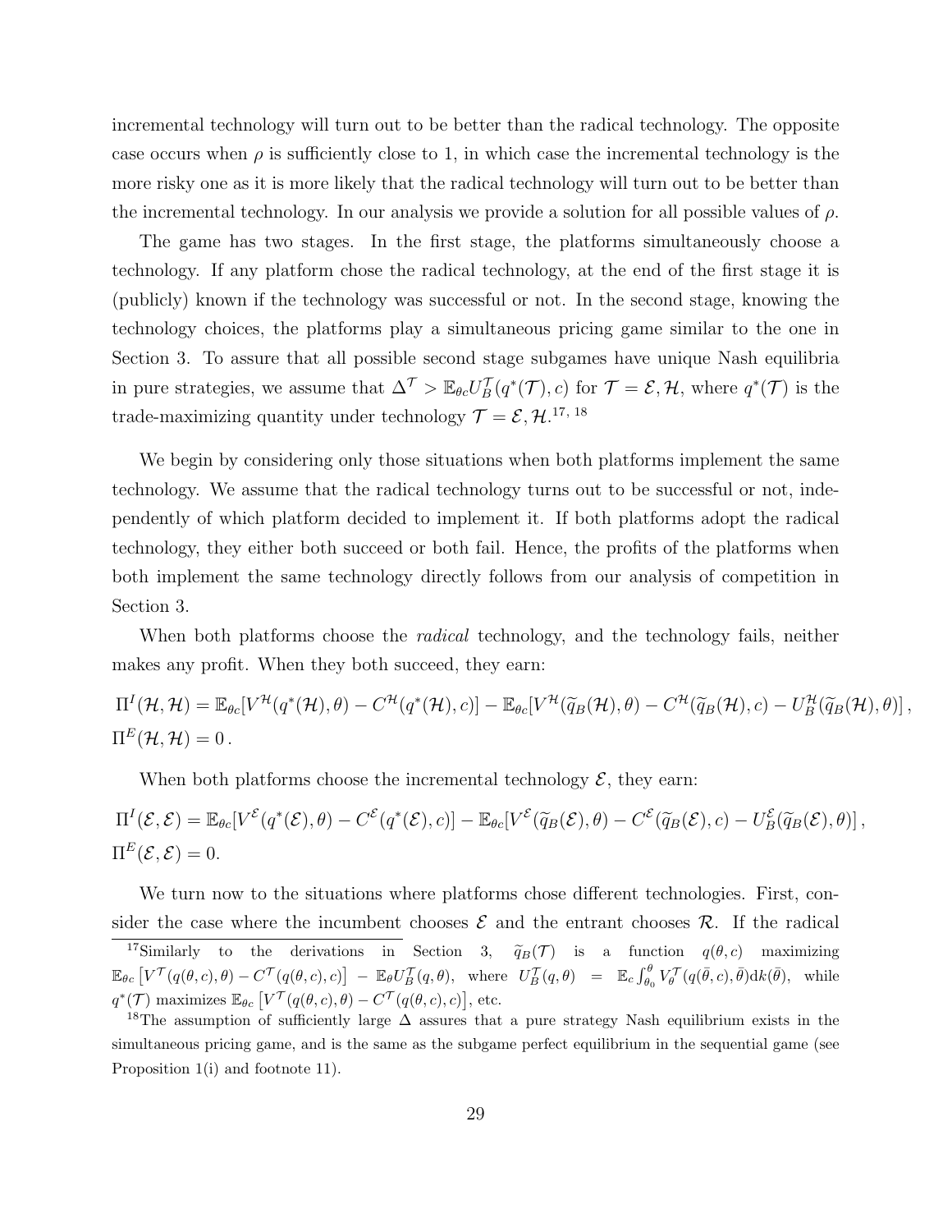incremental technology will turn out to be better than the radical technology. The opposite case occurs when $\rho$ is sufficiently close to 1, in which case the incremental technology is the more risky one as it is more likely that the radical technology will turn out to be better than the incremental technology. In our analysis we provide a solution for all possible values of $\rho$.

The game has two stages. In the first stage, the platforms simultaneously choose a technology. If any platform chose the radical technology, at the end of the first stage it is (publicly) known if the technology was successful or not. In the second stage, knowing the technology choices, the platforms play a simultaneous pricing game similar to the one in Section 3. To assure that all possible second stage subgames have unique Nash equilibria in pure strategies, we assume that $\Delta^{\mathcal{T}} > \mathbb{E}_{\theta c} U_B^{\mathcal{T}}(q^*(\mathcal{T}), c)$ for $\mathcal{T} = \mathcal{E}, \mathcal{H}$, where $q^*(\mathcal{T})$ is the trade-maximizing quantity under technology $\mathcal{T} = \mathcal{E}, \mathcal{H}$.[17, 18]

We begin by considering only those situations when both platforms implement the same technology. We assume that the radical technology turns out to be successful or not, independently of which platform decided to implement it. If both platforms adopt the radical technology, they either both succeed or both fail. Hence, the profits of the platforms when both implement the same technology directly follows from our analysis of competition in Section 3.

When both platforms choose the *radical* technology, and the technology fails, neither makes any profit. When they both succeed, they earn:

$$\Pi^I(\mathcal{H}, \mathcal{H}) = \mathbb{E}_{\theta c}[V^{\mathcal{H}}(q^*(\mathcal{H}), \theta) - C^{\mathcal{H}}(q^*(\mathcal{H}), c)] - \mathbb{E}_{\theta c}[V^{\mathcal{H}}(\widetilde{q}_B(\mathcal{H}), \theta) - C^{\mathcal{H}}(\widetilde{q}_B(\mathcal{H}), c) - U_B^{\mathcal{H}}(\widetilde{q}_B(\mathcal{H}), \theta)]\,,$$
$$\Pi^E(\mathcal{H}, \mathcal{H}) = 0\,.$$

When both platforms choose the incremental technology $\mathcal{E}$, they earn:

$$\Pi^I(\mathcal{E}, \mathcal{E}) = \mathbb{E}_{\theta c}[V^{\mathcal{E}}(q^*(\mathcal{E}), \theta) - C^{\mathcal{E}}(q^*(\mathcal{E}), c)] - \mathbb{E}_{\theta c}[V^{\mathcal{E}}(\widetilde{q}_B(\mathcal{E}), \theta) - C^{\mathcal{E}}(\widetilde{q}_B(\mathcal{E}), c) - U_B^{\mathcal{E}}(\widetilde{q}_B(\mathcal{E}), \theta)]\,,$$
$$\Pi^E(\mathcal{E}, \mathcal{E}) = 0.$$

We turn now to the situations where platforms chose different technologies. First, consider the case where the incumbent chooses $\mathcal{E}$ and the entrant chooses $\mathcal{R}$. If the radical

---

[17] Similarly to the derivations in Section 3, $\widetilde{q}_B(\mathcal{T})$ is a function $q(\theta, c)$ maximizing $\mathbb{E}_{\theta c}\left[V^{\mathcal{T}}(q(\theta, c), \theta) - C^{\mathcal{T}}(q(\theta, c), c)\right] - \mathbb{E}_{\theta} U_B^{\mathcal{T}}(q, \theta)$, where $U_B^{\mathcal{T}}(q, \theta) = \mathbb{E}_c \int_{\theta_0}^{\theta} V_\theta^{\mathcal{T}}(q(\bar{\theta}, c), \bar{\theta}) \mathrm{d}k(\bar{\theta})$, while $q^*(\mathcal{T})$ maximizes $\mathbb{E}_{\theta c}\left[V^{\mathcal{T}}(q(\theta, c), \theta) - C^{\mathcal{T}}(q(\theta, c), c)\right]$, etc.

[18] The assumption of sufficiently large $\Delta$ assures that a pure strategy Nash equilibrium exists in the simultaneous pricing game, and is the same as the subgame perfect equilibrium in the sequential game (see Proposition 1(i) and footnote 11).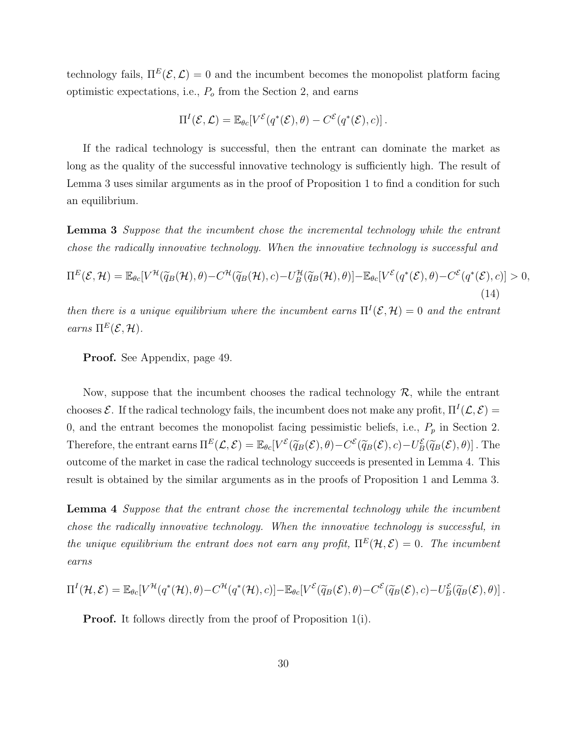technology fails, $\Pi^E(\mathcal{E},\mathcal{L}) = 0$ and the incumbent becomes the monopolist platform facing optimistic expectations, i.e., $P_o$ from the Section 2, and earns

$$\Pi^I(\mathcal{E},\mathcal{L}) = \mathbb{E}_{\theta c}[V^{\mathcal{E}}(q^*(\mathcal{E}),\theta) - C^{\mathcal{E}}(q^*(\mathcal{E}),c)] .$$

If the radical technology is successful, then the entrant can dominate the market as long as the quality of the successful innovative technology is sufficiently high. The result of Lemma 3 uses similar arguments as in the proof of Proposition 1 to find a condition for such an equilibrium.

**Lemma 3** *Suppose that the incumbent chose the incremental technology while the entrant chose the radically innovative technology. When the innovative technology is successful and*

$$\Pi^E(\mathcal{E},\mathcal{H}) = \mathbb{E}_{\theta c}[V^{\mathcal{H}}(\widetilde{q}_B(\mathcal{H}),\theta) - C^{\mathcal{H}}(\widetilde{q}_B(\mathcal{H}),c) - U_B^{\mathcal{H}}(\widetilde{q}_B(\mathcal{H}),\theta)] - \mathbb{E}_{\theta c}[V^{\mathcal{E}}(q^*(\mathcal{E}),\theta) - C^{\mathcal{E}}(q^*(\mathcal{E}),c)] > 0, \tag{14}$$

*then there is a unique equilibrium where the incumbent earns $\Pi^I(\mathcal{E},\mathcal{H}) = 0$ and the entrant earns $\Pi^E(\mathcal{E},\mathcal{H})$.*

**Proof.** See Appendix, page 49.

Now, suppose that the incumbent chooses the radical technology $\mathcal{R}$, while the entrant chooses $\mathcal{E}$. If the radical technology fails, the incumbent does not make any profit, $\Pi^I(\mathcal{L},\mathcal{E}) = 0$, and the entrant becomes the monopolist facing pessimistic beliefs, i.e., $P_p$ in Section 2. Therefore, the entrant earns $\Pi^E(\mathcal{L},\mathcal{E}) = \mathbb{E}_{\theta c}[V^{\mathcal{E}}(\widetilde{q}_B(\mathcal{E}),\theta) - C^{\mathcal{E}}(\widetilde{q}_B(\mathcal{E}),c) - U_B^{\mathcal{E}}(\widetilde{q}_B(\mathcal{E}),\theta)]$ . The outcome of the market in case the radical technology succeeds is presented in Lemma 4. This result is obtained by the similar arguments as in the proofs of Proposition 1 and Lemma 3.

**Lemma 4** *Suppose that the entrant chose the incremental technology while the incumbent chose the radically innovative technology. When the innovative technology is successful, in the unique equilibrium the entrant does not earn any profit, $\Pi^E(\mathcal{H},\mathcal{E}) = 0$. The incumbent earns*

$$\Pi^I(\mathcal{H},\mathcal{E}) = \mathbb{E}_{\theta c}[V^{\mathcal{H}}(q^*(\mathcal{H}),\theta) - C^{\mathcal{H}}(q^*(\mathcal{H}),c)] - \mathbb{E}_{\theta c}[V^{\mathcal{E}}(\widetilde{q}_B(\mathcal{E}),\theta) - C^{\mathcal{E}}(\widetilde{q}_B(\mathcal{E}),c) - U_B^{\mathcal{E}}(\widetilde{q}_B(\mathcal{E}),\theta)] .$$

**Proof.** It follows directly from the proof of Proposition 1(i).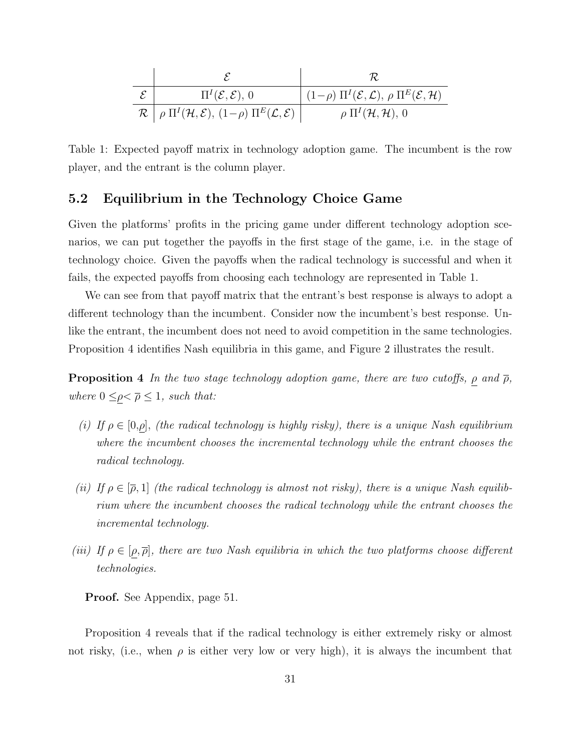| | $\mathcal{E}$ | $\mathcal{R}$ |
|---|---|---|
| $\mathcal{E}$ | $\Pi^I(\mathcal{E},\mathcal{E})$, 0 | $(1-\rho)\ \Pi^I(\mathcal{E},\mathcal{L})$, $\rho\ \Pi^E(\mathcal{E},\mathcal{H})$ |
| $\mathcal{R}$ | $\rho\ \Pi^I(\mathcal{H},\mathcal{E})$, $(1-\rho)\ \Pi^E(\mathcal{L},\mathcal{E})$ | $\rho\ \Pi^I(\mathcal{H},\mathcal{H})$, 0 |

Table 1: Expected payoff matrix in technology adoption game. The incumbent is the row player, and the entrant is the column player.

## 5.2 Equilibrium in the Technology Choice Game

Given the platforms' profits in the pricing game under different technology adoption scenarios, we can put together the payoffs in the first stage of the game, i.e. in the stage of technology choice. Given the payoffs when the radical technology is successful and when it fails, the expected payoffs from choosing each technology are represented in Table 1.

We can see from that payoff matrix that the entrant's best response is always to adopt a different technology than the incumbent. Consider now the incumbent's best response. Unlike the entrant, the incumbent does not need to avoid competition in the same technologies. Proposition 4 identifies Nash equilibria in this game, and Figure 2 illustrates the result.

**Proposition 4** *In the two stage technology adoption game, there are two cutoffs, $\underline{\rho}$ and $\overline{\rho}$, where $0 \leq \underline{\rho} < \overline{\rho} \leq 1$, such that:*

- *(i) If $\rho \in [0,\underline{\rho}]$, (the radical technology is highly risky), there is a unique Nash equilibrium where the incumbent chooses the incremental technology while the entrant chooses the radical technology.*
- *(ii) If $\rho \in [\overline{\rho}, 1]$ (the radical technology is almost not risky), there is a unique Nash equilibrium where the incumbent chooses the radical technology while the entrant chooses the incremental technology.*
- *(iii) If $\rho \in [\underline{\rho}, \overline{\rho}]$, there are two Nash equilibria in which the two platforms choose different technologies.*

**Proof.** See Appendix, page 51.

Proposition 4 reveals that if the radical technology is either extremely risky or almost not risky, (i.e., when $\rho$ is either very low or very high), it is always the incumbent that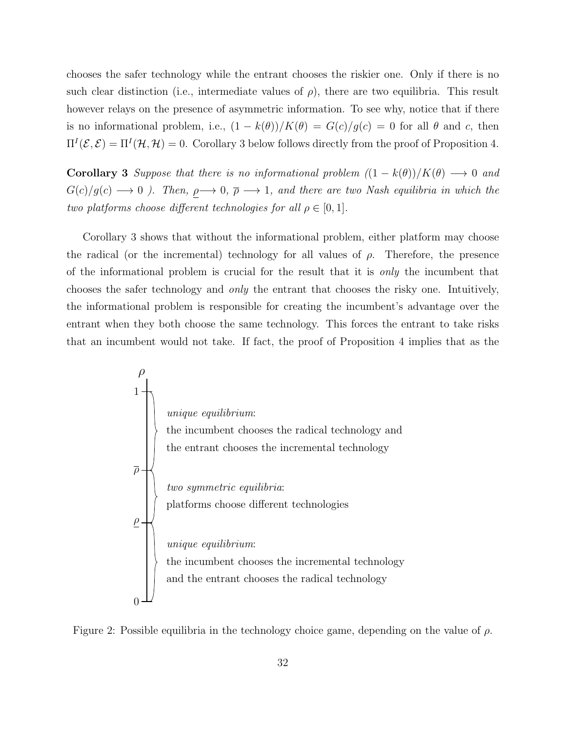chooses the safer technology while the entrant chooses the riskier one. Only if there is no such clear distinction (i.e., intermediate values of $\rho$), there are two equilibria. This result however relays on the presence of asymmetric information. To see why, notice that if there is no informational problem, i.e., $(1 - k(\theta))/K(\theta) = G(c)/g(c) = 0$ for all $\theta$ and $c$, then $\Pi^I(\mathcal{E}, \mathcal{E}) = \Pi^I(\mathcal{H}, \mathcal{H}) = 0$. Corollary 3 below follows directly from the proof of Proposition 4.

**Corollary 3** *Suppose that there is no informational problem ($(1 - k(\theta))/K(\theta) \longrightarrow 0$ and $G(c)/g(c) \longrightarrow 0$ ). Then, $\underline{\rho} \longrightarrow 0$, $\overline{\rho} \longrightarrow 1$, and there are two Nash equilibria in which the two platforms choose different technologies for all $\rho \in [0, 1]$.*

Corollary 3 shows that without the informational problem, either platform may choose the radical (or the incremental) technology for all values of $\rho$. Therefore, the presence of the informational problem is crucial for the result that it is *only* the incumbent that chooses the safer technology and *only* the entrant that chooses the risky one. Intuitively, the informational problem is responsible for creating the incumbent's advantage over the entrant when they both choose the same technology. This forces the entrant to take risks that an incumbent would not take. If fact, the proof of Proposition 4 implies that as the

$\rho$

- $1$ to $\overline{\rho}$: *unique equilibrium*: the incumbent chooses the radical technology and the entrant chooses the incremental technology
- $\overline{\rho}$ to $\underline{\rho}$: *two symmetric equilibria*: platforms choose different technologies
- $\underline{\rho}$ to $0$: *unique equilibrium*: the incumbent chooses the incremental technology and the entrant chooses the radical technology

Figure 2: Possible equilibria in the technology choice game, depending on the value of $\rho$.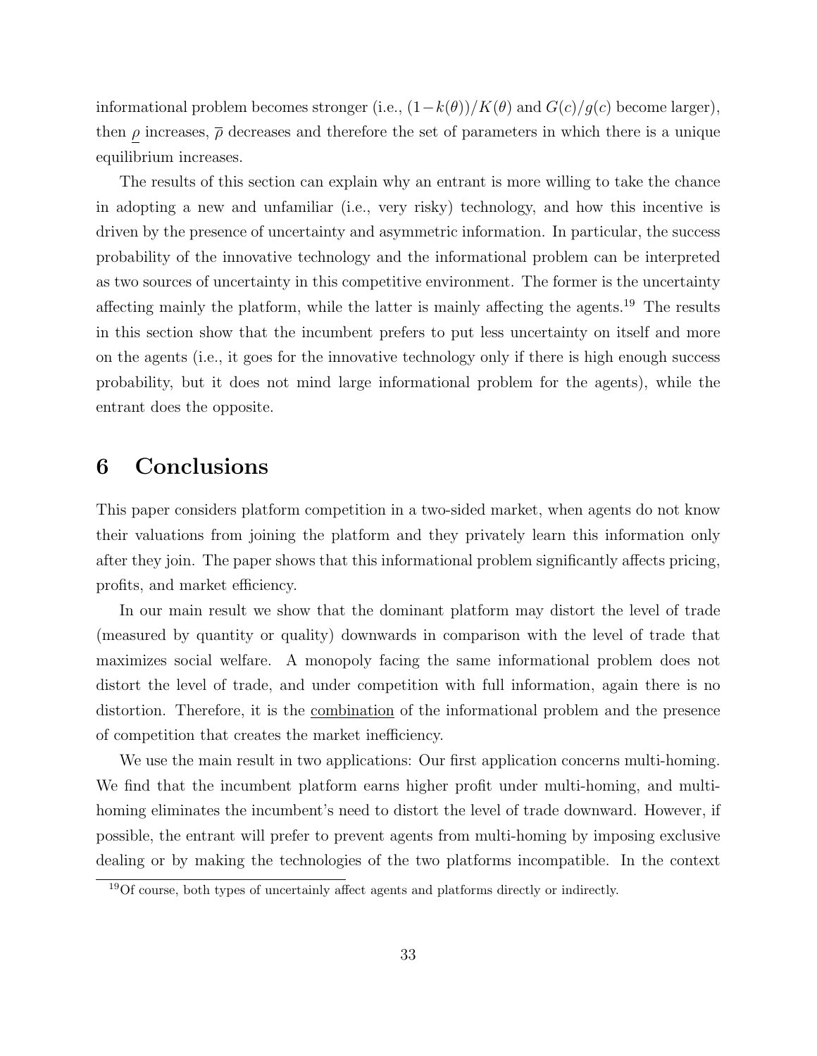informational problem becomes stronger (i.e., $(1-k(\theta))/K(\theta)$ and $G(c)/g(c)$ become larger), then $\underline{\rho}$ increases, $\overline{\rho}$ decreases and therefore the set of parameters in which there is a unique equilibrium increases.

The results of this section can explain why an entrant is more willing to take the chance in adopting a new and unfamiliar (i.e., very risky) technology, and how this incentive is driven by the presence of uncertainty and asymmetric information. In particular, the success probability of the innovative technology and the informational problem can be interpreted as two sources of uncertainty in this competitive environment. The former is the uncertainty affecting mainly the platform, while the latter is mainly affecting the agents.[19] The results in this section show that the incumbent prefers to put less uncertainty on itself and more on the agents (i.e., it goes for the innovative technology only if there is high enough success probability, but it does not mind large informational problem for the agents), while the entrant does the opposite.

# 6 Conclusions

This paper considers platform competition in a two-sided market, when agents do not know their valuations from joining the platform and they privately learn this information only after they join. The paper shows that this informational problem significantly affects pricing, profits, and market efficiency.

In our main result we show that the dominant platform may distort the level of trade (measured by quantity or quality) downwards in comparison with the level of trade that maximizes social welfare. A monopoly facing the same informational problem does not distort the level of trade, and under competition with full information, again there is no distortion. Therefore, it is the <u>combination</u> of the informational problem and the presence of competition that creates the market inefficiency.

We use the main result in two applications: Our first application concerns multi-homing. We find that the incumbent platform earns higher profit under multi-homing, and multi-homing eliminates the incumbent's need to distort the level of trade downward. However, if possible, the entrant will prefer to prevent agents from multi-homing by imposing exclusive dealing or by making the technologies of the two platforms incompatible. In the context

[19] Of course, both types of uncertainly affect agents and platforms directly or indirectly.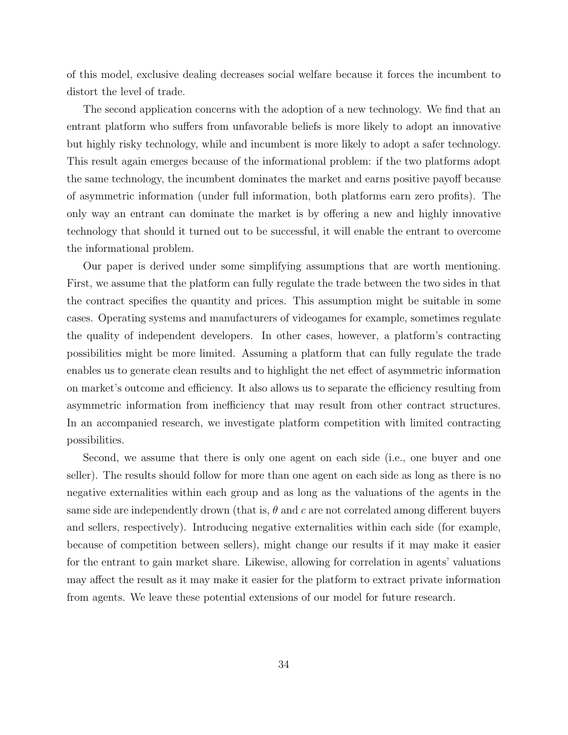of this model, exclusive dealing decreases social welfare because it forces the incumbent to distort the level of trade.

The second application concerns with the adoption of a new technology. We find that an entrant platform who suffers from unfavorable beliefs is more likely to adopt an innovative but highly risky technology, while and incumbent is more likely to adopt a safer technology. This result again emerges because of the informational problem: if the two platforms adopt the same technology, the incumbent dominates the market and earns positive payoff because of asymmetric information (under full information, both platforms earn zero profits). The only way an entrant can dominate the market is by offering a new and highly innovative technology that should it turned out to be successful, it will enable the entrant to overcome the informational problem.

Our paper is derived under some simplifying assumptions that are worth mentioning. First, we assume that the platform can fully regulate the trade between the two sides in that the contract specifies the quantity and prices. This assumption might be suitable in some cases. Operating systems and manufacturers of videogames for example, sometimes regulate the quality of independent developers. In other cases, however, a platform's contracting possibilities might be more limited. Assuming a platform that can fully regulate the trade enables us to generate clean results and to highlight the net effect of asymmetric information on market's outcome and efficiency. It also allows us to separate the efficiency resulting from asymmetric information from inefficiency that may result from other contract structures. In an accompanied research, we investigate platform competition with limited contracting possibilities.

Second, we assume that there is only one agent on each side (i.e., one buyer and one seller). The results should follow for more than one agent on each side as long as there is no negative externalities within each group and as long as the valuations of the agents in the same side are independently drown (that is, $\theta$ and $c$ are not correlated among different buyers and sellers, respectively). Introducing negative externalities within each side (for example, because of competition between sellers), might change our results if it may make it easier for the entrant to gain market share. Likewise, allowing for correlation in agents' valuations may affect the result as it may make it easier for the platform to extract private information from agents. We leave these potential extensions of our model for future research.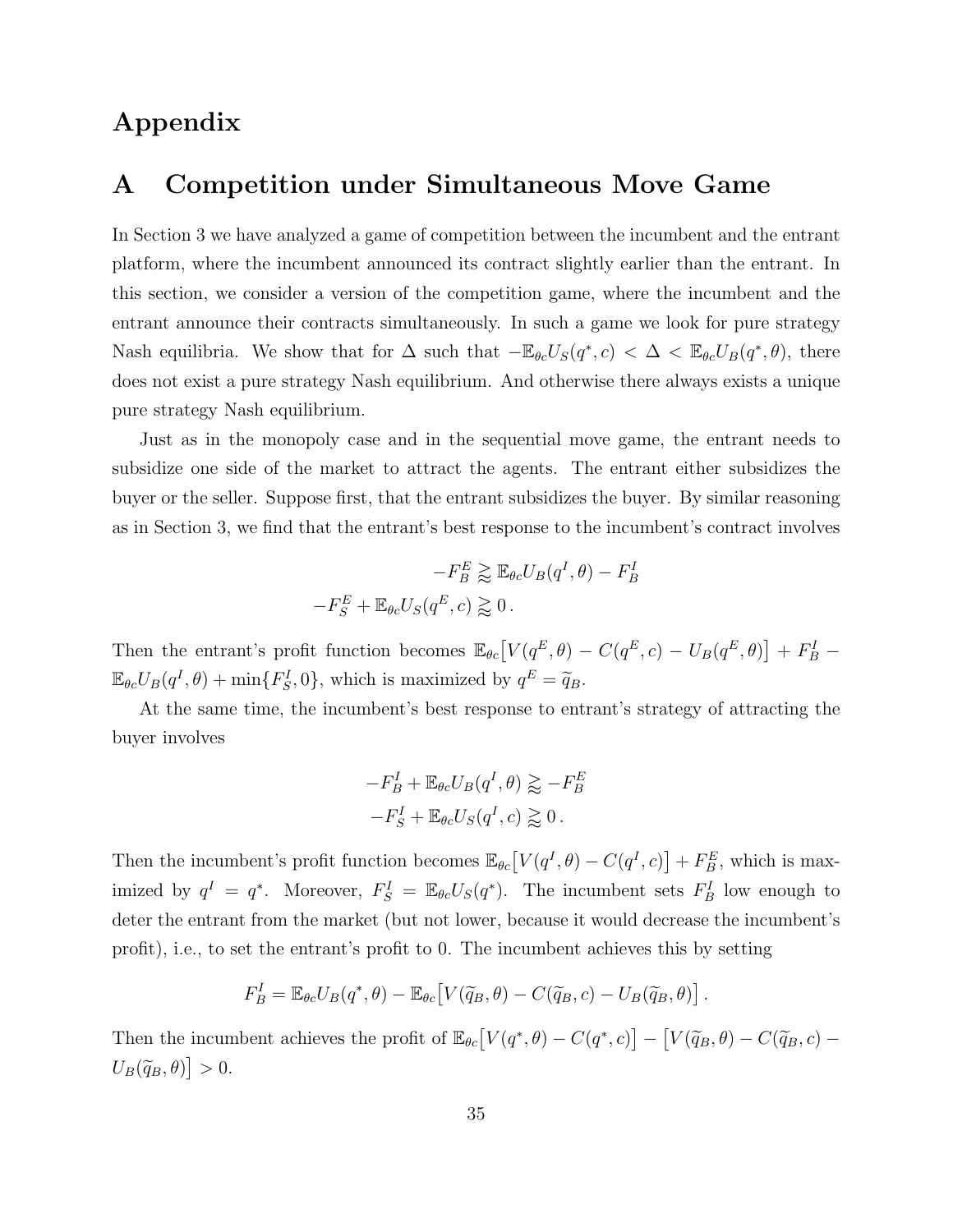# Appendix

## A Competition under Simultaneous Move Game

In Section 3 we have analyzed a game of competition between the incumbent and the entrant platform, where the incumbent announced its contract slightly earlier than the entrant. In this section, we consider a version of the competition game, where the incumbent and the entrant announce their contracts simultaneously. In such a game we look for pure strategy Nash equilibria. We show that for $\Delta$ such that $-\mathbb{E}_{\theta c} U_S(q^*, c) < \Delta < \mathbb{E}_{\theta c} U_B(q^*, \theta)$, there does not exist a pure strategy Nash equilibrium. And otherwise there always exists a unique pure strategy Nash equilibrium.

Just as in the monopoly case and in the sequential move game, the entrant needs to subsidize one side of the market to attract the agents. The entrant either subsidizes the buyer or the seller. Suppose first, that the entrant subsidizes the buyer. By similar reasoning as in Section 3, we find that the entrant's best response to the incumbent's contract involves

$$
\begin{aligned}
-F_B^E &\gtrapprox \mathbb{E}_{\theta c} U_B(q^I, \theta) - F_B^I \\
-F_S^E + \mathbb{E}_{\theta c} U_S(q^E, c) &\gtrapprox 0\,.
\end{aligned}
$$

Then the entrant's profit function becomes $\mathbb{E}_{\theta c}\big[V(q^E, \theta) - C(q^E, c) - U_B(q^E, \theta)\big] + F_B^I - \mathbb{E}_{\theta c} U_B(q^I, \theta) + \min\{F_S^I, 0\}$, which is maximized by $q^E = \widetilde{q}_B$.

At the same time, the incumbent's best response to entrant's strategy of attracting the buyer involves

$$
\begin{aligned}
-F_B^I + \mathbb{E}_{\theta c} U_B(q^I, \theta) &\gtrapprox -F_B^E \\
-F_S^I + \mathbb{E}_{\theta c} U_S(q^I, c) &\gtrapprox 0\,.
\end{aligned}
$$

Then the incumbent's profit function becomes $\mathbb{E}_{\theta c}\big[V(q^I, \theta) - C(q^I, c)\big] + F_B^E$, which is maximized by $q^I = q^*$. Moreover, $F_S^I = \mathbb{E}_{\theta c} U_S(q^*)$. The incumbent sets $F_B^I$ low enough to deter the entrant from the market (but not lower, because it would decrease the incumbent's profit), i.e., to set the entrant's profit to 0. The incumbent achieves this by setting

$$
F_B^I = \mathbb{E}_{\theta c} U_B(q^*, \theta) - \mathbb{E}_{\theta c}\big[V(\widetilde{q}_B, \theta) - C(\widetilde{q}_B, c) - U_B(\widetilde{q}_B, \theta)\big]\,.
$$

Then the incumbent achieves the profit of $\mathbb{E}_{\theta c}\big[V(q^*, \theta) - C(q^*, c)\big] - \big[V(\widetilde{q}_B, \theta) - C(\widetilde{q}_B, c) - U_B(\widetilde{q}_B, \theta)\big] > 0$.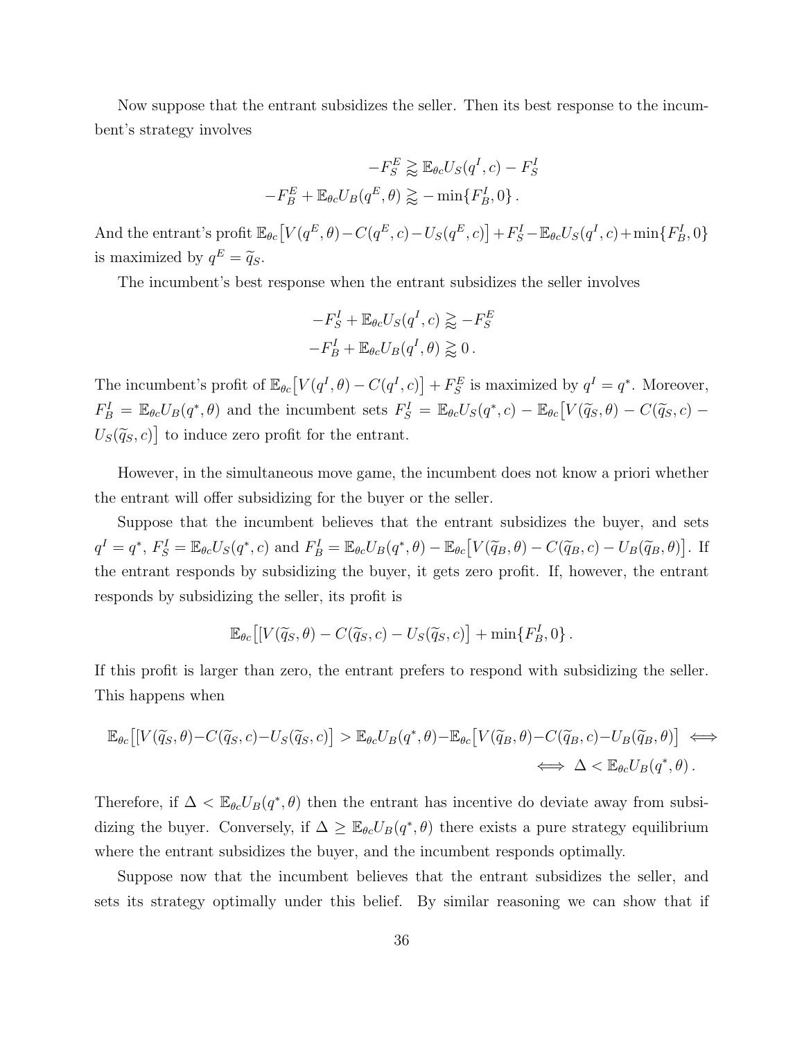Now suppose that the entrant subsidizes the seller. Then its best response to the incumbent's strategy involves

$$
\begin{aligned}
-F_S^E &\gtreqqless \mathbb{E}_{\theta c} U_S(q^I, c) - F_S^I \\
-F_B^E + \mathbb{E}_{\theta c} U_B(q^E, \theta) &\gtreqqless -\min\{F_B^I, 0\}\,.
\end{aligned}
$$

And the entrant's profit $\mathbb{E}_{\theta c}\big[V(q^E,\theta) - C(q^E,c) - U_S(q^E,c)\big] + F_S^I - \mathbb{E}_{\theta c} U_S(q^I,c) + \min\{F_B^I, 0\}$ is maximized by $q^E = \widetilde{q}_S$.

The incumbent's best response when the entrant subsidizes the seller involves

$$
\begin{aligned}
-F_S^I + \mathbb{E}_{\theta c} U_S(q^I, c) &\gtreqqless -F_S^E \\
-F_B^I + \mathbb{E}_{\theta c} U_B(q^I, \theta) &\gtreqqless 0\,.
\end{aligned}
$$

The incumbent's profit of $\mathbb{E}_{\theta c}\big[V(q^I,\theta) - C(q^I,c)\big] + F_S^E$ is maximized by $q^I = q^*$. Moreover, $F_B^I = \mathbb{E}_{\theta c} U_B(q^*,\theta)$ and the incumbent sets $F_S^I = \mathbb{E}_{\theta c} U_S(q^*,c) - \mathbb{E}_{\theta c}\big[V(\widetilde{q}_S,\theta) - C(\widetilde{q}_S,c) - U_S(\widetilde{q}_S,c)\big]$ to induce zero profit for the entrant.

However, in the simultaneous move game, the incumbent does not know a priori whether the entrant will offer subsidizing for the buyer or the seller.

Suppose that the incumbent believes that the entrant subsidizes the buyer, and sets $q^I = q^*$, $F_S^I = \mathbb{E}_{\theta c} U_S(q^*,c)$ and $F_B^I = \mathbb{E}_{\theta c} U_B(q^*,\theta) - \mathbb{E}_{\theta c}\big[V(\widetilde{q}_B,\theta) - C(\widetilde{q}_B,c) - U_B(\widetilde{q}_B,\theta)\big]$. If the entrant responds by subsidizing the buyer, it gets zero profit. If, however, the entrant responds by subsidizing the seller, its profit is

$$
\mathbb{E}_{\theta c}\big[[V(\widetilde{q}_S,\theta) - C(\widetilde{q}_S,c) - U_S(\widetilde{q}_S,c)\big] + \min\{F_B^I, 0\}\,.
$$

If this profit is larger than zero, the entrant prefers to respond with subsidizing the seller. This happens when

$$
\mathbb{E}_{\theta c}\big[[V(\widetilde{q}_S,\theta) - C(\widetilde{q}_S,c) - U_S(\widetilde{q}_S,c)\big] > \mathbb{E}_{\theta c} U_B(q^*,\theta) - \mathbb{E}_{\theta c}\big[V(\widetilde{q}_B,\theta) - C(\widetilde{q}_B,c) - U_B(\widetilde{q}_B,\theta)\big] \iff \\
\iff \Delta < \mathbb{E}_{\theta c} U_B(q^*,\theta)\,.
$$

Therefore, if $\Delta < \mathbb{E}_{\theta c} U_B(q^*,\theta)$ then the entrant has incentive do deviate away from subsidizing the buyer. Conversely, if $\Delta \geq \mathbb{E}_{\theta c} U_B(q^*,\theta)$ there exists a pure strategy equilibrium where the entrant subsidizes the buyer, and the incumbent responds optimally.

Suppose now that the incumbent believes that the entrant subsidizes the seller, and sets its strategy optimally under this belief. By similar reasoning we can show that if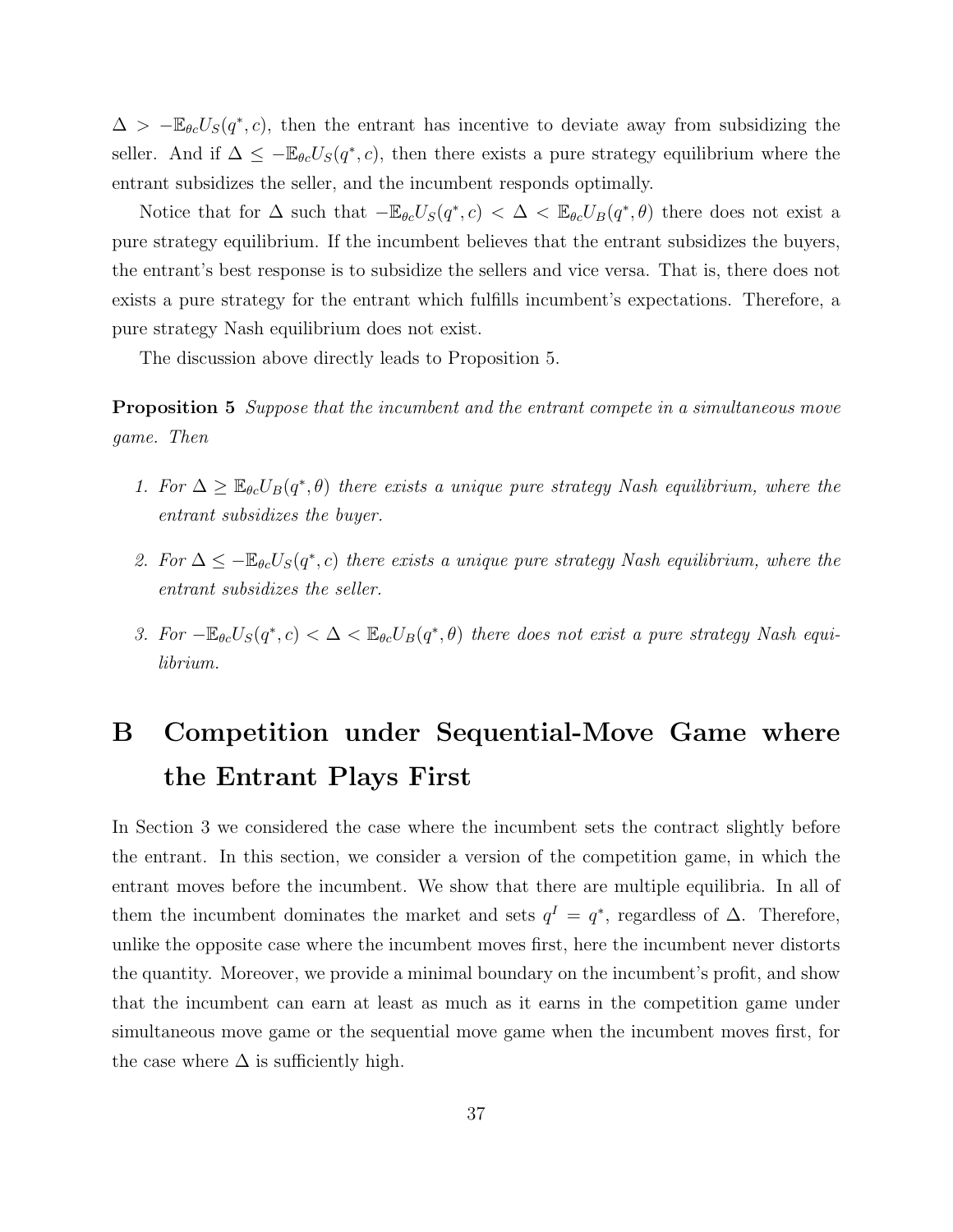$\Delta > -\mathbb{E}_{\theta c} U_S(q^*, c)$, then the entrant has incentive to deviate away from subsidizing the seller. And if $\Delta \leq -\mathbb{E}_{\theta c} U_S(q^*, c)$, then there exists a pure strategy equilibrium where the entrant subsidizes the seller, and the incumbent responds optimally.

Notice that for $\Delta$ such that $-\mathbb{E}_{\theta c} U_S(q^*, c) < \Delta < \mathbb{E}_{\theta c} U_B(q^*, \theta)$ there does not exist a pure strategy equilibrium. If the incumbent believes that the entrant subsidizes the buyers, the entrant's best response is to subsidize the sellers and vice versa. That is, there does not exists a pure strategy for the entrant which fulfills incumbent's expectations. Therefore, a pure strategy Nash equilibrium does not exist.

The discussion above directly leads to Proposition 5.

**Proposition 5** *Suppose that the incumbent and the entrant compete in a simultaneous move game. Then*

1. *For $\Delta \geq \mathbb{E}_{\theta c} U_B(q^*, \theta)$ there exists a unique pure strategy Nash equilibrium, where the entrant subsidizes the buyer.*

2. *For $\Delta \leq -\mathbb{E}_{\theta c} U_S(q^*, c)$ there exists a unique pure strategy Nash equilibrium, where the entrant subsidizes the seller.*

3. *For $-\mathbb{E}_{\theta c} U_S(q^*, c) < \Delta < \mathbb{E}_{\theta c} U_B(q^*, \theta)$ there does not exist a pure strategy Nash equilibrium.*

# B Competition under Sequential-Move Game where the Entrant Plays First

In Section 3 we considered the case where the incumbent sets the contract slightly before the entrant. In this section, we consider a version of the competition game, in which the entrant moves before the incumbent. We show that there are multiple equilibria. In all of them the incumbent dominates the market and sets $q^I = q^*$, regardless of $\Delta$. Therefore, unlike the opposite case where the incumbent moves first, here the incumbent never distorts the quantity. Moreover, we provide a minimal boundary on the incumbent's profit, and show that the incumbent can earn at least as much as it earns in the competition game under simultaneous move game or the sequential move game when the incumbent moves first, for the case where $\Delta$ is sufficiently high.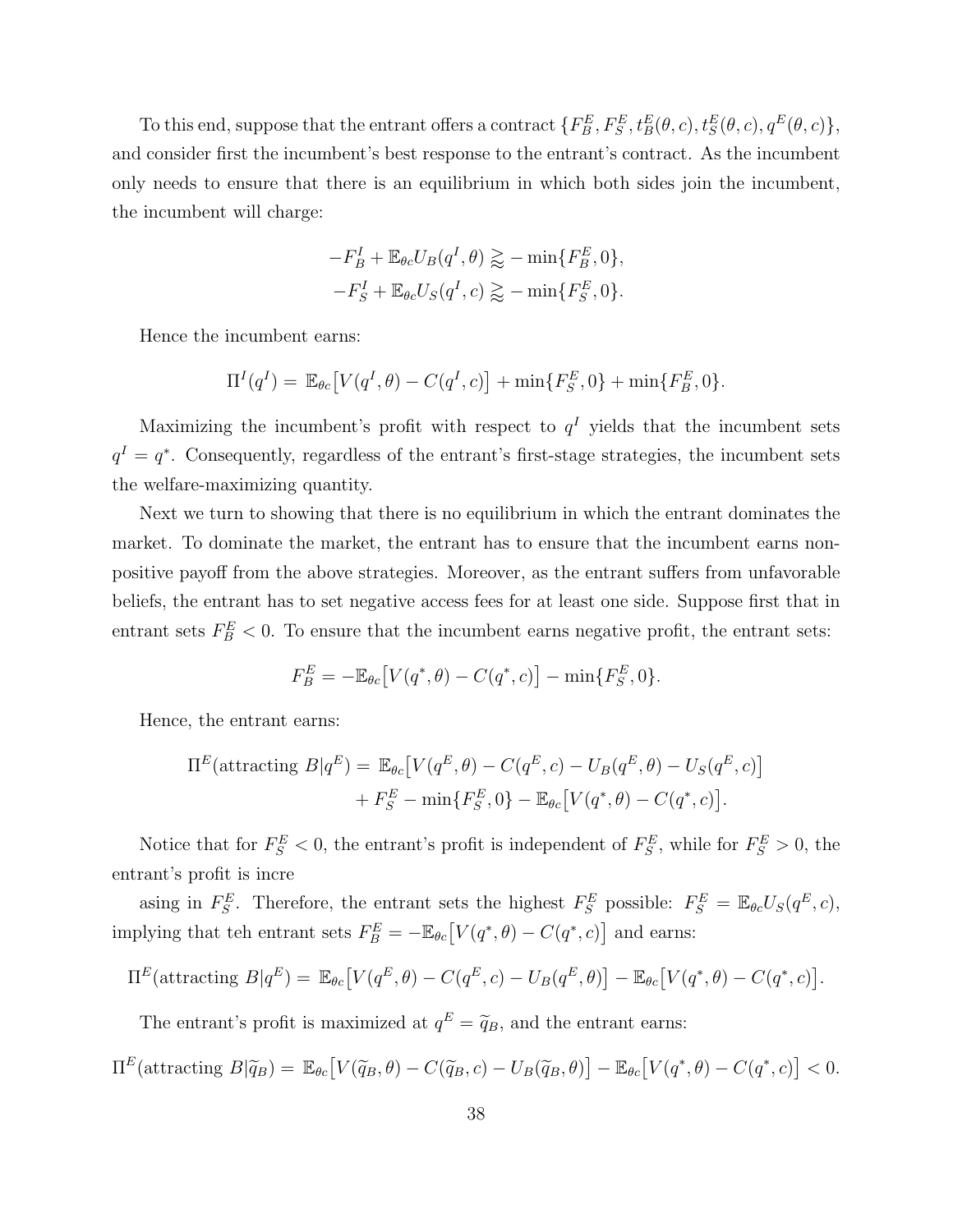To this end, suppose that the entrant offers a contract $\{F_B^E, F_S^E, t_B^E(\theta, c), t_S^E(\theta, c), q^E(\theta, c)\}$, and consider first the incumbent's best response to the entrant's contract. As the incumbent only needs to ensure that there is an equilibrium in which both sides join the incumbent, the incumbent will charge:

$$-F_B^I + \mathbb{E}_{\theta c} U_B(q^I, \theta) \gtrapprox - \min\{F_B^E, 0\},$$
$$-F_S^I + \mathbb{E}_{\theta c} U_S(q^I, c) \gtrapprox - \min\{F_S^E, 0\}.$$

Hence the incumbent earns:

$$\Pi^I(q^I) = \mathbb{E}_{\theta c}\big[V(q^I, \theta) - C(q^I, c)\big] + \min\{F_S^E, 0\} + \min\{F_B^E, 0\}.$$

Maximizing the incumbent's profit with respect to $q^I$ yields that the incumbent sets $q^I = q^*$. Consequently, regardless of the entrant's first-stage strategies, the incumbent sets the welfare-maximizing quantity.

Next we turn to showing that there is no equilibrium in which the entrant dominates the market. To dominate the market, the entrant has to ensure that the incumbent earns non-positive payoff from the above strategies. Moreover, as the entrant suffers from unfavorable beliefs, the entrant has to set negative access fees for at least one side. Suppose first that in entrant sets $F_B^E < 0$. To ensure that the incumbent earns negative profit, the entrant sets:

$$F_B^E = -\mathbb{E}_{\theta c}\big[V(q^*, \theta) - C(q^*, c)\big] - \min\{F_S^E, 0\}.$$

Hence, the entrant earns:

$$\Pi^E(\text{attracting } B|q^E) = \mathbb{E}_{\theta c}\big[V(q^E, \theta) - C(q^E, c) - U_B(q^E, \theta) - U_S(q^E, c)\big] + F_S^E - \min\{F_S^E, 0\} - \mathbb{E}_{\theta c}\big[V(q^*, \theta) - C(q^*, c)\big].$$

Notice that for $F_S^E < 0$, the entrant's profit is independent of $F_S^E$, while for $F_S^E > 0$, the entrant's profit is incre

asing in $F_S^E$. Therefore, the entrant sets the highest $F_S^E$ possible: $F_S^E = \mathbb{E}_{\theta c} U_S(q^E, c)$, implying that teh entrant sets $F_B^E = -\mathbb{E}_{\theta c}\big[V(q^*, \theta) - C(q^*, c)\big]$ and earns:

$$\Pi^E(\text{attracting } B|q^E) = \mathbb{E}_{\theta c}\big[V(q^E, \theta) - C(q^E, c) - U_B(q^E, \theta)\big] - \mathbb{E}_{\theta c}\big[V(q^*, \theta) - C(q^*, c)\big].$$

The entrant's profit is maximized at $q^E = \widetilde{q}_B$, and the entrant earns:

$$\Pi^E(\text{attracting } B|\widetilde{q}_B) = \mathbb{E}_{\theta c}\big[V(\widetilde{q}_B, \theta) - C(\widetilde{q}_B, c) - U_B(\widetilde{q}_B, \theta)\big] - \mathbb{E}_{\theta c}\big[V(q^*, \theta) - C(q^*, c)\big] < 0.$$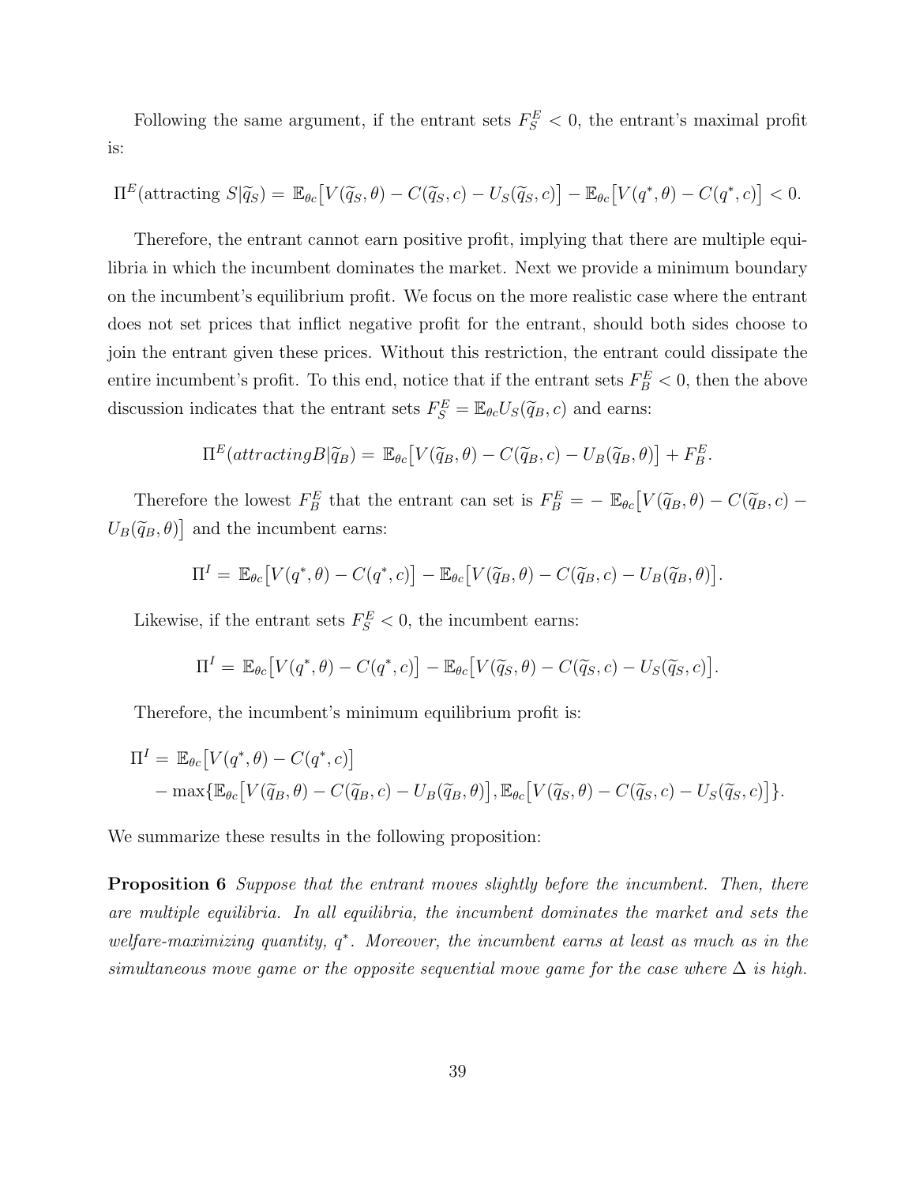Following the same argument, if the entrant sets $F_S^E < 0$, the entrant's maximal profit is:

$$\Pi^E(\text{attracting } S|\widetilde{q}_S) = \mathbb{E}_{\theta c}\big[V(\widetilde{q}_S, \theta) - C(\widetilde{q}_S, c) - U_S(\widetilde{q}_S, c)\big] - \mathbb{E}_{\theta c}\big[V(q^*, \theta) - C(q^*, c)\big] < 0.$$

Therefore, the entrant cannot earn positive profit, implying that there are multiple equilibria in which the incumbent dominates the market. Next we provide a minimum boundary on the incumbent's equilibrium profit. We focus on the more realistic case where the entrant does not set prices that inflict negative profit for the entrant, should both sides choose to join the entrant given these prices. Without this restriction, the entrant could dissipate the entire incumbent's profit. To this end, notice that if the entrant sets $F_B^E < 0$, then the above discussion indicates that the entrant sets $F_S^E = \mathbb{E}_{\theta c} U_S(\widetilde{q}_B, c)$ and earns:

$$\Pi^E(attractingB|\widetilde{q}_B) = \mathbb{E}_{\theta c}\big[V(\widetilde{q}_B, \theta) - C(\widetilde{q}_B, c) - U_B(\widetilde{q}_B, \theta)\big] + F_B^E.$$

Therefore the lowest $F_B^E$ that the entrant can set is $F_B^E = -\,\mathbb{E}_{\theta c}\big[V(\widetilde{q}_B, \theta) - C(\widetilde{q}_B, c) - U_B(\widetilde{q}_B, \theta)\big]$ and the incumbent earns:

$$\Pi^I = \mathbb{E}_{\theta c}\big[V(q^*, \theta) - C(q^*, c)\big] - \mathbb{E}_{\theta c}\big[V(\widetilde{q}_B, \theta) - C(\widetilde{q}_B, c) - U_B(\widetilde{q}_B, \theta)\big].$$

Likewise, if the entrant sets $F_S^E < 0$, the incumbent earns:

$$\Pi^I = \mathbb{E}_{\theta c}\big[V(q^*, \theta) - C(q^*, c)\big] - \mathbb{E}_{\theta c}\big[V(\widetilde{q}_S, \theta) - C(\widetilde{q}_S, c) - U_S(\widetilde{q}_S, c)\big].$$

Therefore, the incumbent's minimum equilibrium profit is:

$$\begin{aligned}\Pi^I = \; & \mathbb{E}_{\theta c}\big[V(q^*, \theta) - C(q^*, c)\big] \\ & - \max\{\mathbb{E}_{\theta c}\big[V(\widetilde{q}_B, \theta) - C(\widetilde{q}_B, c) - U_B(\widetilde{q}_B, \theta)\big], \mathbb{E}_{\theta c}\big[V(\widetilde{q}_S, \theta) - C(\widetilde{q}_S, c) - U_S(\widetilde{q}_S, c)\big]\}.\end{aligned}$$

We summarize these results in the following proposition:

**Proposition 6** *Suppose that the entrant moves slightly before the incumbent. Then, there are multiple equilibria. In all equilibria, the incumbent dominates the market and sets the welfare-maximizing quantity, $q^*$. Moreover, the incumbent earns at least as much as in the simultaneous move game or the opposite sequential move game for the case where $\Delta$ is high.*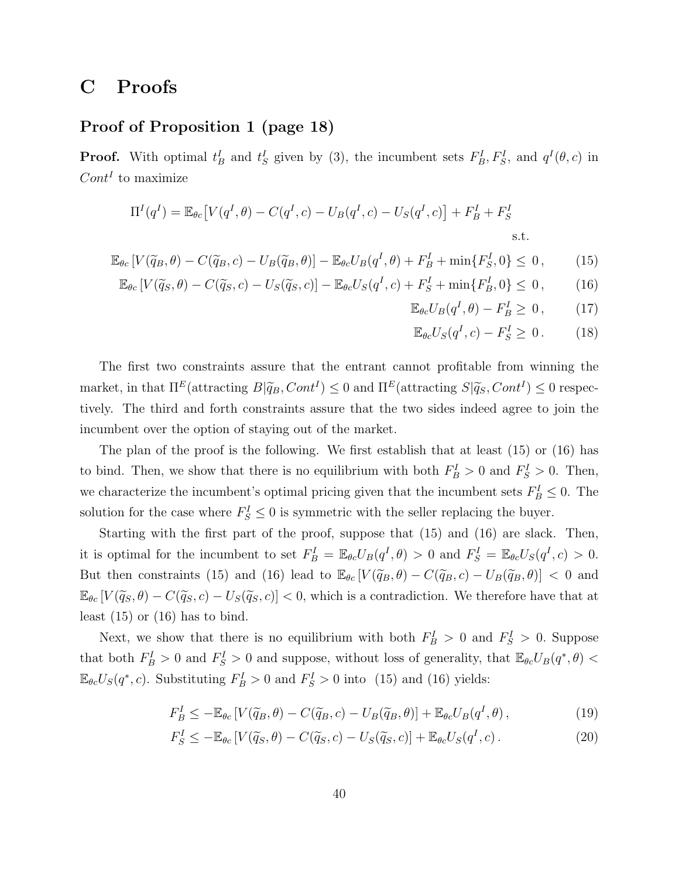# C Proofs

## Proof of Proposition 1 (page 18)

**Proof.** With optimal $t_B^I$ and $t_S^I$ given by (3), the incumbent sets $F_B^I, F_S^I$, and $q^I(\theta, c)$ in $Cont^I$ to maximize

$$\Pi^I(q^I) = \mathbb{E}_{\theta c}\big[V(q^I, \theta) - C(q^I, c) - U_B(q^I, c) - U_S(q^I, c)\big] + F_B^I + F_S^I$$

s.t.

$$\mathbb{E}_{\theta c}\left[V(\widetilde{q}_B, \theta) - C(\widetilde{q}_B, c) - U_B(\widetilde{q}_B, \theta)\right] - \mathbb{E}_{\theta c}U_B(q^I, \theta) + F_B^I + \min\{F_S^I, 0\} \leq 0\,, \tag{15}$$

$$\mathbb{E}_{\theta c}\left[V(\widetilde{q}_S, \theta) - C(\widetilde{q}_S, c) - U_S(\widetilde{q}_S, c)\right] - \mathbb{E}_{\theta c}U_S(q^I, c) + F_S^I + \min\{F_B^I, 0\} \leq 0\,, \tag{16}$$

$$\mathbb{E}_{\theta c}U_B(q^I, \theta) - F_B^I \geq 0\,, \tag{17}$$

$$\mathbb{E}_{\theta c}U_S(q^I, c) - F_S^I \geq 0\,. \tag{18}$$

The first two constraints assure that the entrant cannot profitable from winning the market, in that $\Pi^E(\text{attracting } B|\widetilde{q}_B, Cont^I) \leq 0$ and $\Pi^E(\text{attracting } S|\widetilde{q}_S, Cont^I) \leq 0$ respectively. The third and forth constraints assure that the two sides indeed agree to join the incumbent over the option of staying out of the market.

The plan of the proof is the following. We first establish that at least (15) or (16) has to bind. Then, we show that there is no equilibrium with both $F_B^I > 0$ and $F_S^I > 0$. Then, we characterize the incumbent's optimal pricing given that the incumbent sets $F_B^I \leq 0$. The solution for the case where $F_S^I \leq 0$ is symmetric with the seller replacing the buyer.

Starting with the first part of the proof, suppose that (15) and (16) are slack. Then, it is optimal for the incumbent to set $F_B^I = \mathbb{E}_{\theta c}U_B(q^I, \theta) > 0$ and $F_S^I = \mathbb{E}_{\theta c}U_S(q^I, c) > 0$. But then constraints (15) and (16) lead to $\mathbb{E}_{\theta c}\left[V(\widetilde{q}_B, \theta) - C(\widetilde{q}_B, c) - U_B(\widetilde{q}_B, \theta)\right] < 0$ and $\mathbb{E}_{\theta c}\left[V(\widetilde{q}_S, \theta) - C(\widetilde{q}_S, c) - U_S(\widetilde{q}_S, c)\right] < 0$, which is a contradiction. We therefore have that at least (15) or (16) has to bind.

Next, we show that there is no equilibrium with both $F_B^I > 0$ and $F_S^I > 0$. Suppose that both $F_B^I > 0$ and $F_S^I > 0$ and suppose, without loss of generality, that $\mathbb{E}_{\theta c}U_B(q^*, \theta) < \mathbb{E}_{\theta c}U_S(q^*, c)$. Substituting $F_B^I > 0$ and $F_S^I > 0$ into (15) and (16) yields:

$$F_B^I \leq -\mathbb{E}_{\theta c}\left[V(\widetilde{q}_B, \theta) - C(\widetilde{q}_B, c) - U_B(\widetilde{q}_B, \theta)\right] + \mathbb{E}_{\theta c}U_B(q^I, \theta)\,, \tag{19}$$

$$F_S^I \leq -\mathbb{E}_{\theta c}\left[V(\widetilde{q}_S, \theta) - C(\widetilde{q}_S, c) - U_S(\widetilde{q}_S, c)\right] + \mathbb{E}_{\theta c}U_S(q^I, c)\,. \tag{20}$$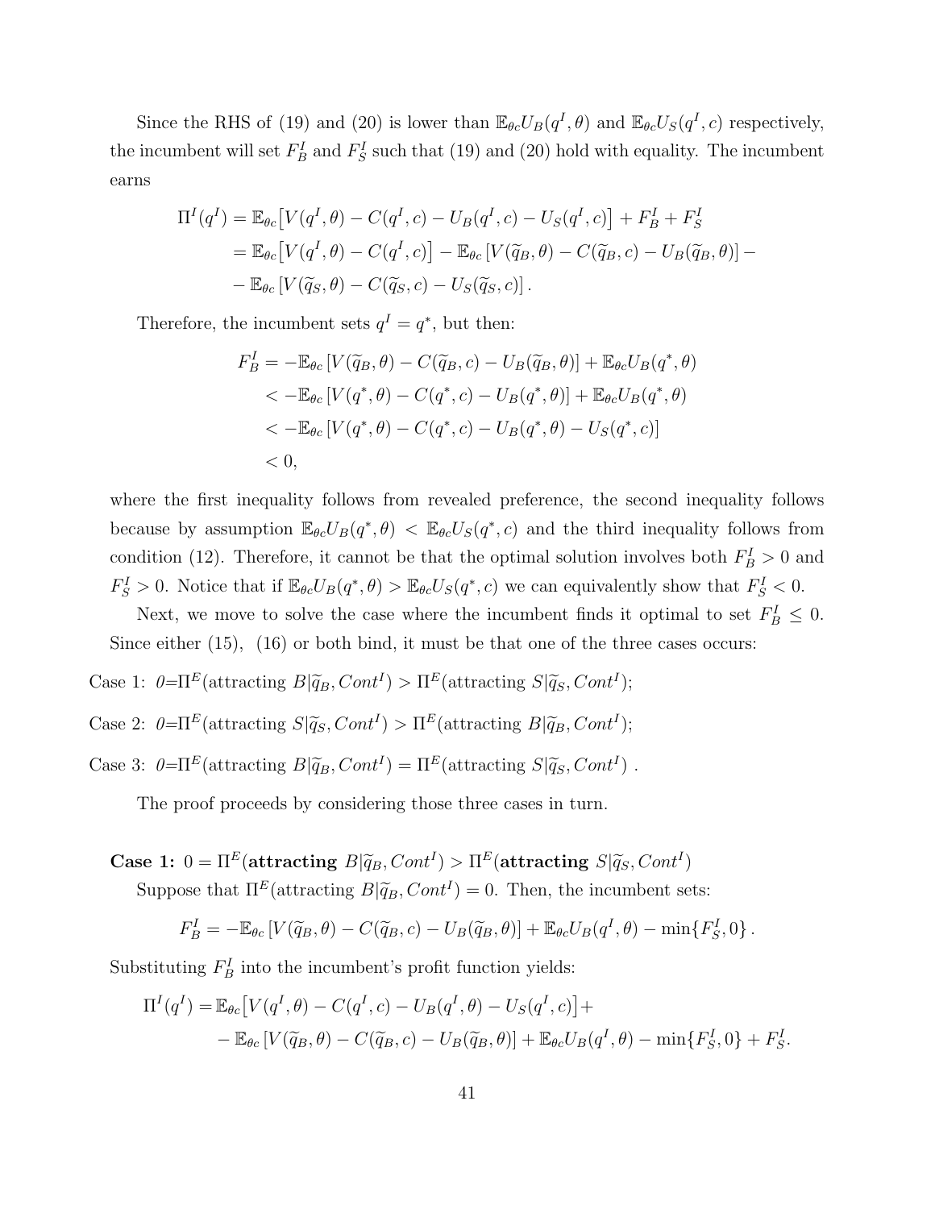Since the RHS of (19) and (20) is lower than $\mathbb{E}_{\theta c}U_B(q^I,\theta)$ and $\mathbb{E}_{\theta c}U_S(q^I,c)$ respectively, the incumbent will set $F_B^I$ and $F_S^I$ such that (19) and (20) hold with equality. The incumbent earns

$$
\begin{aligned}
\Pi^I(q^I) &= \mathbb{E}_{\theta c}\big[V(q^I,\theta) - C(q^I,c) - U_B(q^I,c) - U_S(q^I,c)\big] + F_B^I + F_S^I \\
&= \mathbb{E}_{\theta c}\big[V(q^I,\theta) - C(q^I,c)\big] - \mathbb{E}_{\theta c}\left[V(\widetilde{q}_B,\theta) - C(\widetilde{q}_B,c) - U_B(\widetilde{q}_B,\theta)\right] - \\
&\quad - \mathbb{E}_{\theta c}\left[V(\widetilde{q}_S,\theta) - C(\widetilde{q}_S,c) - U_S(\widetilde{q}_S,c)\right].
\end{aligned}
$$

Therefore, the incumbent sets $q^I = q^*$, but then:

$$
\begin{aligned}
F_B^I &= -\mathbb{E}_{\theta c}\left[V(\widetilde{q}_B,\theta) - C(\widetilde{q}_B,c) - U_B(\widetilde{q}_B,\theta)\right] + \mathbb{E}_{\theta c}U_B(q^*,\theta) \\
&< -\mathbb{E}_{\theta c}\left[V(q^*,\theta) - C(q^*,c) - U_B(q^*,\theta)\right] + \mathbb{E}_{\theta c}U_B(q^*,\theta) \\
&< -\mathbb{E}_{\theta c}\left[V(q^*,\theta) - C(q^*,c) - U_B(q^*,\theta) - U_S(q^*,c)\right] \\
&< 0,
\end{aligned}
$$

where the first inequality follows from revealed preference, the second inequality follows because by assumption $\mathbb{E}_{\theta c}U_B(q^*,\theta) < \mathbb{E}_{\theta c}U_S(q^*,c)$ and the third inequality follows from condition (12). Therefore, it cannot be that the optimal solution involves both $F_B^I > 0$ and $F_S^I > 0$. Notice that if $\mathbb{E}_{\theta c}U_B(q^*,\theta) > \mathbb{E}_{\theta c}U_S(q^*,c)$ we can equivalently show that $F_S^I < 0$.

Next, we move to solve the case where the incumbent finds it optimal to set $F_B^I \leq 0$. Since either (15), (16) or both bind, it must be that one of the three cases occurs:

Case 1: $0 = \Pi^E(\text{attracting } B|\widetilde{q}_B, Cont^I) > \Pi^E(\text{attracting } S|\widetilde{q}_S, Cont^I)$;

Case 2: $0 = \Pi^E(\text{attracting } S|\widetilde{q}_S, Cont^I) > \Pi^E(\text{attracting } B|\widetilde{q}_B, Cont^I)$;

Case 3: $0 = \Pi^E(\text{attracting } B|\widetilde{q}_B, Cont^I) = \Pi^E(\text{attracting } S|\widetilde{q}_S, Cont^I)$ .

The proof proceeds by considering those three cases in turn.

**Case 1:** $0 = \Pi^E(\textbf{attracting } B|\widetilde{q}_B, Cont^I) > \Pi^E(\textbf{attracting } S|\widetilde{q}_S, Cont^I)$

Suppose that $\Pi^E(\text{attracting } B|\widetilde{q}_B, Cont^I) = 0$. Then, the incumbent sets:

$$
F_B^I = -\mathbb{E}_{\theta c}\left[V(\widetilde{q}_B,\theta) - C(\widetilde{q}_B,c) - U_B(\widetilde{q}_B,\theta)\right] + \mathbb{E}_{\theta c}U_B(q^I,\theta) - \min\{F_S^I, 0\}.
$$

Substituting $F_B^I$ into the incumbent's profit function yields:

$$
\begin{aligned}
\Pi^I(q^I) = &\mathbb{E}_{\theta c}\big[V(q^I,\theta) - C(q^I,c) - U_B(q^I,\theta) - U_S(q^I,c)\big] + \\
&- \mathbb{E}_{\theta c}\left[V(\widetilde{q}_B,\theta) - C(\widetilde{q}_B,c) - U_B(\widetilde{q}_B,\theta)\right] + \mathbb{E}_{\theta c}U_B(q^I,\theta) - \min\{F_S^I, 0\} + F_S^I.
\end{aligned}
$$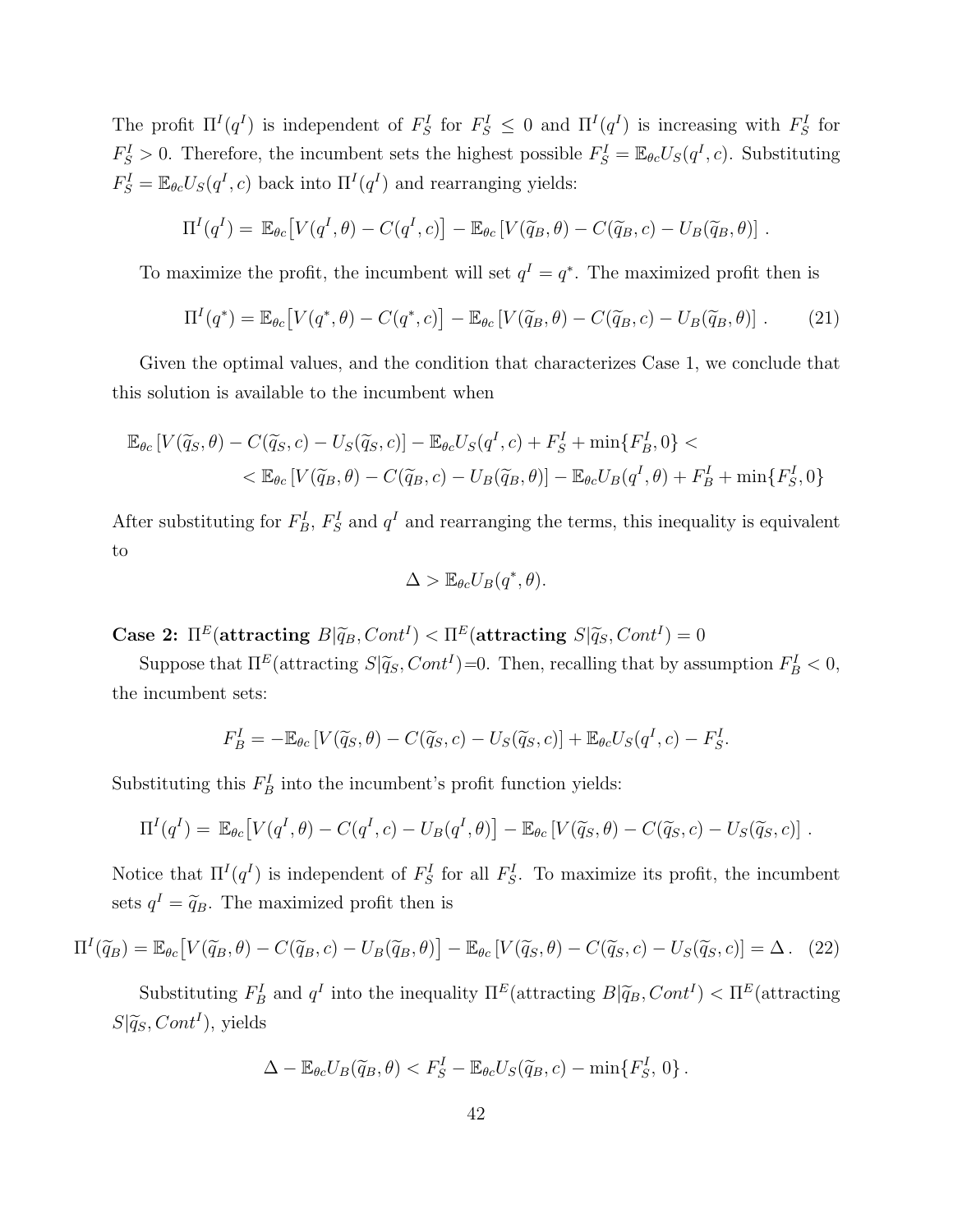The profit $\Pi^I(q^I)$ is independent of $F_S^I$ for $F_S^I \leq 0$ and $\Pi^I(q^I)$ is increasing with $F_S^I$ for $F_S^I > 0$. Therefore, the incumbent sets the highest possible $F_S^I = \mathbb{E}_{\theta c} U_S(q^I, c)$. Substituting $F_S^I = \mathbb{E}_{\theta c} U_S(q^I, c)$ back into $\Pi^I(q^I)$ and rearranging yields:

$$\Pi^I(q^I) = \mathbb{E}_{\theta c}\big[V(q^I, \theta) - C(q^I, c)\big] - \mathbb{E}_{\theta c}\left[V(\widetilde{q}_B, \theta) - C(\widetilde{q}_B, c) - U_B(\widetilde{q}_B, \theta)\right].$$

To maximize the profit, the incumbent will set $q^I = q^*$. The maximized profit then is

$$\Pi^I(q^*) = \mathbb{E}_{\theta c}\big[V(q^*, \theta) - C(q^*, c)\big] - \mathbb{E}_{\theta c}\left[V(\widetilde{q}_B, \theta) - C(\widetilde{q}_B, c) - U_B(\widetilde{q}_B, \theta)\right]. \tag{21}$$

Given the optimal values, and the condition that characterizes Case 1, we conclude that this solution is available to the incumbent when

$$\begin{aligned}\mathbb{E}_{\theta c}\left[V(\widetilde{q}_S, \theta) - C(\widetilde{q}_S, c) - U_S(\widetilde{q}_S, c)\right] - \mathbb{E}_{\theta c} U_S(q^I, c) + F_S^I + \min\{F_B^I, 0\} < \\ < \mathbb{E}_{\theta c}\left[V(\widetilde{q}_B, \theta) - C(\widetilde{q}_B, c) - U_B(\widetilde{q}_B, \theta)\right] - \mathbb{E}_{\theta c} U_B(q^I, \theta) + F_B^I + \min\{F_S^I, 0\}\end{aligned}$$

After substituting for $F_B^I$, $F_S^I$ and $q^I$ and rearranging the terms, this inequality is equivalent to

$$\Delta > \mathbb{E}_{\theta c} U_B(q^*, \theta).$$

**Case 2:** $\Pi^E($**attracting** $B|\widetilde{q}_B, Cont^I) < \Pi^E($**attracting** $S|\widetilde{q}_S, Cont^I) = 0$

Suppose that $\Pi^E(\text{attracting } S|\widetilde{q}_S, Cont^I)=0$. Then, recalling that by assumption $F_B^I < 0$, the incumbent sets:

$$F_B^I = -\mathbb{E}_{\theta c}\left[V(\widetilde{q}_S, \theta) - C(\widetilde{q}_S, c) - U_S(\widetilde{q}_S, c)\right] + \mathbb{E}_{\theta c} U_S(q^I, c) - F_S^I.$$

Substituting this $F_B^I$ into the incumbent's profit function yields:

$$\Pi^I(q^I) = \mathbb{E}_{\theta c}\big[V(q^I, \theta) - C(q^I, c) - U_B(q^I, \theta)\big] - \mathbb{E}_{\theta c}\left[V(\widetilde{q}_S, \theta) - C(\widetilde{q}_S, c) - U_S(\widetilde{q}_S, c)\right].$$

Notice that $\Pi^I(q^I)$ is independent of $F_S^I$ for all $F_S^I$. To maximize its profit, the incumbent sets $q^I = \widetilde{q}_B$. The maximized profit then is

$$\Pi^I(\widetilde{q}_B) = \mathbb{E}_{\theta c}\big[V(\widetilde{q}_B, \theta) - C(\widetilde{q}_B, c) - U_B(\widetilde{q}_B, \theta)\big] - \mathbb{E}_{\theta c}\left[V(\widetilde{q}_S, \theta) - C(\widetilde{q}_S, c) - U_S(\widetilde{q}_S, c)\right] = \Delta. \tag{22}$$

Substituting $F_B^I$ and $q^I$ into the inequality $\Pi^E(\text{attracting } B|\widetilde{q}_B, Cont^I) < \Pi^E(\text{attracting } S|\widetilde{q}_S, Cont^I)$, yields

$$\Delta - \mathbb{E}_{\theta c} U_B(\widetilde{q}_B, \theta) < F_S^I - \mathbb{E}_{\theta c} U_S(\widetilde{q}_B, c) - \min\{F_S^I, 0\}.$$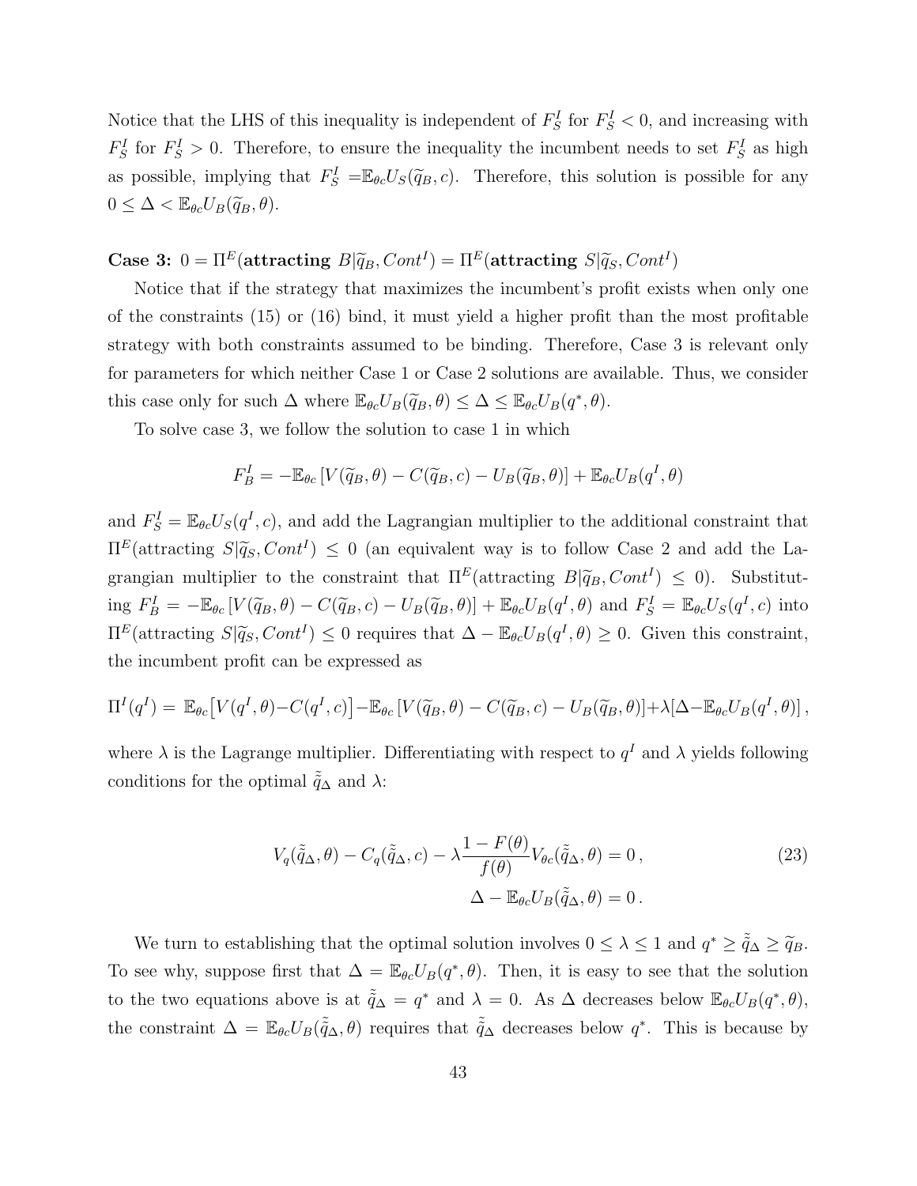Notice that the LHS of this inequality is independent of $F_S^I$ for $F_S^I < 0$, and increasing with $F_S^I$ for $F_S^I > 0$. Therefore, to ensure the inequality the incumbent needs to set $F_S^I$ as high as possible, implying that $F_S^I = \mathbb{E}_{\theta c} U_S(\widetilde{q}_B, c)$. Therefore, this solution is possible for any $0 \leq \Delta < \mathbb{E}_{\theta c} U_B(\widetilde{q}_B, \theta)$.

**Case 3:** $0 = \Pi^E(\textbf{attracting } B|\widetilde{q}_B, Cont^I) = \Pi^E(\textbf{attracting } S|\widetilde{q}_S, Cont^I)$

Notice that if the strategy that maximizes the incumbent's profit exists when only one of the constraints (15) or (16) bind, it must yield a higher profit than the most profitable strategy with both constraints assumed to be binding. Therefore, Case 3 is relevant only for parameters for which neither Case 1 or Case 2 solutions are available. Thus, we consider this case only for such $\Delta$ where $\mathbb{E}_{\theta c} U_B(\widetilde{q}_B, \theta) \leq \Delta \leq \mathbb{E}_{\theta c} U_B(q^*, \theta)$.

To solve case 3, we follow the solution to case 1 in which

$$F_B^I = -\mathbb{E}_{\theta c} \left[ V(\widetilde{q}_B, \theta) - C(\widetilde{q}_B, c) - U_B(\widetilde{q}_B, \theta) \right] + \mathbb{E}_{\theta c} U_B(q^I, \theta)$$

and $F_S^I = \mathbb{E}_{\theta c} U_S(q^I, c)$, and add the Lagrangian multiplier to the additional constraint that $\Pi^E(\text{attracting } S|\widetilde{q}_S, Cont^I) \leq 0$ (an equivalent way is to follow Case 2 and add the Lagrangian multiplier to the constraint that $\Pi^E(\text{attracting } B|\widetilde{q}_B, Cont^I) \leq 0$). Substituting $F_B^I = -\mathbb{E}_{\theta c} \left[ V(\widetilde{q}_B, \theta) - C(\widetilde{q}_B, c) - U_B(\widetilde{q}_B, \theta) \right] + \mathbb{E}_{\theta c} U_B(q^I, \theta)$ and $F_S^I = \mathbb{E}_{\theta c} U_S(q^I, c)$ into $\Pi^E(\text{attracting } S|\widetilde{q}_S, Cont^I) \leq 0$ requires that $\Delta - \mathbb{E}_{\theta c} U_B(q^I, \theta) \geq 0$. Given this constraint, the incumbent profit can be expressed as

$$\Pi^I(q^I) = \mathbb{E}_{\theta c}\big[V(q^I, \theta) - C(q^I, c)\big] - \mathbb{E}_{\theta c} \left[ V(\widetilde{q}_B, \theta) - C(\widetilde{q}_B, c) - U_B(\widetilde{q}_B, \theta) \right] + \lambda [\Delta - \mathbb{E}_{\theta c} U_B(q^I, \theta)],$$

where $\lambda$ is the Lagrange multiplier. Differentiating with respect to $q^I$ and $\lambda$ yields following conditions for the optimal $\tilde{\tilde{q}}_\Delta$ and $\lambda$:

$$V_q(\tilde{\tilde{q}}_\Delta, \theta) - C_q(\tilde{\tilde{q}}_\Delta, c) - \lambda \frac{1 - F(\theta)}{f(\theta)} V_{\theta c}(\tilde{\tilde{q}}_\Delta, \theta) = 0, \qquad (23)$$

$$\Delta - \mathbb{E}_{\theta c} U_B(\tilde{\tilde{q}}_\Delta, \theta) = 0.$$

We turn to establishing that the optimal solution involves $0 \leq \lambda \leq 1$ and $q^* \geq \tilde{\tilde{q}}_\Delta \geq \widetilde{q}_B$. To see why, suppose first that $\Delta = \mathbb{E}_{\theta c} U_B(q^*, \theta)$. Then, it is easy to see that the solution to the two equations above is at $\tilde{\tilde{q}}_\Delta = q^*$ and $\lambda = 0$. As $\Delta$ decreases below $\mathbb{E}_{\theta c} U_B(q^*, \theta)$, the constraint $\Delta = \mathbb{E}_{\theta c} U_B(\tilde{\tilde{q}}_\Delta, \theta)$ requires that $\tilde{\tilde{q}}_\Delta$ decreases below $q^*$. This is because by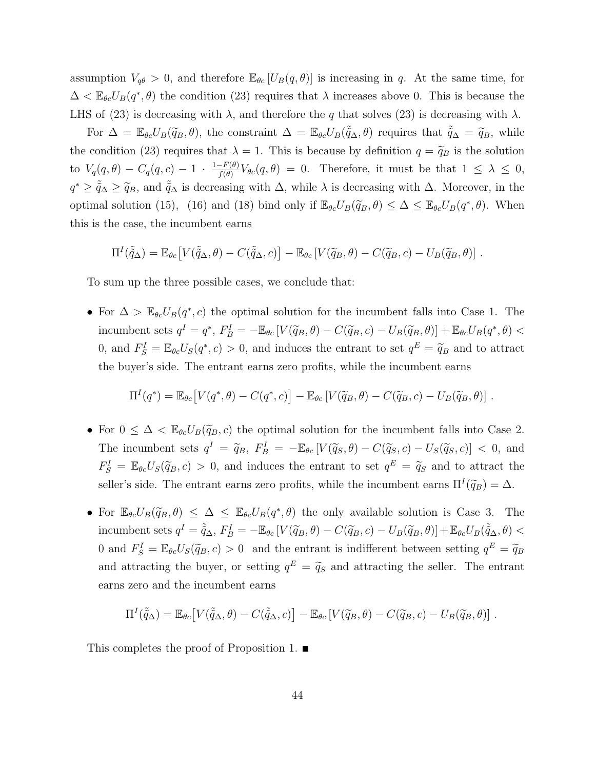assumption $V_{q\theta} > 0$, and therefore $\mathbb{E}_{\theta c}[U_B(q,\theta)]$ is increasing in $q$. At the same time, for $\Delta < \mathbb{E}_{\theta c} U_B(q^*,\theta)$ the condition (23) requires that $\lambda$ increases above 0. This is because the LHS of (23) is decreasing with $\lambda$, and therefore the $q$ that solves (23) is decreasing with $\lambda$.

For $\Delta = \mathbb{E}_{\theta c} U_B(\widetilde{q}_B,\theta)$, the constraint $\Delta = \mathbb{E}_{\theta c} U_B(\tilde{\widetilde{q}}_\Delta,\theta)$ requires that $\tilde{\widetilde{q}}_\Delta = \widetilde{q}_B$, while the condition (23) requires that $\lambda = 1$. This is because by definition $q = \widetilde{q}_B$ is the solution to $V_q(q,\theta) - C_q(q,c) - 1 \cdot \frac{1-F(\theta)}{f(\theta)} V_{\theta c}(q,\theta) = 0$. Therefore, it must be that $1 \leq \lambda \leq 0$, $q^* \geq \tilde{\widetilde{q}}_\Delta \geq \widetilde{q}_B$, and $\tilde{\widetilde{q}}_\Delta$ is decreasing with $\Delta$, while $\lambda$ is decreasing with $\Delta$. Moreover, in the optimal solution (15), (16) and (18) bind only if $\mathbb{E}_{\theta c} U_B(\widetilde{q}_B,\theta) \leq \Delta \leq \mathbb{E}_{\theta c} U_B(q^*,\theta)$. When this is the case, the incumbent earns

$$\Pi^I(\tilde{\widetilde{q}}_\Delta) = \mathbb{E}_{\theta c}\big[V(\tilde{\widetilde{q}}_\Delta,\theta) - C(\tilde{\widetilde{q}}_\Delta,c)\big] - \mathbb{E}_{\theta c}\left[V(\widetilde{q}_B,\theta) - C(\widetilde{q}_B,c) - U_B(\widetilde{q}_B,\theta)\right].$$

To sum up the three possible cases, we conclude that:

- For $\Delta > \mathbb{E}_{\theta c} U_B(q^*,c)$ the optimal solution for the incumbent falls into Case 1. The incumbent sets $q^I = q^*$, $F_B^I = -\mathbb{E}_{\theta c}\left[V(\widetilde{q}_B,\theta) - C(\widetilde{q}_B,c) - U_B(\widetilde{q}_B,\theta)\right] + \mathbb{E}_{\theta c} U_B(q^*,\theta) < 0$, and $F_S^I = \mathbb{E}_{\theta c} U_S(q^*,c) > 0$, and induces the entrant to set $q^E = \widetilde{q}_B$ and to attract the buyer's side. The entrant earns zero profits, while the incumbent earns

$$\Pi^I(q^*) = \mathbb{E}_{\theta c}\big[V(q^*,\theta) - C(q^*,c)\big] - \mathbb{E}_{\theta c}\left[V(\widetilde{q}_B,\theta) - C(\widetilde{q}_B,c) - U_B(\widetilde{q}_B,\theta)\right].$$

- For $0 \leq \Delta < \mathbb{E}_{\theta c} U_B(\widetilde{q}_B,c)$ the optimal solution for the incumbent falls into Case 2. The incumbent sets $q^I = \widetilde{q}_B$, $F_B^I = -\mathbb{E}_{\theta c}\left[V(\widetilde{q}_S,\theta) - C(\widetilde{q}_S,c) - U_S(\widetilde{q}_S,c)\right] < 0$, and $F_S^I = \mathbb{E}_{\theta c} U_S(\widetilde{q}_B,c) > 0$, and induces the entrant to set $q^E = \widetilde{q}_S$ and to attract the seller's side. The entrant earns zero profits, while the incumbent earns $\Pi^I(\widetilde{q}_B) = \Delta$.

- For $\mathbb{E}_{\theta c} U_B(\widetilde{q}_B,\theta) \leq \Delta \leq \mathbb{E}_{\theta c} U_B(q^*,\theta)$ the only available solution is Case 3. The incumbent sets $q^I = \tilde{\widetilde{q}}_\Delta$, $F_B^I = -\mathbb{E}_{\theta c}\left[V(\widetilde{q}_B,\theta) - C(\widetilde{q}_B,c) - U_B(\widetilde{q}_B,\theta)\right] + \mathbb{E}_{\theta c} U_B(\tilde{\widetilde{q}}_\Delta,\theta) < 0$ and $F_S^I = \mathbb{E}_{\theta c} U_S(\widetilde{q}_B,c) > 0$ and the entrant is indifferent between setting $q^E = \widetilde{q}_B$ and attracting the buyer, or setting $q^E = \widetilde{q}_S$ and attracting the seller. The entrant earns zero and the incumbent earns

$$\Pi^I(\tilde{\widetilde{q}}_\Delta) = \mathbb{E}_{\theta c}\big[V(\tilde{\widetilde{q}}_\Delta,\theta) - C(\tilde{\widetilde{q}}_\Delta,c)\big] - \mathbb{E}_{\theta c}\left[V(\widetilde{q}_B,\theta) - C(\widetilde{q}_B,c) - U_B(\widetilde{q}_B,\theta)\right].$$

This completes the proof of Proposition 1. ■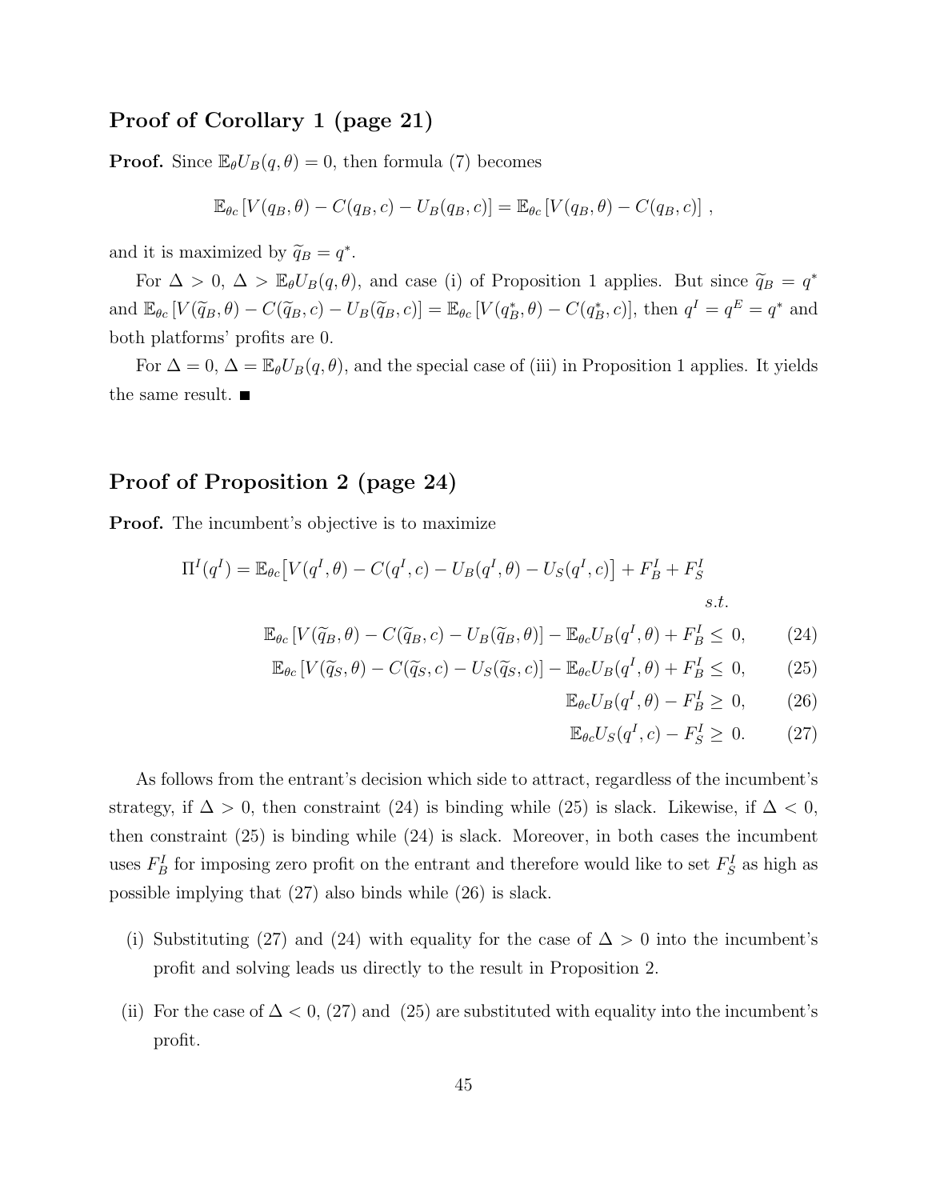## Proof of Corollary 1 (page 21)

**Proof.** Since $\mathbb{E}_\theta U_B(q,\theta) = 0$, then formula (7) becomes

$$\mathbb{E}_{\theta c}\left[V(q_B,\theta) - C(q_B,c) - U_B(q_B,c)\right] = \mathbb{E}_{\theta c}\left[V(q_B,\theta) - C(q_B,c)\right],$$

and it is maximized by $\widetilde{q}_B = q^*$.

For $\Delta > 0$, $\Delta > \mathbb{E}_\theta U_B(q,\theta)$, and case (i) of Proposition 1 applies. But since $\widetilde{q}_B = q^*$ and $\mathbb{E}_{\theta c}\left[V(\widetilde{q}_B,\theta) - C(\widetilde{q}_B,c) - U_B(\widetilde{q}_B,c)\right] = \mathbb{E}_{\theta c}\left[V(q^*_B,\theta) - C(q^*_B,c)\right]$, then $q^I = q^E = q^*$ and both platforms' profits are 0.

For $\Delta = 0$, $\Delta = \mathbb{E}_\theta U_B(q,\theta)$, and the special case of (iii) in Proposition 1 applies. It yields the same result. ■

## Proof of Proposition 2 (page 24)

**Proof.** The incumbent's objective is to maximize

$$\Pi^I(q^I) = \mathbb{E}_{\theta c}\big[V(q^I,\theta) - C(q^I,c) - U_B(q^I,\theta) - U_S(q^I,c)\big] + F^I_B + F^I_S$$

$$s.t.$$

$$\mathbb{E}_{\theta c}\left[V(\widetilde{q}_B,\theta) - C(\widetilde{q}_B,c) - U_B(\widetilde{q}_B,\theta)\right] - \mathbb{E}_{\theta c}U_B(q^I,\theta) + F^I_B \le 0, \tag{24}$$

$$\mathbb{E}_{\theta c}\left[V(\widetilde{q}_S,\theta) - C(\widetilde{q}_S,c) - U_S(\widetilde{q}_S,c)\right] - \mathbb{E}_{\theta c}U_B(q^I,\theta) + F^I_B \le 0, \tag{25}$$

$$\mathbb{E}_{\theta c}U_B(q^I,\theta) - F^I_B \ge 0, \tag{26}$$

$$\mathbb{E}_{\theta c}U_S(q^I,c) - F^I_S \ge 0. \tag{27}$$

As follows from the entrant's decision which side to attract, regardless of the incumbent's strategy, if $\Delta > 0$, then constraint (24) is binding while (25) is slack. Likewise, if $\Delta < 0$, then constraint (25) is binding while (24) is slack. Moreover, in both cases the incumbent uses $F^I_B$ for imposing zero profit on the entrant and therefore would like to set $F^I_S$ as high as possible implying that (27) also binds while (26) is slack.

(i) Substituting (27) and (24) with equality for the case of $\Delta > 0$ into the incumbent's profit and solving leads us directly to the result in Proposition 2.

(ii) For the case of $\Delta < 0$, (27) and (25) are substituted with equality into the incumbent's profit.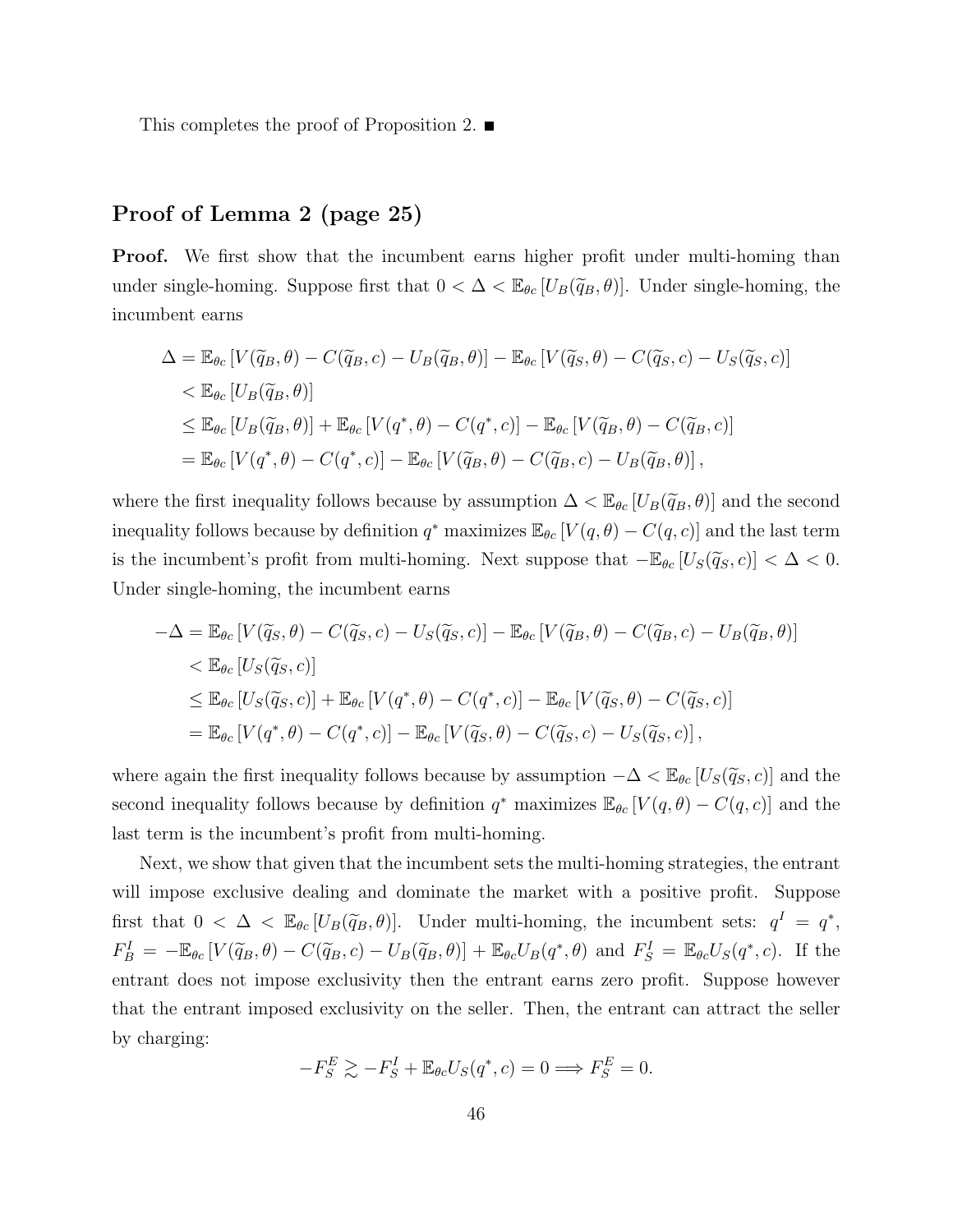This completes the proof of Proposition 2. ■

## Proof of Lemma 2 (page 25)

**Proof.** We first show that the incumbent earns higher profit under multi-homing than under single-homing. Suppose first that $0 < \Delta < \mathbb{E}_{\theta c}[U_B(\widetilde{q}_B, \theta)]$. Under single-homing, the incumbent earns

$$
\begin{aligned}
\Delta &= \mathbb{E}_{\theta c}\left[V(\widetilde{q}_B, \theta) - C(\widetilde{q}_B, c) - U_B(\widetilde{q}_B, \theta)\right] - \mathbb{E}_{\theta c}\left[V(\widetilde{q}_S, \theta) - C(\widetilde{q}_S, c) - U_S(\widetilde{q}_S, c)\right] \\
&< \mathbb{E}_{\theta c}\left[U_B(\widetilde{q}_B, \theta)\right] \\
&\leq \mathbb{E}_{\theta c}\left[U_B(\widetilde{q}_B, \theta)\right] + \mathbb{E}_{\theta c}\left[V(q^*, \theta) - C(q^*, c)\right] - \mathbb{E}_{\theta c}\left[V(\widetilde{q}_B, \theta) - C(\widetilde{q}_B, c)\right] \\
&= \mathbb{E}_{\theta c}\left[V(q^*, \theta) - C(q^*, c)\right] - \mathbb{E}_{\theta c}\left[V(\widetilde{q}_B, \theta) - C(\widetilde{q}_B, c) - U_B(\widetilde{q}_B, \theta)\right],
\end{aligned}
$$

where the first inequality follows because by assumption $\Delta < \mathbb{E}_{\theta c}[U_B(\widetilde{q}_B, \theta)]$ and the second inequality follows because by definition $q^*$ maximizes $\mathbb{E}_{\theta c}[V(q, \theta) - C(q, c)]$ and the last term is the incumbent's profit from multi-homing. Next suppose that $-\mathbb{E}_{\theta c}[U_S(\widetilde{q}_S, c)] < \Delta < 0$. Under single-homing, the incumbent earns

$$
\begin{aligned}
-\Delta &= \mathbb{E}_{\theta c}\left[V(\widetilde{q}_S, \theta) - C(\widetilde{q}_S, c) - U_S(\widetilde{q}_S, c)\right] - \mathbb{E}_{\theta c}\left[V(\widetilde{q}_B, \theta) - C(\widetilde{q}_B, c) - U_B(\widetilde{q}_B, \theta)\right] \\
&< \mathbb{E}_{\theta c}\left[U_S(\widetilde{q}_S, c)\right] \\
&\leq \mathbb{E}_{\theta c}\left[U_S(\widetilde{q}_S, c)\right] + \mathbb{E}_{\theta c}\left[V(q^*, \theta) - C(q^*, c)\right] - \mathbb{E}_{\theta c}\left[V(\widetilde{q}_S, \theta) - C(\widetilde{q}_S, c)\right] \\
&= \mathbb{E}_{\theta c}\left[V(q^*, \theta) - C(q^*, c)\right] - \mathbb{E}_{\theta c}\left[V(\widetilde{q}_S, \theta) - C(\widetilde{q}_S, c) - U_S(\widetilde{q}_S, c)\right],
\end{aligned}
$$

where again the first inequality follows because by assumption $-\Delta < \mathbb{E}_{\theta c}[U_S(\widetilde{q}_S, c)]$ and the second inequality follows because by definition $q^*$ maximizes $\mathbb{E}_{\theta c}[V(q, \theta) - C(q, c)]$ and the last term is the incumbent's profit from multi-homing.

Next, we show that given that the incumbent sets the multi-homing strategies, the entrant will impose exclusive dealing and dominate the market with a positive profit. Suppose first that $0 < \Delta < \mathbb{E}_{\theta c}[U_B(\widetilde{q}_B, \theta)]$. Under multi-homing, the incumbent sets: $q^I = q^*$, $F_B^I = -\mathbb{E}_{\theta c}[V(\widetilde{q}_B, \theta) - C(\widetilde{q}_B, c) - U_B(\widetilde{q}_B, \theta)] + \mathbb{E}_{\theta c} U_B(q^*, \theta)$ and $F_S^I = \mathbb{E}_{\theta c} U_S(q^*, c)$. If the entrant does not impose exclusivity then the entrant earns zero profit. Suppose however that the entrant imposed exclusivity on the seller. Then, the entrant can attract the seller by charging:

$$
-F_S^E \gtrsim -F_S^I + \mathbb{E}_{\theta c} U_S(q^*, c) = 0 \Longrightarrow F_S^E = 0.
$$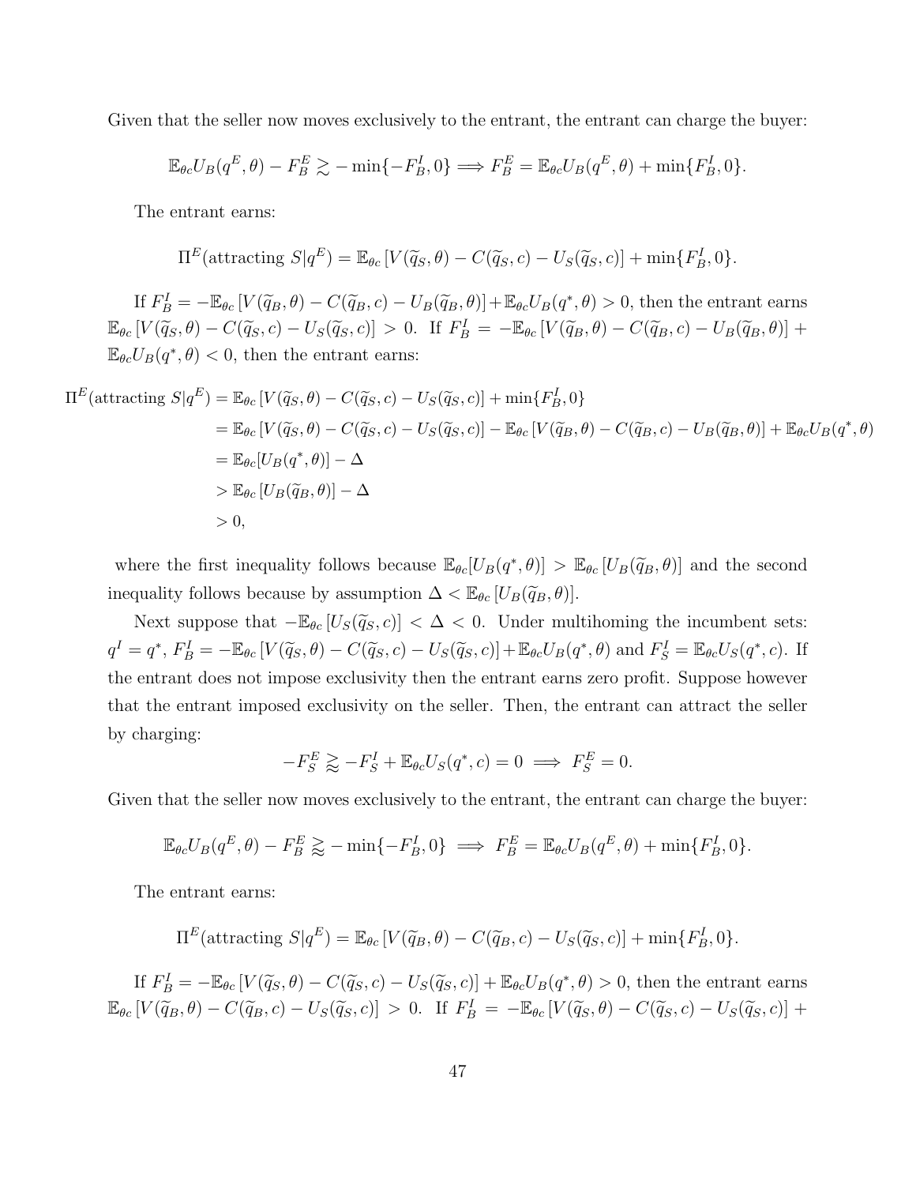Given that the seller now moves exclusively to the entrant, the entrant can charge the buyer:

$$\mathbb{E}_{\theta c} U_B(q^E, \theta) - F_B^E \gtrsim -\min\{-F_B^I, 0\} \Longrightarrow F_B^E = \mathbb{E}_{\theta c} U_B(q^E, \theta) + \min\{F_B^I, 0\}.$$

The entrant earns:

$$\Pi^E(\text{attracting } S | q^E) = \mathbb{E}_{\theta c} \left[ V(\widetilde{q}_S, \theta) - C(\widetilde{q}_S, c) - U_S(\widetilde{q}_S, c) \right] + \min\{F_B^I, 0\}.$$

If $F_B^I = -\mathbb{E}_{\theta c} \left[ V(\widetilde{q}_B, \theta) - C(\widetilde{q}_B, c) - U_B(\widetilde{q}_B, \theta) \right] + \mathbb{E}_{\theta c} U_B(q^*, \theta) > 0$, then the entrant earns $\mathbb{E}_{\theta c} \left[ V(\widetilde{q}_S, \theta) - C(\widetilde{q}_S, c) - U_S(\widetilde{q}_S, c) \right] > 0$. If $F_B^I = -\mathbb{E}_{\theta c} \left[ V(\widetilde{q}_B, \theta) - C(\widetilde{q}_B, c) - U_B(\widetilde{q}_B, \theta) \right] + \mathbb{E}_{\theta c} U_B(q^*, \theta) < 0$, then the entrant earns:

$$\begin{aligned}
\Pi^E(\text{attracting } S | q^E) &= \mathbb{E}_{\theta c} \left[ V(\widetilde{q}_S, \theta) - C(\widetilde{q}_S, c) - U_S(\widetilde{q}_S, c) \right] + \min\{F_B^I, 0\} \\
&= \mathbb{E}_{\theta c} \left[ V(\widetilde{q}_S, \theta) - C(\widetilde{q}_S, c) - U_S(\widetilde{q}_S, c) \right] - \mathbb{E}_{\theta c} \left[ V(\widetilde{q}_B, \theta) - C(\widetilde{q}_B, c) - U_B(\widetilde{q}_B, \theta) \right] + \mathbb{E}_{\theta c} U_B(q^*, \theta) \\
&= \mathbb{E}_{\theta c}[U_B(q^*, \theta)] - \Delta \\
&> \mathbb{E}_{\theta c} \left[ U_B(\widetilde{q}_B, \theta) \right] - \Delta \\
&> 0,
\end{aligned}$$

where the first inequality follows because $\mathbb{E}_{\theta c}[U_B(q^*, \theta)] > \mathbb{E}_{\theta c} \left[ U_B(\widetilde{q}_B, \theta) \right]$ and the second inequality follows because by assumption $\Delta < \mathbb{E}_{\theta c} \left[ U_B(\widetilde{q}_B, \theta) \right]$.

Next suppose that $-\mathbb{E}_{\theta c} \left[ U_S(\widetilde{q}_S, c) \right] < \Delta < 0$. Under multihoming the incumbent sets: $q^I = q^*$, $F_B^I = -\mathbb{E}_{\theta c} \left[ V(\widetilde{q}_S, \theta) - C(\widetilde{q}_S, c) - U_S(\widetilde{q}_S, c) \right] + \mathbb{E}_{\theta c} U_B(q^*, \theta)$ and $F_S^I = \mathbb{E}_{\theta c} U_S(q^*, c)$. If the entrant does not impose exclusivity then the entrant earns zero profit. Suppose however that the entrant imposed exclusivity on the seller. Then, the entrant can attract the seller by charging:

$$-F_S^E \gtrapprox -F_S^I + \mathbb{E}_{\theta c} U_S(q^*, c) = 0 \implies F_S^E = 0.$$

Given that the seller now moves exclusively to the entrant, the entrant can charge the buyer:

$$\mathbb{E}_{\theta c} U_B(q^E, \theta) - F_B^E \gtrapprox -\min\{-F_B^I, 0\} \implies F_B^E = \mathbb{E}_{\theta c} U_B(q^E, \theta) + \min\{F_B^I, 0\}.$$

The entrant earns:

$$\Pi^E(\text{attracting } S | q^E) = \mathbb{E}_{\theta c} \left[ V(\widetilde{q}_B, \theta) - C(\widetilde{q}_B, c) - U_S(\widetilde{q}_S, c) \right] + \min\{F_B^I, 0\}.$$

If $F_B^I = -\mathbb{E}_{\theta c} \left[ V(\widetilde{q}_S, \theta) - C(\widetilde{q}_S, c) - U_S(\widetilde{q}_S, c) \right] + \mathbb{E}_{\theta c} U_B(q^*, \theta) > 0$, then the entrant earns $\mathbb{E}_{\theta c} \left[ V(\widetilde{q}_B, \theta) - C(\widetilde{q}_B, c) - U_S(\widetilde{q}_S, c) \right] > 0$. If $F_B^I = -\mathbb{E}_{\theta c} \left[ V(\widetilde{q}_S, \theta) - C(\widetilde{q}_S, c) - U_S(\widetilde{q}_S, c) \right] +$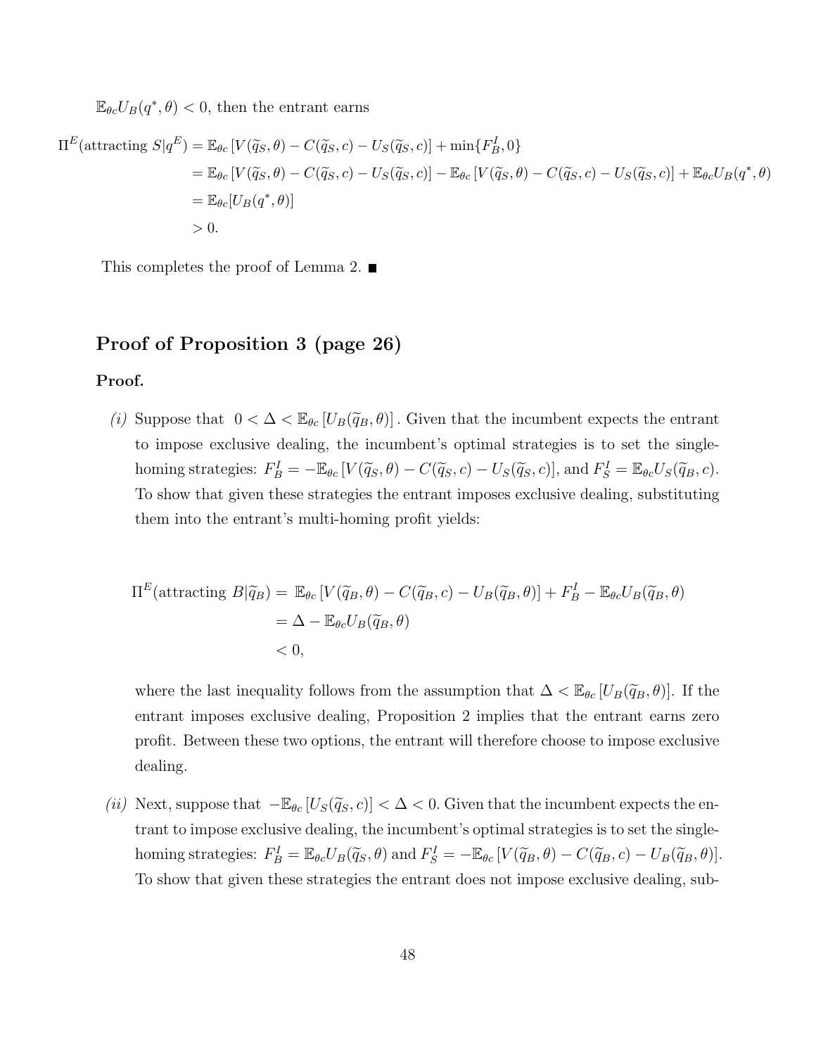$\mathbb{E}_{\theta c} U_B(q^*, \theta) < 0$, then the entrant earns

$$
\begin{aligned}
\Pi^E(\text{attracting } S|q^E) &= \mathbb{E}_{\theta c}\left[V(\widetilde{q}_S, \theta) - C(\widetilde{q}_S, c) - U_S(\widetilde{q}_S, c)\right] + \min\{F_B^I, 0\} \\
&= \mathbb{E}_{\theta c}\left[V(\widetilde{q}_S, \theta) - C(\widetilde{q}_S, c) - U_S(\widetilde{q}_S, c)\right] - \mathbb{E}_{\theta c}\left[V(\widetilde{q}_S, \theta) - C(\widetilde{q}_S, c) - U_S(\widetilde{q}_S, c)\right] + \mathbb{E}_{\theta c} U_B(q^*, \theta) \\
&= \mathbb{E}_{\theta c}[U_B(q^*, \theta)] \\
&> 0.
\end{aligned}
$$

This completes the proof of Lemma 2. ■

## Proof of Proposition 3 (page 26)

**Proof.**

*(i)* Suppose that $0 < \Delta < \mathbb{E}_{\theta c}\left[U_B(\widetilde{q}_B, \theta)\right]$. Given that the incumbent expects the entrant to impose exclusive dealing, the incumbent's optimal strategies is to set the single-homing strategies: $F_B^I = -\mathbb{E}_{\theta c}\left[V(\widetilde{q}_S, \theta) - C(\widetilde{q}_S, c) - U_S(\widetilde{q}_S, c)\right]$, and $F_S^I = \mathbb{E}_{\theta c} U_S(\widetilde{q}_B, c)$. To show that given these strategies the entrant imposes exclusive dealing, substituting them into the entrant's multi-homing profit yields:

$$
\begin{aligned}
\Pi^E(\text{attracting } B|\widetilde{q}_B) &= \mathbb{E}_{\theta c}\left[V(\widetilde{q}_B, \theta) - C(\widetilde{q}_B, c) - U_B(\widetilde{q}_B, \theta)\right] + F_B^I - \mathbb{E}_{\theta c} U_B(\widetilde{q}_B, \theta) \\
&= \Delta - \mathbb{E}_{\theta c} U_B(\widetilde{q}_B, \theta) \\
&< 0,
\end{aligned}
$$

where the last inequality follows from the assumption that $\Delta < \mathbb{E}_{\theta c}\left[U_B(\widetilde{q}_B, \theta)\right]$. If the entrant imposes exclusive dealing, Proposition 2 implies that the entrant earns zero profit. Between these two options, the entrant will therefore choose to impose exclusive dealing.

*(ii)* Next, suppose that $-\mathbb{E}_{\theta c}\left[U_S(\widetilde{q}_S, c)\right] < \Delta < 0$. Given that the incumbent expects the entrant to impose exclusive dealing, the incumbent's optimal strategies is to set the single-homing strategies: $F_B^I = \mathbb{E}_{\theta c} U_B(\widetilde{q}_S, \theta)$ and $F_S^I = -\mathbb{E}_{\theta c}\left[V(\widetilde{q}_B, \theta) - C(\widetilde{q}_B, c) - U_B(\widetilde{q}_B, \theta)\right]$. To show that given these strategies the entrant does not impose exclusive dealing, sub-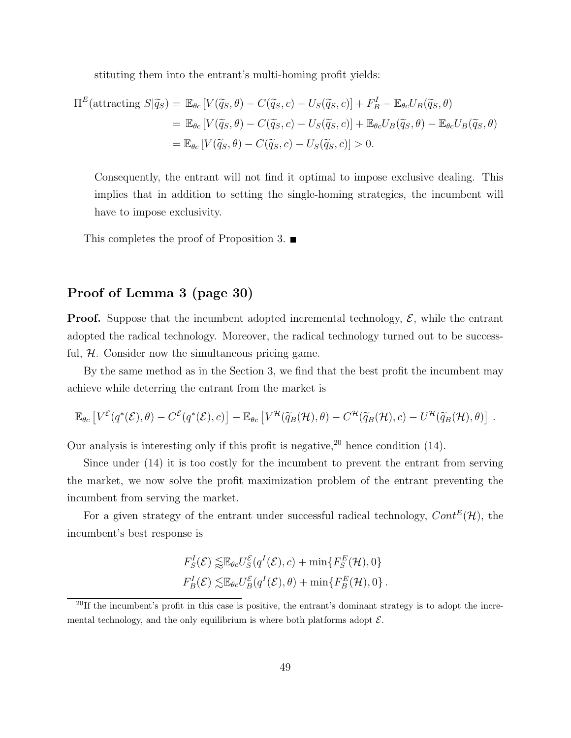stituting them into the entrant's multi-homing profit yields:

$$
\begin{aligned}
\Pi^E(\text{attracting } S|\widetilde{q}_S) &= \mathbb{E}_{\theta c}\left[V(\widetilde{q}_S,\theta) - C(\widetilde{q}_S,c) - U_S(\widetilde{q}_S,c)\right] + F_B^I - \mathbb{E}_{\theta c}U_B(\widetilde{q}_S,\theta) \\
&= \mathbb{E}_{\theta c}\left[V(\widetilde{q}_S,\theta) - C(\widetilde{q}_S,c) - U_S(\widetilde{q}_S,c)\right] + \mathbb{E}_{\theta c}U_B(\widetilde{q}_S,\theta) - \mathbb{E}_{\theta c}U_B(\widetilde{q}_S,\theta) \\
&= \mathbb{E}_{\theta c}\left[V(\widetilde{q}_S,\theta) - C(\widetilde{q}_S,c) - U_S(\widetilde{q}_S,c)\right] > 0.
\end{aligned}
$$

Consequently, the entrant will not find it optimal to impose exclusive dealing. This implies that in addition to setting the single-homing strategies, the incumbent will have to impose exclusivity.

This completes the proof of Proposition 3. ■

## Proof of Lemma 3 (page 30)

**Proof.** Suppose that the incumbent adopted incremental technology, $\mathcal{E}$, while the entrant adopted the radical technology. Moreover, the radical technology turned out to be successful, $\mathcal{H}$. Consider now the simultaneous pricing game.

By the same method as in the Section 3, we find that the best profit the incumbent may achieve while deterring the entrant from the market is

$$
\mathbb{E}_{\theta c}\left[V^{\mathcal{E}}(q^*(\mathcal{E}),\theta) - C^{\mathcal{E}}(q^*(\mathcal{E}),c)\right] - \mathbb{E}_{\theta c}\left[V^{\mathcal{H}}(\widetilde{q}_B(\mathcal{H}),\theta) - C^{\mathcal{H}}(\widetilde{q}_B(\mathcal{H}),c) - U^{\mathcal{H}}(\widetilde{q}_B(\mathcal{H}),\theta)\right].
$$

Our analysis is interesting only if this profit is negative,[20] hence condition (14).

Since under (14) it is too costly for the incumbent to prevent the entrant from serving the market, we now solve the profit maximization problem of the entrant preventing the incumbent from serving the market.

For a given strategy of the entrant under successful radical technology, $Cont^E(\mathcal{H})$, the incumbent's best response is

$$
\begin{aligned}
F_S^I(\mathcal{E}) &\lessapprox \mathbb{E}_{\theta c}U_S^{\mathcal{E}}(q^I(\mathcal{E}),c) + \min\{F_S^E(\mathcal{H}),0\} \\
F_B^I(\mathcal{E}) &\lesssim \mathbb{E}_{\theta c}U_B^{\mathcal{E}}(q^I(\mathcal{E}),\theta) + \min\{F_B^E(\mathcal{H}),0\}.
\end{aligned}
$$

[20] If the incumbent's profit in this case is positive, the entrant's dominant strategy is to adopt the incremental technology, and the only equilibrium is where both platforms adopt $\mathcal{E}$.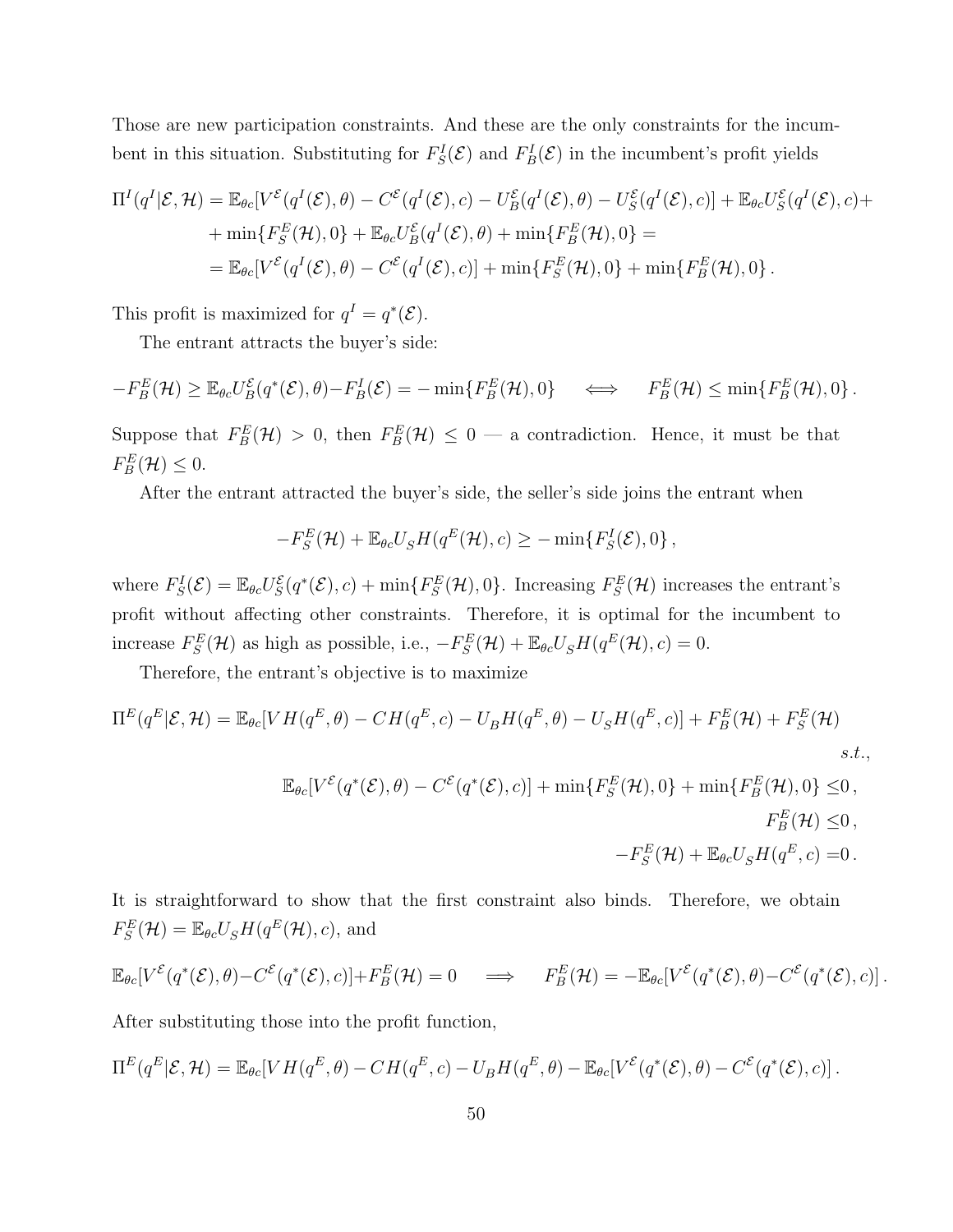Those are new participation constraints. And these are the only constraints for the incumbent in this situation. Substituting for $F_S^I(\mathcal{E})$ and $F_B^I(\mathcal{E})$ in the incumbent's profit yields

$$
\begin{aligned}
\Pi^I(q^I|\mathcal{E},\mathcal{H}) &= \mathbb{E}_{\theta c}[V^{\mathcal{E}}(q^I(\mathcal{E}),\theta) - C^{\mathcal{E}}(q^I(\mathcal{E}),c) - U_B^{\mathcal{E}}(q^I(\mathcal{E}),\theta) - U_S^{\mathcal{E}}(q^I(\mathcal{E}),c)] + \mathbb{E}_{\theta c} U_S^{\mathcal{E}}(q^I(\mathcal{E}),c) + \\
&\quad + \min\{F_S^E(\mathcal{H}),0\} + \mathbb{E}_{\theta c} U_B^{\mathcal{E}}(q^I(\mathcal{E}),\theta) + \min\{F_B^E(\mathcal{H}),0\} = \\
&= \mathbb{E}_{\theta c}[V^{\mathcal{E}}(q^I(\mathcal{E}),\theta) - C^{\mathcal{E}}(q^I(\mathcal{E}),c)] + \min\{F_S^E(\mathcal{H}),0\} + \min\{F_B^E(\mathcal{H}),0\}\,.
\end{aligned}
$$

This profit is maximized for $q^I = q^*(\mathcal{E})$.

The entrant attracts the buyer's side:

$$
-F_B^E(\mathcal{H}) \geq \mathbb{E}_{\theta c} U_B^{\mathcal{E}}(q^*(\mathcal{E}),\theta) - F_B^I(\mathcal{E}) = -\min\{F_B^E(\mathcal{H}),0\} \quad \iff \quad F_B^E(\mathcal{H}) \leq \min\{F_B^E(\mathcal{H}),0\}\,.
$$

Suppose that $F_B^E(\mathcal{H}) > 0$, then $F_B^E(\mathcal{H}) \leq 0$ — a contradiction. Hence, it must be that $F_B^E(\mathcal{H}) \leq 0$.

After the entrant attracted the buyer's side, the seller's side joins the entrant when

$$
-F_S^E(\mathcal{H}) + \mathbb{E}_{\theta c} U_S H(q^E(\mathcal{H}),c) \geq -\min\{F_S^I(\mathcal{E}),0\}\,,
$$

where $F_S^I(\mathcal{E}) = \mathbb{E}_{\theta c} U_S^{\mathcal{E}}(q^*(\mathcal{E}),c) + \min\{F_S^E(\mathcal{H}),0\}$. Increasing $F_S^E(\mathcal{H})$ increases the entrant's profit without affecting other constraints. Therefore, it is optimal for the incumbent to increase $F_S^E(\mathcal{H})$ as high as possible, i.e., $-F_S^E(\mathcal{H}) + \mathbb{E}_{\theta c} U_S H(q^E(\mathcal{H}),c) = 0$.

Therefore, the entrant's objective is to maximize

$$
\begin{aligned}
\Pi^E(q^E|\mathcal{E},\mathcal{H}) = \mathbb{E}_{\theta c}[VH(q^E,\theta) - CH(q^E,c) - U_B H(q^E,\theta) - U_S H(q^E,c)] + F_B^E(\mathcal{H}) + F_S^E(\mathcal{H}) \\
s.t., \\
\mathbb{E}_{\theta c}[V^{\mathcal{E}}(q^*(\mathcal{E}),\theta) - C^{\mathcal{E}}(q^*(\mathcal{E}),c)] + \min\{F_S^E(\mathcal{H}),0\} + \min\{F_B^E(\mathcal{H}),0\} \leq 0\,, \\
F_B^E(\mathcal{H}) \leq 0\,, \\
-F_S^E(\mathcal{H}) + \mathbb{E}_{\theta c} U_S H(q^E,c) = 0\,.
\end{aligned}
$$

It is straightforward to show that the first constraint also binds. Therefore, we obtain $F_S^E(\mathcal{H}) = \mathbb{E}_{\theta c} U_S H(q^E(\mathcal{H}),c)$, and

$$
\mathbb{E}_{\theta c}[V^{\mathcal{E}}(q^*(\mathcal{E}),\theta) - C^{\mathcal{E}}(q^*(\mathcal{E}),c)] + F_B^E(\mathcal{H}) = 0 \quad \Longrightarrow \quad F_B^E(\mathcal{H}) = -\mathbb{E}_{\theta c}[V^{\mathcal{E}}(q^*(\mathcal{E}),\theta) - C^{\mathcal{E}}(q^*(\mathcal{E}),c)]\,.
$$

After substituting those into the profit function,

$$
\Pi^E(q^E|\mathcal{E},\mathcal{H}) = \mathbb{E}_{\theta c}[VH(q^E,\theta) - CH(q^E,c) - U_B H(q^E,\theta) - \mathbb{E}_{\theta c}[V^{\mathcal{E}}(q^*(\mathcal{E}),\theta) - C^{\mathcal{E}}(q^*(\mathcal{E}),c)]\,.
$$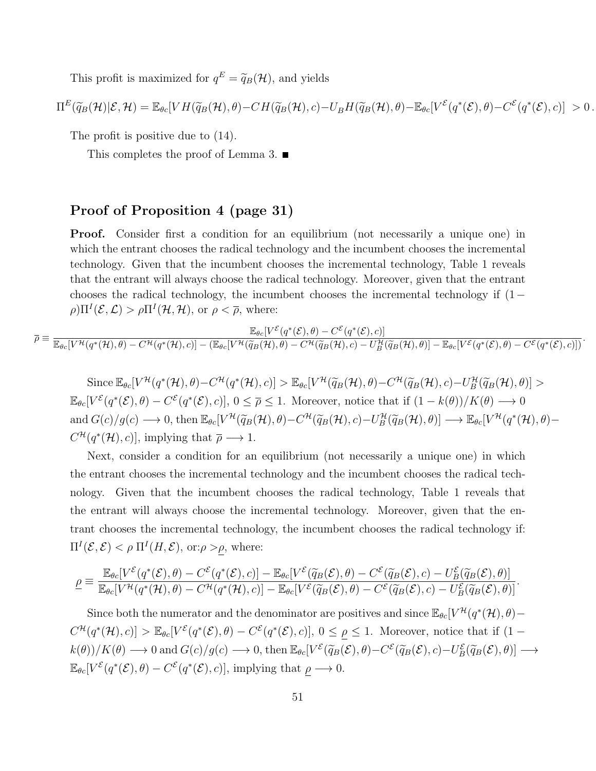This profit is maximized for $q^E = \widetilde{q}_B(\mathcal{H})$, and yields

$$\Pi^E(\widetilde{q}_B(\mathcal{H})|\mathcal{E},\mathcal{H}) = \mathbb{E}_{\theta c}[VH(\widetilde{q}_B(\mathcal{H}),\theta) - CH(\widetilde{q}_B(\mathcal{H}),c) - U_B H(\widetilde{q}_B(\mathcal{H}),\theta) - \mathbb{E}_{\theta c}[V^{\mathcal{E}}(q^*(\mathcal{E}),\theta) - C^{\mathcal{E}}(q^*(\mathcal{E}),c)] \; > 0\,.$$

The profit is positive due to (14).

This completes the proof of Lemma 3. ■

## Proof of Proposition 4 (page 31)

**Proof.** Consider first a condition for an equilibrium (not necessarily a unique one) in which the entrant chooses the radical technology and the incumbent chooses the incremental technology. Given that the incumbent chooses the incremental technology, Table 1 reveals that the entrant will always choose the radical technology. Moreover, given that the entrant chooses the radical technology, the incumbent chooses the incremental technology if $(1-\rho)\Pi^I(\mathcal{E},\mathcal{L}) > \rho\Pi^I(\mathcal{H},\mathcal{H})$, or $\rho < \overline{\rho}$, where:

$$\overline{\rho} \equiv \frac{\mathbb{E}_{\theta c}[V^{\mathcal{E}}(q^*(\mathcal{E}),\theta) - C^{\mathcal{E}}(q^*(\mathcal{E}),c)]}{\mathbb{E}_{\theta c}[V^{\mathcal{H}}(q^*(\mathcal{H}),\theta) - C^{\mathcal{H}}(q^*(\mathcal{H}),c)] - (\mathbb{E}_{\theta c}[V^{\mathcal{H}}(\widetilde{q}_B(\mathcal{H}),\theta) - C^{\mathcal{H}}(\widetilde{q}_B(\mathcal{H}),c) - U_B^{\mathcal{H}}(\widetilde{q}_B(\mathcal{H}),\theta)] - \mathbb{E}_{\theta c}[V^{\mathcal{E}}(q^*(\mathcal{E}),\theta) - C^{\mathcal{E}}(q^*(\mathcal{E}),c)])}.$$

Since $\mathbb{E}_{\theta c}[V^{\mathcal{H}}(q^*(\mathcal{H}),\theta) - C^{\mathcal{H}}(q^*(\mathcal{H}),c)] > \mathbb{E}_{\theta c}[V^{\mathcal{H}}(\widetilde{q}_B(\mathcal{H}),\theta) - C^{\mathcal{H}}(\widetilde{q}_B(\mathcal{H}),c) - U_B^{\mathcal{H}}(\widetilde{q}_B(\mathcal{H}),\theta)] > \mathbb{E}_{\theta c}[V^{\mathcal{E}}(q^*(\mathcal{E}),\theta) - C^{\mathcal{E}}(q^*(\mathcal{E}),c)]$, $0 \le \overline{\rho} \le 1$. Moreover, notice that if $(1-k(\theta))/K(\theta) \longrightarrow 0$ and $G(c)/g(c) \longrightarrow 0$, then $\mathbb{E}_{\theta c}[V^{\mathcal{H}}(\widetilde{q}_B(\mathcal{H}),\theta) - C^{\mathcal{H}}(\widetilde{q}_B(\mathcal{H}),c) - U_B^{\mathcal{H}}(\widetilde{q}_B(\mathcal{H}),\theta)] \longrightarrow \mathbb{E}_{\theta c}[V^{\mathcal{H}}(q^*(\mathcal{H}),\theta) - C^{\mathcal{H}}(q^*(\mathcal{H}),c)]$, implying that $\overline{\rho} \longrightarrow 1$.

Next, consider a condition for an equilibrium (not necessarily a unique one) in which the entrant chooses the incremental technology and the incumbent chooses the radical technology. Given that the incumbent chooses the radical technology, Table 1 reveals that the entrant will always choose the incremental technology. Moreover, given that the entrant chooses the incremental technology, the incumbent chooses the radical technology if: $\Pi^I(\mathcal{E},\mathcal{E}) < \rho\,\Pi^I(H,\mathcal{E})$, or:$\rho > \underline{\rho}$, where:

$$\underline{\rho} \equiv \frac{\mathbb{E}_{\theta c}[V^{\mathcal{E}}(q^*(\mathcal{E}),\theta) - C^{\mathcal{E}}(q^*(\mathcal{E}),c)] - \mathbb{E}_{\theta c}[V^{\mathcal{E}}(\widetilde{q}_B(\mathcal{E}),\theta) - C^{\mathcal{E}}(\widetilde{q}_B(\mathcal{E}),c) - U_B^{\mathcal{E}}(\widetilde{q}_B(\mathcal{E}),\theta)]}{\mathbb{E}_{\theta c}[V^{\mathcal{H}}(q^*(\mathcal{H}),\theta) - C^{\mathcal{H}}(q^*(\mathcal{H}),c)] - \mathbb{E}_{\theta c}[V^{\mathcal{E}}(\widetilde{q}_B(\mathcal{E}),\theta) - C^{\mathcal{E}}(\widetilde{q}_B(\mathcal{E}),c) - U_B^{\mathcal{E}}(\widetilde{q}_B(\mathcal{E}),\theta)]}.$$

Since both the numerator and the denominator are positives and since $\mathbb{E}_{\theta c}[V^{\mathcal{H}}(q^*(\mathcal{H}),\theta) - C^{\mathcal{H}}(q^*(\mathcal{H}),c)] > \mathbb{E}_{\theta c}[V^{\mathcal{E}}(q^*(\mathcal{E}),\theta) - C^{\mathcal{E}}(q^*(\mathcal{E}),c)]$, $0 \le \underline{\rho} \le 1$. Moreover, notice that if $(1-k(\theta))/K(\theta) \longrightarrow 0$ and $G(c)/g(c) \longrightarrow 0$, then $\mathbb{E}_{\theta c}[V^{\mathcal{E}}(\widetilde{q}_B(\mathcal{E}),\theta) - C^{\mathcal{E}}(\widetilde{q}_B(\mathcal{E}),c) - U_B^{\mathcal{E}}(\widetilde{q}_B(\mathcal{E}),\theta)] \longrightarrow \mathbb{E}_{\theta c}[V^{\mathcal{E}}(q^*(\mathcal{E}),\theta) - C^{\mathcal{E}}(q^*(\mathcal{E}),c)]$, implying that $\underline{\rho} \longrightarrow 0$.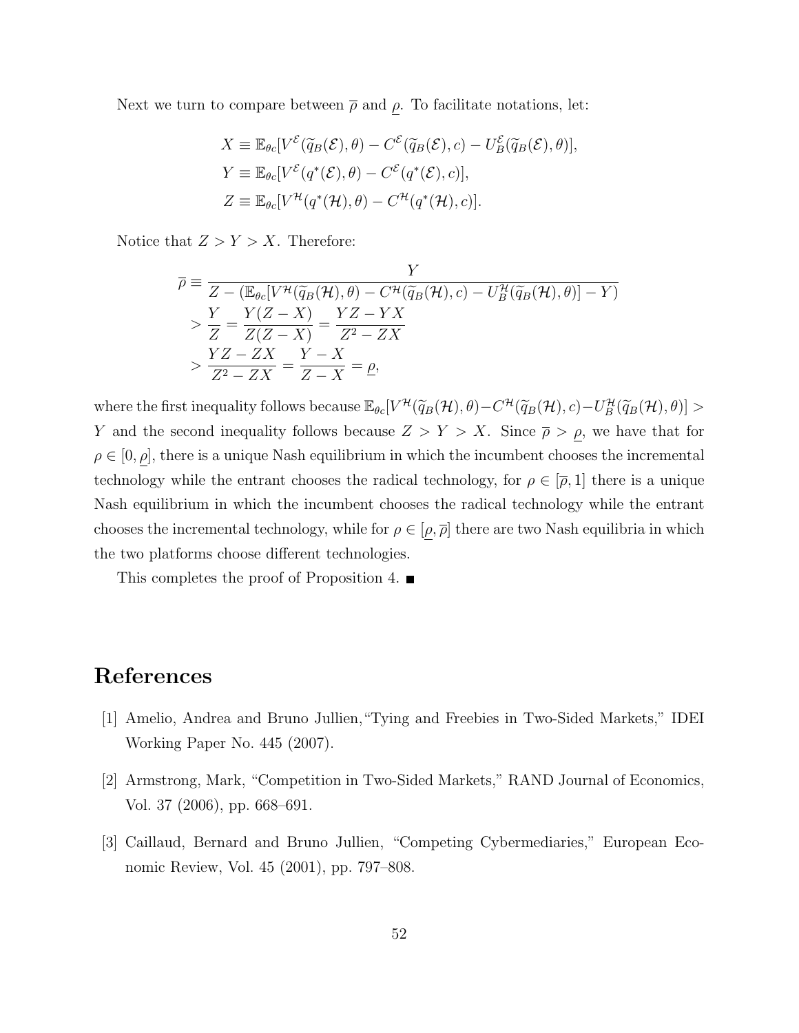Next we turn to compare between $\overline{\rho}$ and $\underline{\rho}$. To facilitate notations, let:

$$
\begin{aligned}
X &\equiv \mathbb{E}_{\theta c}[V^{\mathcal{E}}(\widetilde{q}_B(\mathcal{E}),\theta) - C^{\mathcal{E}}(\widetilde{q}_B(\mathcal{E}),c) - U_B^{\mathcal{E}}(\widetilde{q}_B(\mathcal{E}),\theta)],\\
Y &\equiv \mathbb{E}_{\theta c}[V^{\mathcal{E}}(q^*(\mathcal{E}),\theta) - C^{\mathcal{E}}(q^*(\mathcal{E}),c)],\\
Z &\equiv \mathbb{E}_{\theta c}[V^{\mathcal{H}}(q^*(\mathcal{H}),\theta) - C^{\mathcal{H}}(q^*(\mathcal{H}),c)].
\end{aligned}
$$

Notice that $Z > Y > X$. Therefore:

$$
\begin{aligned}
\overline{\rho} &\equiv \frac{Y}{Z - (\mathbb{E}_{\theta c}[V^{\mathcal{H}}(\widetilde{q}_B(\mathcal{H}),\theta) - C^{\mathcal{H}}(\widetilde{q}_B(\mathcal{H}),c) - U_B^{\mathcal{H}}(\widetilde{q}_B(\mathcal{H}),\theta)] - Y)}\\
&> \frac{Y}{Z} = \frac{Y(Z-X)}{Z(Z-X)} = \frac{YZ - YX}{Z^2 - ZX}\\
&> \frac{YZ - ZX}{Z^2 - ZX} = \frac{Y-X}{Z-X} = \underline{\rho},
\end{aligned}
$$

where the first inequality follows because $\mathbb{E}_{\theta c}[V^{\mathcal{H}}(\widetilde{q}_B(\mathcal{H}),\theta) - C^{\mathcal{H}}(\widetilde{q}_B(\mathcal{H}),c) - U_B^{\mathcal{H}}(\widetilde{q}_B(\mathcal{H}),\theta)] > Y$ and the second inequality follows because $Z > Y > X$. Since $\overline{\rho} > \underline{\rho}$, we have that for $\rho \in [0, \underline{\rho}]$, there is a unique Nash equilibrium in which the incumbent chooses the incremental technology while the entrant chooses the radical technology, for $\rho \in [\overline{\rho}, 1]$ there is a unique Nash equilibrium in which the incumbent chooses the radical technology while the entrant chooses the incremental technology, while for $\rho \in [\underline{\rho}, \overline{\rho}]$ there are two Nash equilibria in which the two platforms choose different technologies.

This completes the proof of Proposition 4. ■

# References

[1] Amelio, Andrea and Bruno Jullien, "Tying and Freebies in Two-Sided Markets," IDEI Working Paper No. 445 (2007).

[2] Armstrong, Mark, "Competition in Two-Sided Markets," RAND Journal of Economics, Vol. 37 (2006), pp. 668–691.

[3] Caillaud, Bernard and Bruno Jullien, "Competing Cybermediaries," European Economic Review, Vol. 45 (2001), pp. 797–808.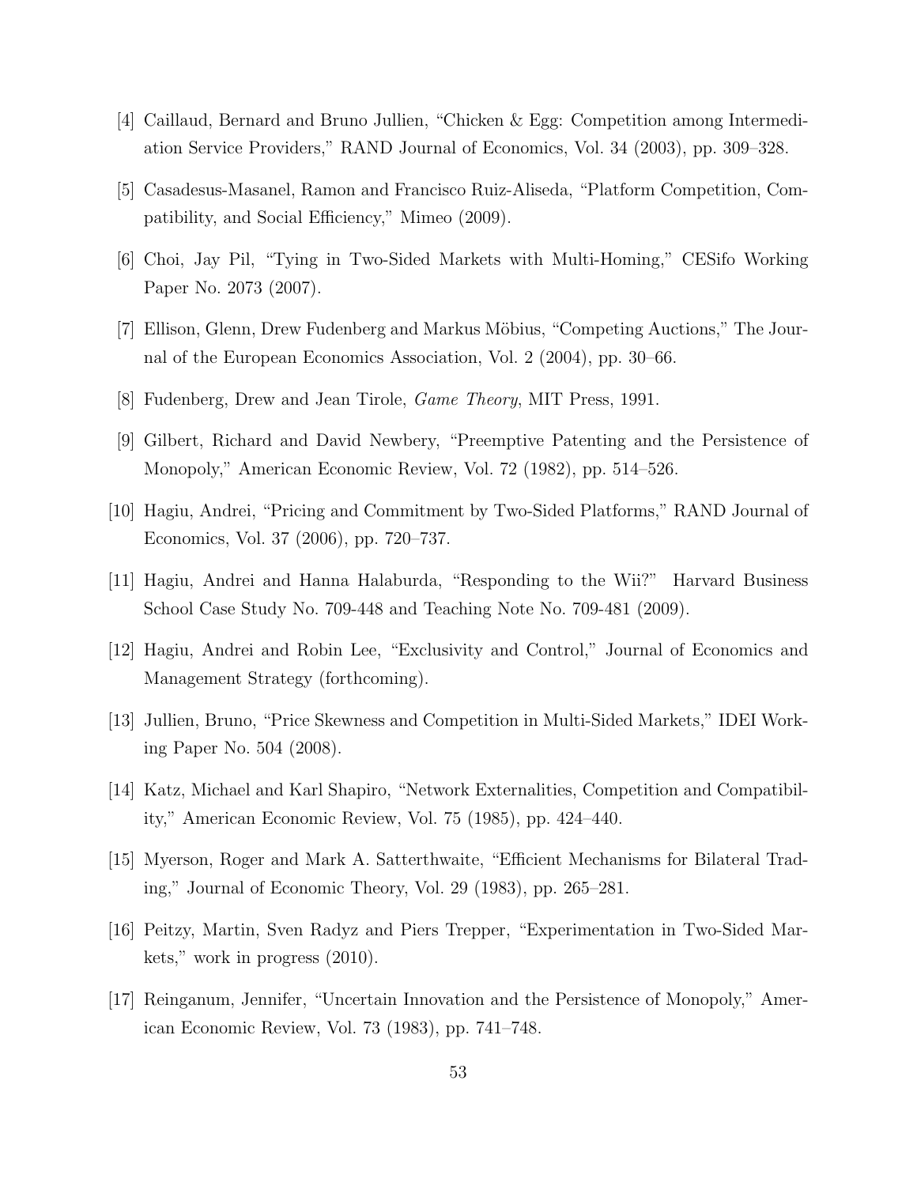[4] Caillaud, Bernard and Bruno Jullien, "Chicken & Egg: Competition among Intermediation Service Providers," RAND Journal of Economics, Vol. 34 (2003), pp. 309–328.

[5] Casadesus-Masanel, Ramon and Francisco Ruiz-Aliseda, "Platform Competition, Compatibility, and Social Efficiency," Mimeo (2009).

[6] Choi, Jay Pil, "Tying in Two-Sided Markets with Multi-Homing," CESifo Working Paper No. 2073 (2007).

[7] Ellison, Glenn, Drew Fudenberg and Markus Möbius, "Competing Auctions," The Journal of the European Economics Association, Vol. 2 (2004), pp. 30–66.

[8] Fudenberg, Drew and Jean Tirole, *Game Theory*, MIT Press, 1991.

[9] Gilbert, Richard and David Newbery, "Preemptive Patenting and the Persistence of Monopoly," American Economic Review, Vol. 72 (1982), pp. 514–526.

[10] Hagiu, Andrei, "Pricing and Commitment by Two-Sided Platforms," RAND Journal of Economics, Vol. 37 (2006), pp. 720–737.

[11] Hagiu, Andrei and Hanna Halaburda, "Responding to the Wii?" Harvard Business School Case Study No. 709-448 and Teaching Note No. 709-481 (2009).

[12] Hagiu, Andrei and Robin Lee, "Exclusivity and Control," Journal of Economics and Management Strategy (forthcoming).

[13] Jullien, Bruno, "Price Skewness and Competition in Multi-Sided Markets," IDEI Working Paper No. 504 (2008).

[14] Katz, Michael and Karl Shapiro, "Network Externalities, Competition and Compatibility," American Economic Review, Vol. 75 (1985), pp. 424–440.

[15] Myerson, Roger and Mark A. Satterthwaite, "Efficient Mechanisms for Bilateral Trading," Journal of Economic Theory, Vol. 29 (1983), pp. 265–281.

[16] Peitzy, Martin, Sven Radyz and Piers Trepper, "Experimentation in Two-Sided Markets," work in progress (2010).

[17] Reinganum, Jennifer, "Uncertain Innovation and the Persistence of Monopoly," American Economic Review, Vol. 73 (1983), pp. 741–748.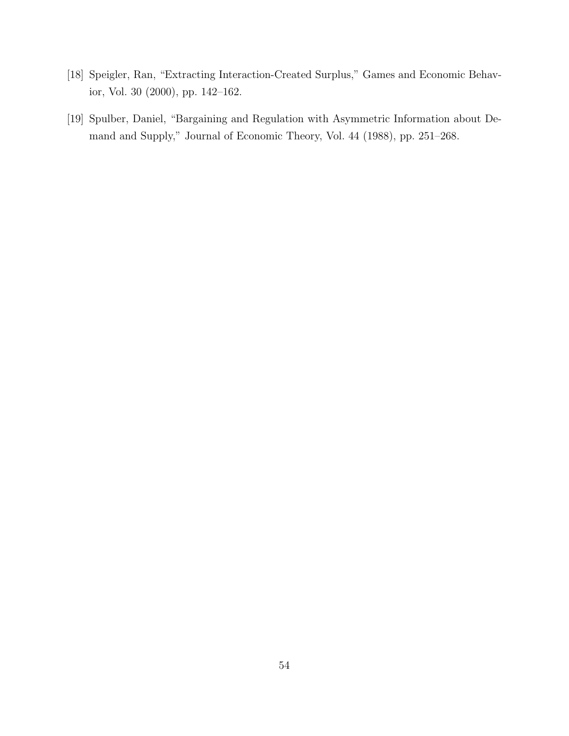[18] Speigler, Ran, "Extracting Interaction-Created Surplus," Games and Economic Behavior, Vol. 30 (2000), pp. 142–162.

[19] Spulber, Daniel, "Bargaining and Regulation with Asymmetric Information about Demand and Supply," Journal of Economic Theory, Vol. 44 (1988), pp. 251–268.